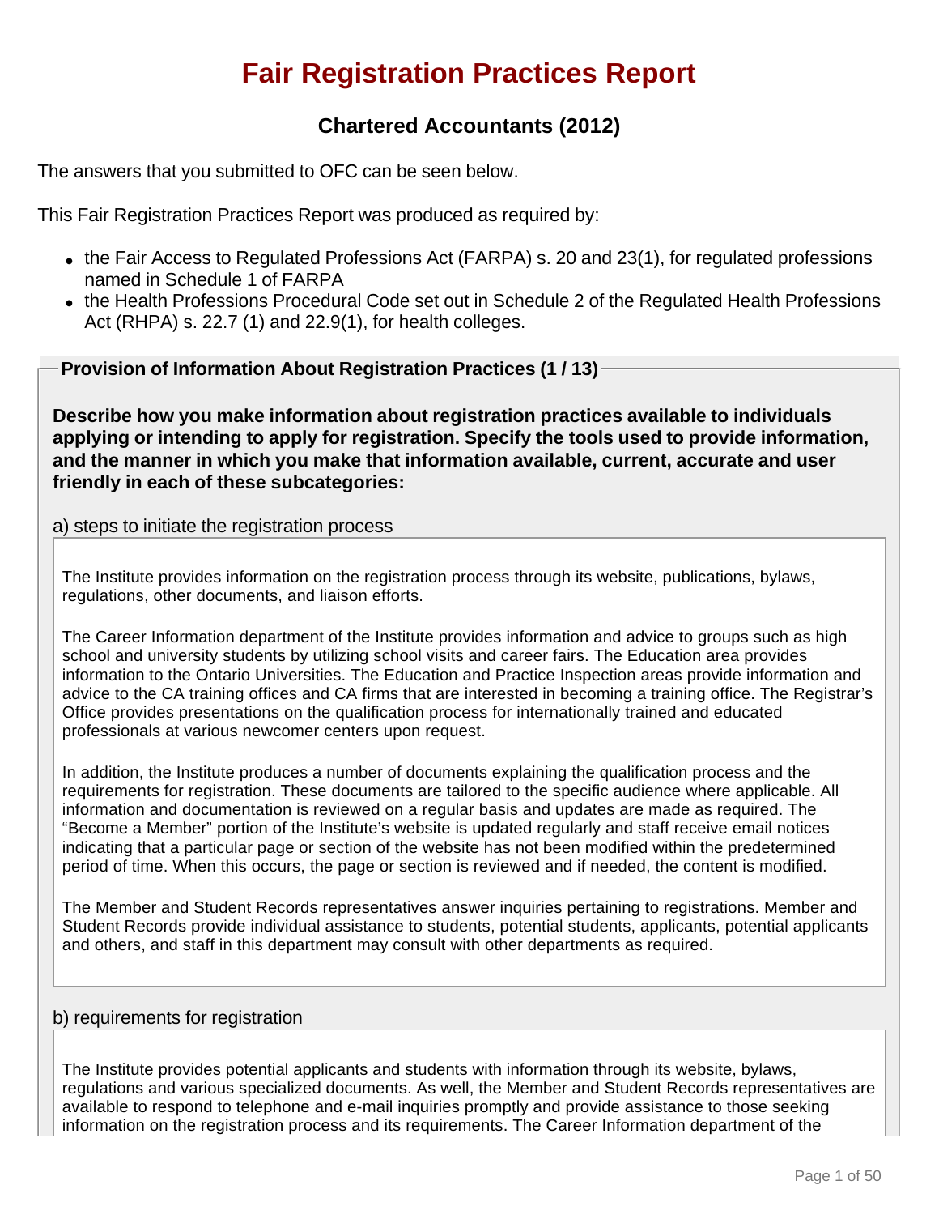# Fair Registration Practices Report

## Chartered Accountants (2012)

The answers that you submitted to OFC can be seen below.

This Fair Registration Practices Report was produced as required by:

- the Fair Access to Regulated Professions Act (FARPA) s. 20 and 23(1), for regulated professions named in Schedule 1 of FARPA
- the Health Professions Procedural Code set out in Schedule 2 of the Regulated Health Professions Act (RHPA) s. 22.7 (1) and 22.9(1), for health colleges.

### Provision of Information About Registration Practices (1 / 13)

**Describe how you make information about registration practices available to individuals applying or intending to apply for registration. Specify the tools used to provide information, and the manner in which you make that information available, current, accurate and user friendly in each of these subcategories:**

a) steps to initiate the registration process

The Institute provides information on the registration process through its website, publications, bylaws, regulations, other documents, and liaison efforts.

The Career Information department of the Institute provides information and advice to groups such as high school and university students by utilizing school visits and career fairs. The Education area provides information to the Ontario Universities. The Education and Practice Inspection areas provide information and advice to the CA training offices and CA firms that are interested in becoming a training office. The Registrar's Office provides presentations on the qualification process for internationally trained and educated professionals at various newcomer centers upon request.

In addition, the Institute produces a number of documents explaining the qualification process and the requirements for registration. These documents are tailored to the specific audience where applicable. All information and documentation is reviewed on a regular basis and updates are made as required. The "Become a Member" portion of the Institute's website is updated regularly and staff receive email notices indicating that a particular page or section of the website has not been modified within the predetermined period of time. When this occurs, the page or section is reviewed and if needed, the content is modified.

The Member and Student Records representatives answer inquiries pertaining to registrations. Member and Student Records provide individual assistance to students, potential students, applicants, potential applicants and others, and staff in this department may consult with other departments as required.

b) requirements for registration

The Institute provides potential applicants and students with information through its website, bylaws, regulations and various specialized documents. As well, the Member and Student Records representatives are available to respond to telephone and e-mail inquiries promptly and provide assistance to those seeking information on the registration process and its requirements. The Career Information department of the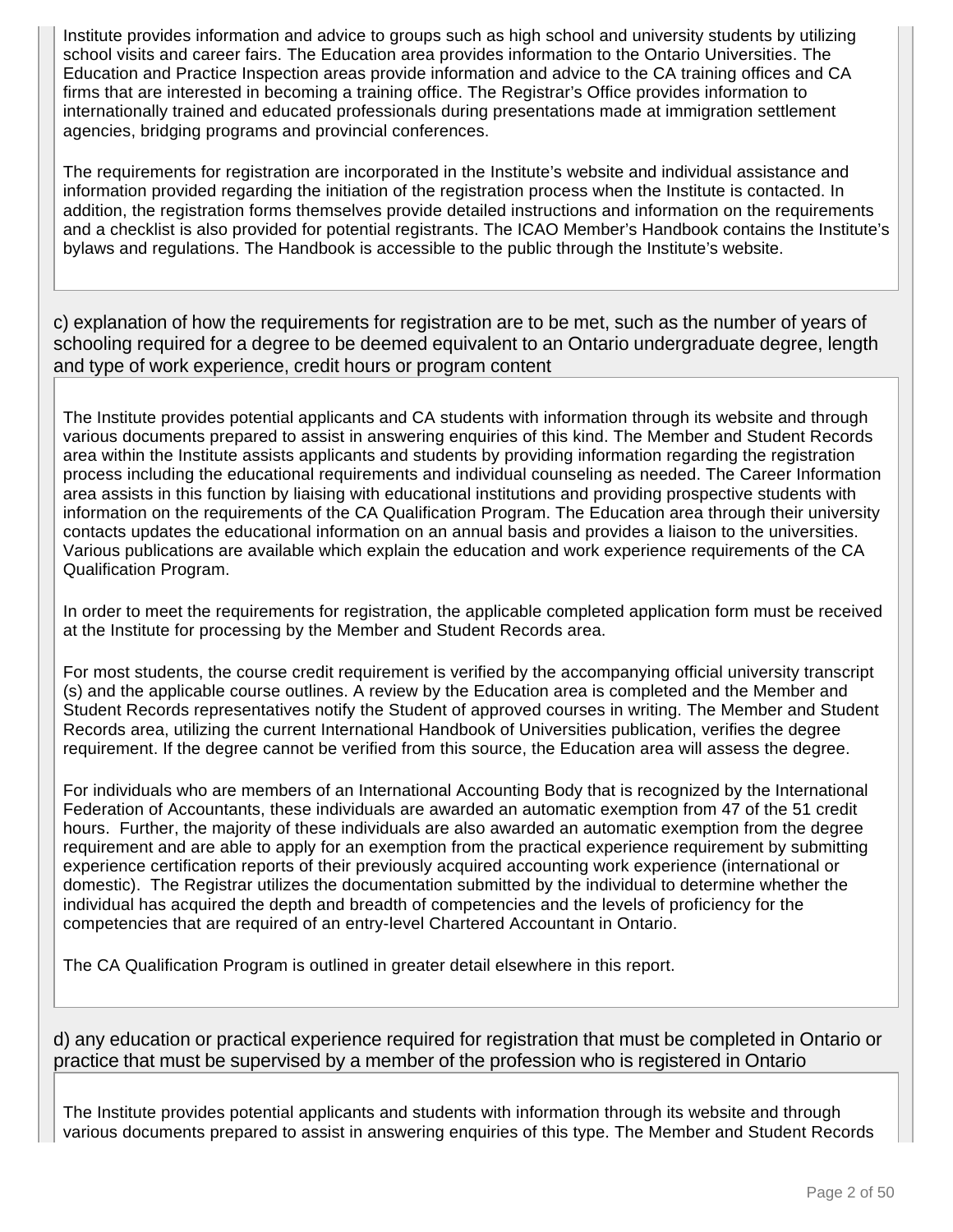Institute provides information and advice to groups such as high school and university students by utilizing school visits and career fairs. The Education area provides information to the Ontario Universities. The Education and Practice Inspection areas provide information and advice to the CA training offices and CA firms that are interested in becoming a training office. The Registrar's Office provides information to internationally trained and educated professionals during presentations made at immigration settlement agencies, bridging programs and provincial conferences.

The requirements for registration are incorporated in the Institute's website and individual assistance and information provided regarding the initiation of the registration process when the Institute is contacted. In addition, the registration forms themselves provide detailed instructions and information on the requirements and a checklist is also provided for potential registrants. The ICAO Member's Handbook contains the Institute's bylaws and regulations. The Handbook is accessible to the public through the Institute's website.

c) explanation of how the requirements for registration are to be met, such as the number of years of schooling required for a degree to be deemed equivalent to an Ontario undergraduate degree, length and type of work experience, credit hours or program content

The Institute provides potential applicants and CA students with information through its website and through various documents prepared to assist in answering enquiries of this kind. The Member and Student Records area within the Institute assists applicants and students by providing information regarding the registration process including the educational requirements and individual counseling as needed. The Career Information area assists in this function by liaising with educational institutions and providing prospective students with information on the requirements of the CA Qualification Program. The Education area through their university contacts updates the educational information on an annual basis and provides a liaison to the universities. Various publications are available which explain the education and work experience requirements of the CA Qualification Program.

In order to meet the requirements for registration, the applicable completed application form must be received at the Institute for processing by the Member and Student Records area.

For most students, the course credit requirement is verified by the accompanying official university transcript (s) and the applicable course outlines. A review by the Education area is completed and the Member and Student Records representatives notify the Student of approved courses in writing. The Member and Student Records area, utilizing the current International Handbook of Universities publication, verifies the degree requirement. If the degree cannot be verified from this source, the Education area will assess the degree.

For individuals who are members of an International Accounting Body that is recognized by the International Federation of Accountants, these individuals are awarded an automatic exemption from 47 of the 51 credit hours. Further, the majority of these individuals are also awarded an automatic exemption from the degree requirement and are able to apply for an exemption from the practical experience requirement by submitting experience certification reports of their previously acquired accounting work experience (international or domestic). The Registrar utilizes the documentation submitted by the individual to determine whether the individual has acquired the depth and breadth of competencies and the levels of proficiency for the competencies that are required of an entry-level Chartered Accountant in Ontario.

The CA Qualification Program is outlined in greater detail elsewhere in this report.

d) any education or practical experience required for registration that must be completed in Ontario or practice that must be supervised by a member of the profession who is registered in Ontario

The Institute provides potential applicants and students with information through its website and through various documents prepared to assist in answering enquiries of this type. The Member and Student Records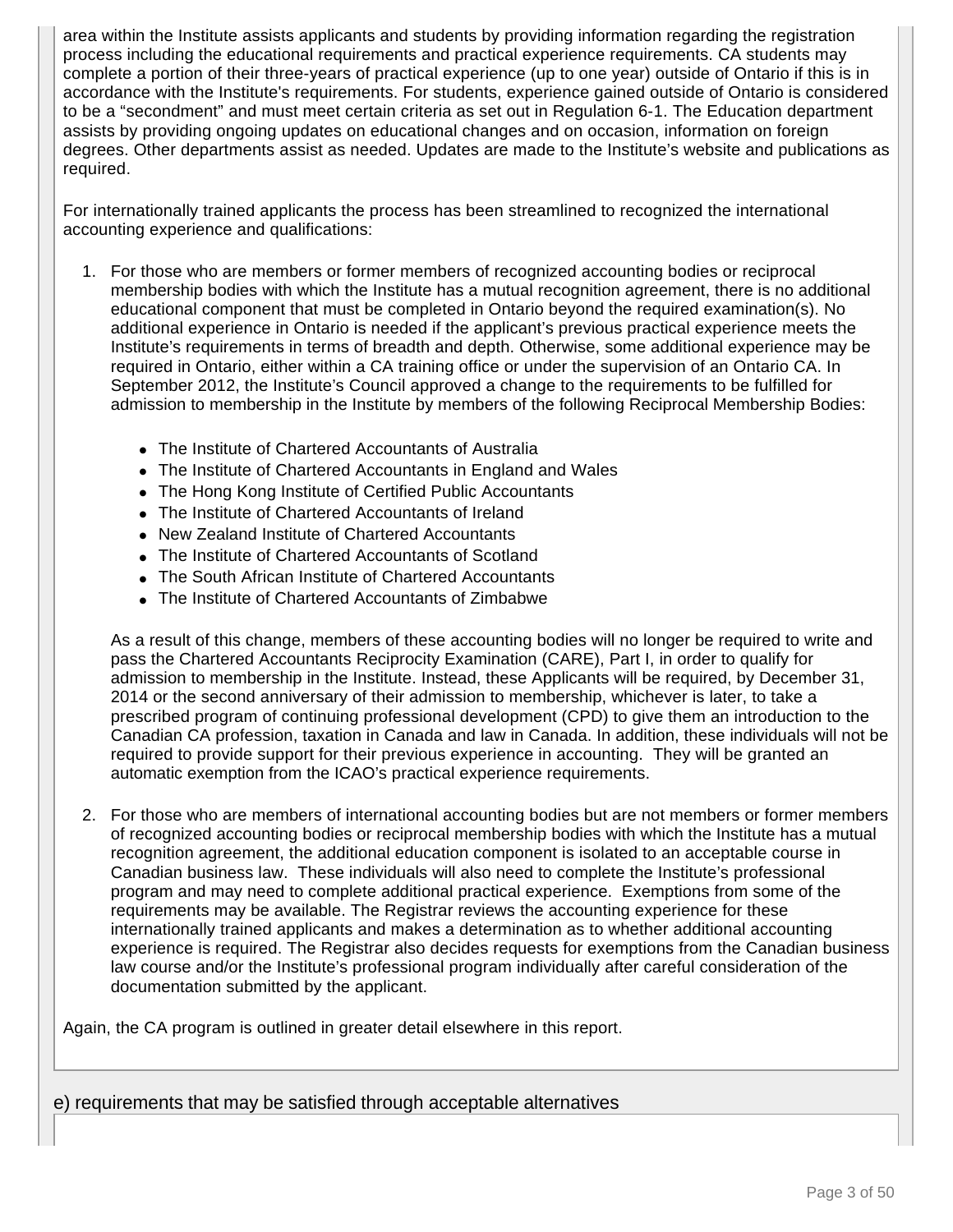area within the Institute assists applicants and students by providing information regarding the registration process including the educational requirements and practical experience requirements. CA students may complete a portion of their three-years of practical experience (up to one year) outside of Ontario if this is in accordance with the Institute's requirements. For students, experience gained outside of Ontario is considered to be a "secondment" and must meet certain criteria as set out in Regulation 6-1. The Education department assists by providing ongoing updates on educational changes and on occasion, information on foreign degrees. Other departments assist as needed. Updates are made to the Institute's website and publications as required.

For internationally trained applicants the process has been streamlined to recognized the international accounting experience and qualifications:

1. For those who are members or former members of recognized accounting bodies or reciprocal membership bodies with which the Institute has a mutual recognition agreement, there is no additional educational component that must be completed in Ontario beyond the required examination(s). No additional experience in Ontario is needed if the applicant's previous practical experience meets the Institute's requirements in terms of breadth and depth. Otherwise, some additional experience may be required in Ontario, either within a CA training office or under the supervision of an Ontario CA. In September 2012, the Institute's Council approved a change to the requirements to be fulfilled for admission to membership in the Institute by members of the following Reciprocal Membership Bodies:

   - The Institute of Chartered Accountants of Australia
   - The Institute of Chartered Accountants in England and Wales
   - The Hong Kong Institute of Certified Public Accountants
   - The Institute of Chartered Accountants of Ireland
   - New Zealand Institute of Chartered Accountants
   - The Institute of Chartered Accountants of Scotland
   - The South African Institute of Chartered Accountants
   - The Institute of Chartered Accountants of Zimbabwe

   As a result of this change, members of these accounting bodies will no longer be required to write and pass the Chartered Accountants Reciprocity Examination (CARE), Part I, in order to qualify for admission to membership in the Institute. Instead, these Applicants will be required, by December 31, 2014 or the second anniversary of their admission to membership, whichever is later, to take a prescribed program of continuing professional development (CPD) to give them an introduction to the Canadian CA profession, taxation in Canada and law in Canada. In addition, these individuals will not be required to provide support for their previous experience in accounting. They will be granted an automatic exemption from the ICAO's practical experience requirements.

2. For those who are members of international accounting bodies but are not members or former members of recognized accounting bodies or reciprocal membership bodies with which the Institute has a mutual recognition agreement, the additional education component is isolated to an acceptable course in Canadian business law. These individuals will also need to complete the Institute's professional program and may need to complete additional practical experience. Exemptions from some of the requirements may be available. The Registrar reviews the accounting experience for these internationally trained applicants and makes a determination as to whether additional accounting experience is required. The Registrar also decides requests for exemptions from the Canadian business law course and/or the Institute's professional program individually after careful consideration of the documentation submitted by the applicant.

Again, the CA program is outlined in greater detail elsewhere in this report.

e) requirements that may be satisfied through acceptable alternatives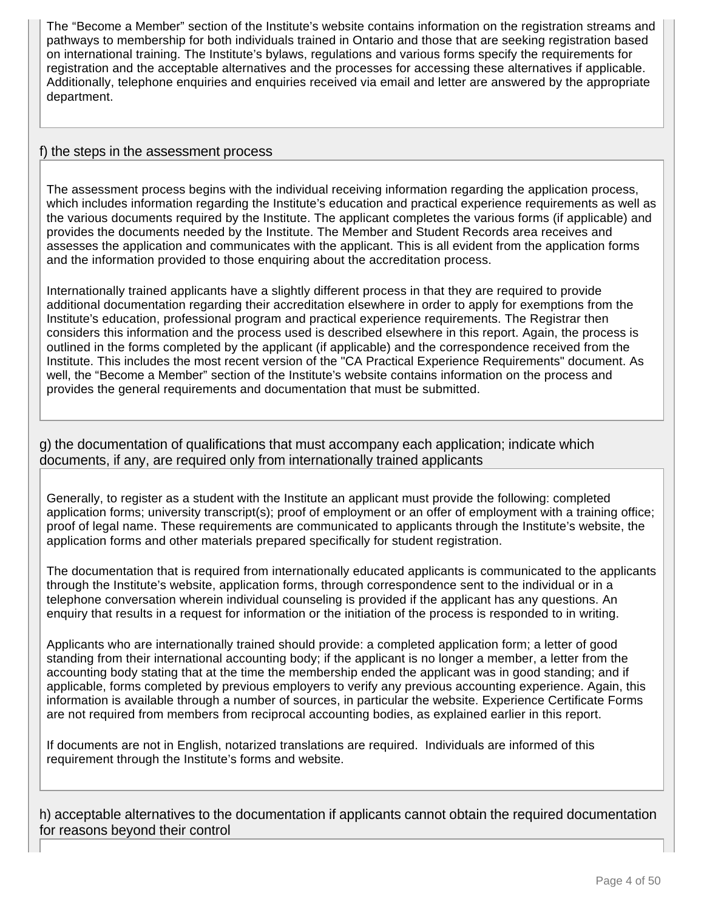The “Become a Member” section of the Institute’s website contains information on the registration streams and pathways to membership for both individuals trained in Ontario and those that are seeking registration based on international training. The Institute’s bylaws, regulations and various forms specify the requirements for registration and the acceptable alternatives and the processes for accessing these alternatives if applicable. Additionally, telephone enquiries and enquiries received via email and letter are answered by the appropriate department.

### f) the steps in the assessment process

The assessment process begins with the individual receiving information regarding the application process, which includes information regarding the Institute’s education and practical experience requirements as well as the various documents required by the Institute. The applicant completes the various forms (if applicable) and provides the documents needed by the Institute. The Member and Student Records area receives and assesses the application and communicates with the applicant. This is all evident from the application forms and the information provided to those enquiring about the accreditation process.

Internationally trained applicants have a slightly different process in that they are required to provide additional documentation regarding their accreditation elsewhere in order to apply for exemptions from the Institute’s education, professional program and practical experience requirements. The Registrar then considers this information and the process used is described elsewhere in this report. Again, the process is outlined in the forms completed by the applicant (if applicable) and the correspondence received from the Institute. This includes the most recent version of the "CA Practical Experience Requirements" document. As well, the “Become a Member” section of the Institute’s website contains information on the process and provides the general requirements and documentation that must be submitted.

### g) the documentation of qualifications that must accompany each application; indicate which documents, if any, are required only from internationally trained applicants

Generally, to register as a student with the Institute an applicant must provide the following: completed application forms; university transcript(s); proof of employment or an offer of employment with a training office; proof of legal name. These requirements are communicated to applicants through the Institute’s website, the application forms and other materials prepared specifically for student registration.

The documentation that is required from internationally educated applicants is communicated to the applicants through the Institute’s website, application forms, through correspondence sent to the individual or in a telephone conversation wherein individual counseling is provided if the applicant has any questions. An enquiry that results in a request for information or the initiation of the process is responded to in writing.

Applicants who are internationally trained should provide: a completed application form; a letter of good standing from their international accounting body; if the applicant is no longer a member, a letter from the accounting body stating that at the time the membership ended the applicant was in good standing; and if applicable, forms completed by previous employers to verify any previous accounting experience. Again, this information is available through a number of sources, in particular the website. Experience Certificate Forms are not required from members from reciprocal accounting bodies, as explained earlier in this report.

If documents are not in English, notarized translations are required. Individuals are informed of this requirement through the Institute’s forms and website.

### h) acceptable alternatives to the documentation if applicants cannot obtain the required documentation for reasons beyond their control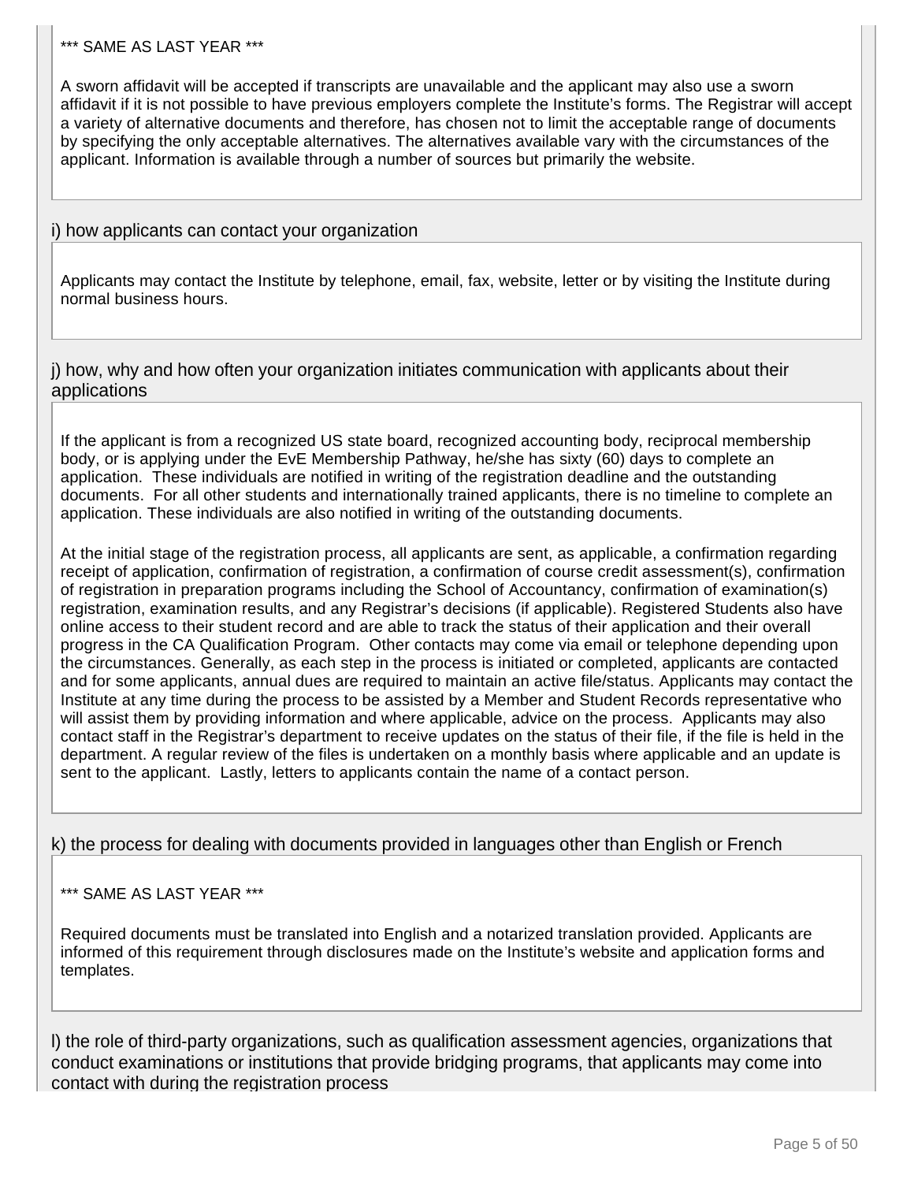\*\*\* SAME AS LAST YEAR \*\*\*

A sworn affidavit will be accepted if transcripts are unavailable and the applicant may also use a sworn affidavit if it is not possible to have previous employers complete the Institute's forms. The Registrar will accept a variety of alternative documents and therefore, has chosen not to limit the acceptable range of documents by specifying the only acceptable alternatives. The alternatives available vary with the circumstances of the applicant. Information is available through a number of sources but primarily the website.

i) how applicants can contact your organization

Applicants may contact the Institute by telephone, email, fax, website, letter or by visiting the Institute during normal business hours.

j) how, why and how often your organization initiates communication with applicants about their applications

If the applicant is from a recognized US state board, recognized accounting body, reciprocal membership body, or is applying under the EvE Membership Pathway, he/she has sixty (60) days to complete an application. These individuals are notified in writing of the registration deadline and the outstanding documents. For all other students and internationally trained applicants, there is no timeline to complete an application. These individuals are also notified in writing of the outstanding documents.

At the initial stage of the registration process, all applicants are sent, as applicable, a confirmation regarding receipt of application, confirmation of registration, a confirmation of course credit assessment(s), confirmation of registration in preparation programs including the School of Accountancy, confirmation of examination(s) registration, examination results, and any Registrar's decisions (if applicable). Registered Students also have online access to their student record and are able to track the status of their application and their overall progress in the CA Qualification Program. Other contacts may come via email or telephone depending upon the circumstances. Generally, as each step in the process is initiated or completed, applicants are contacted and for some applicants, annual dues are required to maintain an active file/status. Applicants may contact the Institute at any time during the process to be assisted by a Member and Student Records representative who will assist them by providing information and where applicable, advice on the process. Applicants may also contact staff in the Registrar's department to receive updates on the status of their file, if the file is held in the department. A regular review of the files is undertaken on a monthly basis where applicable and an update is sent to the applicant. Lastly, letters to applicants contain the name of a contact person.

k) the process for dealing with documents provided in languages other than English or French

\*\*\* SAME AS LAST YEAR \*\*\*

Required documents must be translated into English and a notarized translation provided. Applicants are informed of this requirement through disclosures made on the Institute's website and application forms and templates.

l) the role of third-party organizations, such as qualification assessment agencies, organizations that conduct examinations or institutions that provide bridging programs, that applicants may come into contact with during the registration process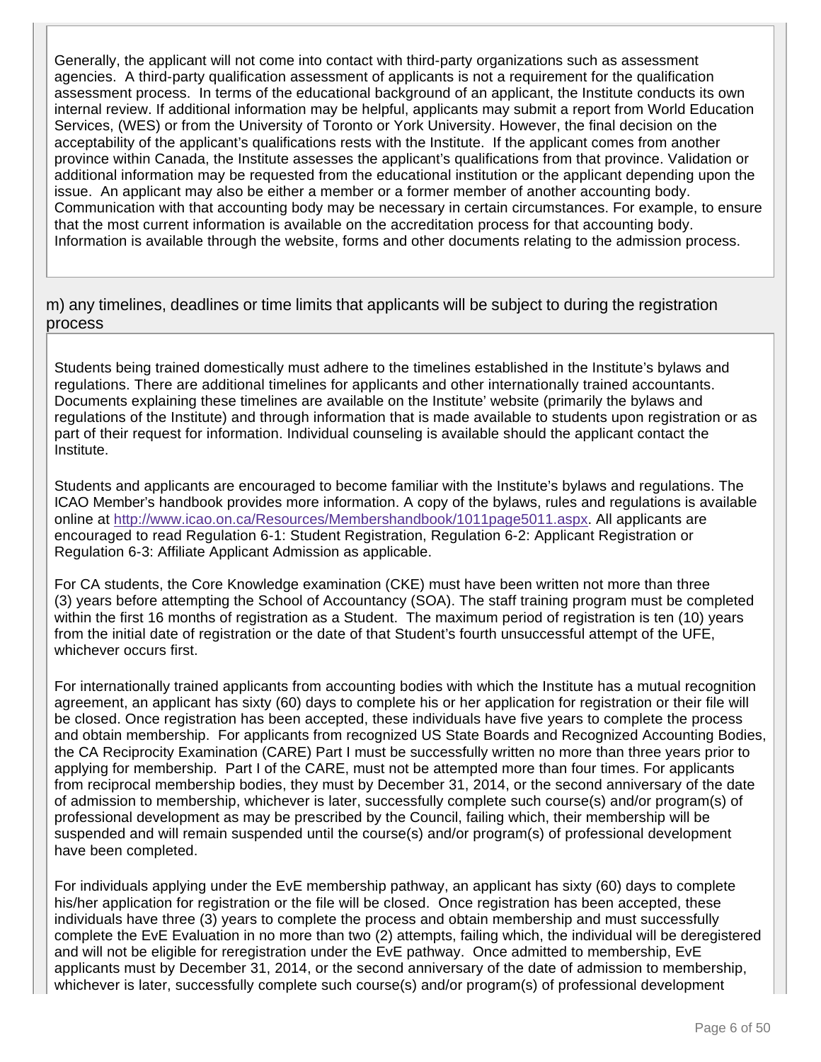Generally, the applicant will not come into contact with third-party organizations such as assessment agencies. A third-party qualification assessment of applicants is not a requirement for the qualification assessment process. In terms of the educational background of an applicant, the Institute conducts its own internal review. If additional information may be helpful, applicants may submit a report from World Education Services, (WES) or from the University of Toronto or York University. However, the final decision on the acceptability of the applicant's qualifications rests with the Institute. If the applicant comes from another province within Canada, the Institute assesses the applicant's qualifications from that province. Validation or additional information may be requested from the educational institution or the applicant depending upon the issue. An applicant may also be either a member or a former member of another accounting body. Communication with that accounting body may be necessary in certain circumstances. For example, to ensure that the most current information is available on the accreditation process for that accounting body. Information is available through the website, forms and other documents relating to the admission process.

m) any timelines, deadlines or time limits that applicants will be subject to during the registration process

Students being trained domestically must adhere to the timelines established in the Institute's bylaws and regulations. There are additional timelines for applicants and other internationally trained accountants. Documents explaining these timelines are available on the Institute' website (primarily the bylaws and regulations of the Institute) and through information that is made available to students upon registration or as part of their request for information. Individual counseling is available should the applicant contact the Institute.

Students and applicants are encouraged to become familiar with the Institute's bylaws and regulations. The ICAO Member's handbook provides more information. A copy of the bylaws, rules and regulations is available online at http://www.icao.on.ca/Resources/Membershandbook/1011page5011.aspx. All applicants are encouraged to read Regulation 6-1: Student Registration, Regulation 6-2: Applicant Registration or Regulation 6-3: Affiliate Applicant Admission as applicable.

For CA students, the Core Knowledge examination (CKE) must have been written not more than three (3) years before attempting the School of Accountancy (SOA). The staff training program must be completed within the first 16 months of registration as a Student. The maximum period of registration is ten (10) years from the initial date of registration or the date of that Student's fourth unsuccessful attempt of the UFE, whichever occurs first.

For internationally trained applicants from accounting bodies with which the Institute has a mutual recognition agreement, an applicant has sixty (60) days to complete his or her application for registration or their file will be closed. Once registration has been accepted, these individuals have five years to complete the process and obtain membership. For applicants from recognized US State Boards and Recognized Accounting Bodies, the CA Reciprocity Examination (CARE) Part I must be successfully written no more than three years prior to applying for membership. Part I of the CARE, must not be attempted more than four times. For applicants from reciprocal membership bodies, they must by December 31, 2014, or the second anniversary of the date of admission to membership, whichever is later, successfully complete such course(s) and/or program(s) of professional development as may be prescribed by the Council, failing which, their membership will be suspended and will remain suspended until the course(s) and/or program(s) of professional development have been completed.

For individuals applying under the EvE membership pathway, an applicant has sixty (60) days to complete his/her application for registration or the file will be closed. Once registration has been accepted, these individuals have three (3) years to complete the process and obtain membership and must successfully complete the EvE Evaluation in no more than two (2) attempts, failing which, the individual will be deregistered and will not be eligible for reregistration under the EvE pathway. Once admitted to membership, EvE applicants must by December 31, 2014, or the second anniversary of the date of admission to membership, whichever is later, successfully complete such course(s) and/or program(s) of professional development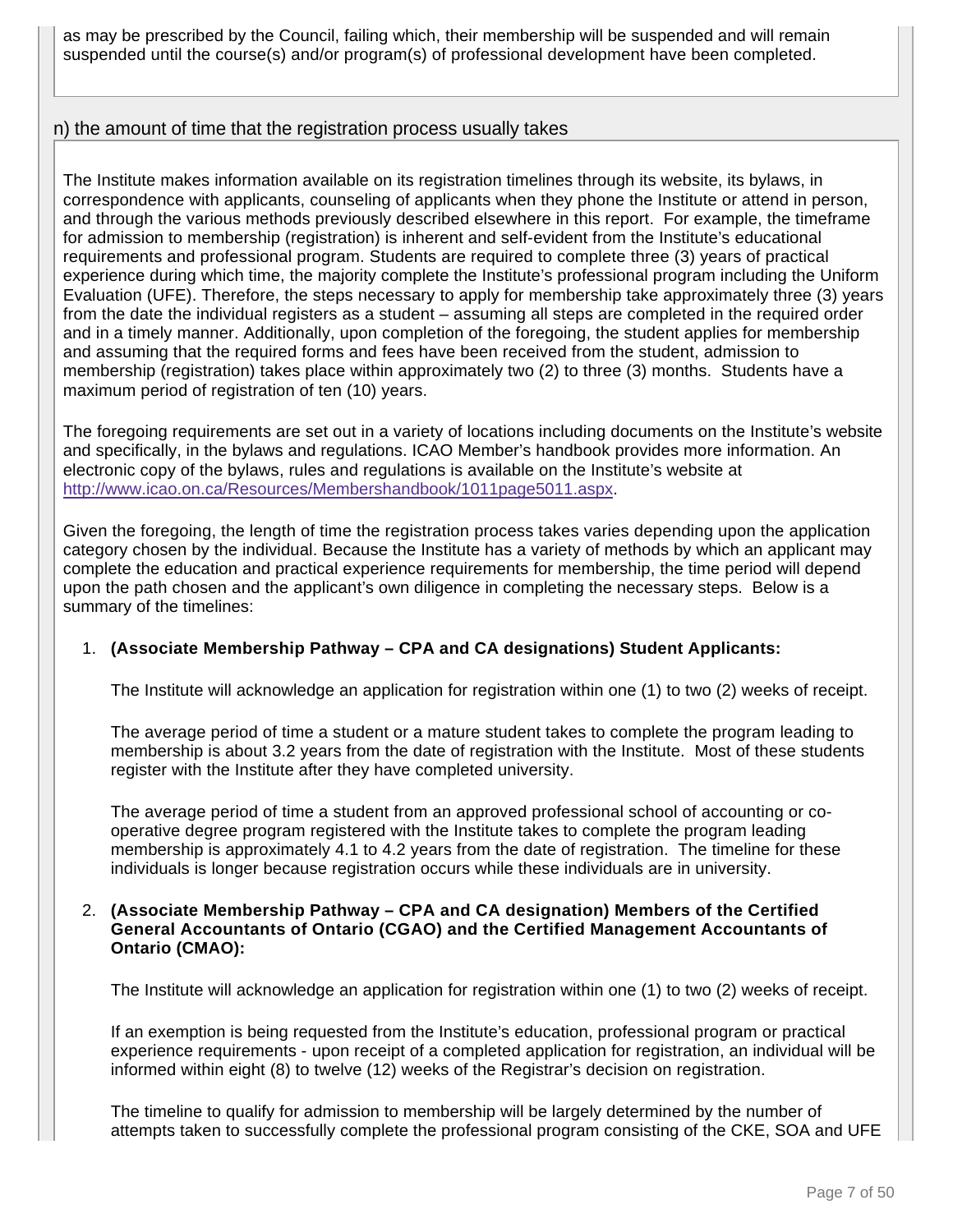as may be prescribed by the Council, failing which, their membership will be suspended and will remain suspended until the course(s) and/or program(s) of professional development have been completed.

## n) the amount of time that the registration process usually takes

The Institute makes information available on its registration timelines through its website, its bylaws, in correspondence with applicants, counseling of applicants when they phone the Institute or attend in person, and through the various methods previously described elsewhere in this report. For example, the timeframe for admission to membership (registration) is inherent and self-evident from the Institute's educational requirements and professional program. Students are required to complete three (3) years of practical experience during which time, the majority complete the Institute's professional program including the Uniform Evaluation (UFE). Therefore, the steps necessary to apply for membership take approximately three (3) years from the date the individual registers as a student – assuming all steps are completed in the required order and in a timely manner. Additionally, upon completion of the foregoing, the student applies for membership and assuming that the required forms and fees have been received from the student, admission to membership (registration) takes place within approximately two (2) to three (3) months. Students have a maximum period of registration of ten (10) years.

The foregoing requirements are set out in a variety of locations including documents on the Institute's website and specifically, in the bylaws and regulations. ICAO Member's handbook provides more information. An electronic copy of the bylaws, rules and regulations is available on the Institute's website at http://www.icao.on.ca/Resources/Membershandbook/1011page5011.aspx.

Given the foregoing, the length of time the registration process takes varies depending upon the application category chosen by the individual. Because the Institute has a variety of methods by which an applicant may complete the education and practical experience requirements for membership, the time period will depend upon the path chosen and the applicant's own diligence in completing the necessary steps. Below is a summary of the timelines:

1. **(Associate Membership Pathway – CPA and CA designations) Student Applicants:**

   The Institute will acknowledge an application for registration within one (1) to two (2) weeks of receipt.

   The average period of time a student or a mature student takes to complete the program leading to membership is about 3.2 years from the date of registration with the Institute. Most of these students register with the Institute after they have completed university.

   The average period of time a student from an approved professional school of accounting or co-operative degree program registered with the Institute takes to complete the program leading membership is approximately 4.1 to 4.2 years from the date of registration. The timeline for these individuals is longer because registration occurs while these individuals are in university.

2. **(Associate Membership Pathway – CPA and CA designation) Members of the Certified General Accountants of Ontario (CGAO) and the Certified Management Accountants of Ontario (CMAO):**

   The Institute will acknowledge an application for registration within one (1) to two (2) weeks of receipt.

   If an exemption is being requested from the Institute's education, professional program or practical experience requirements - upon receipt of a completed application for registration, an individual will be informed within eight (8) to twelve (12) weeks of the Registrar's decision on registration.

   The timeline to qualify for admission to membership will be largely determined by the number of attempts taken to successfully complete the professional program consisting of the CKE, SOA and UFE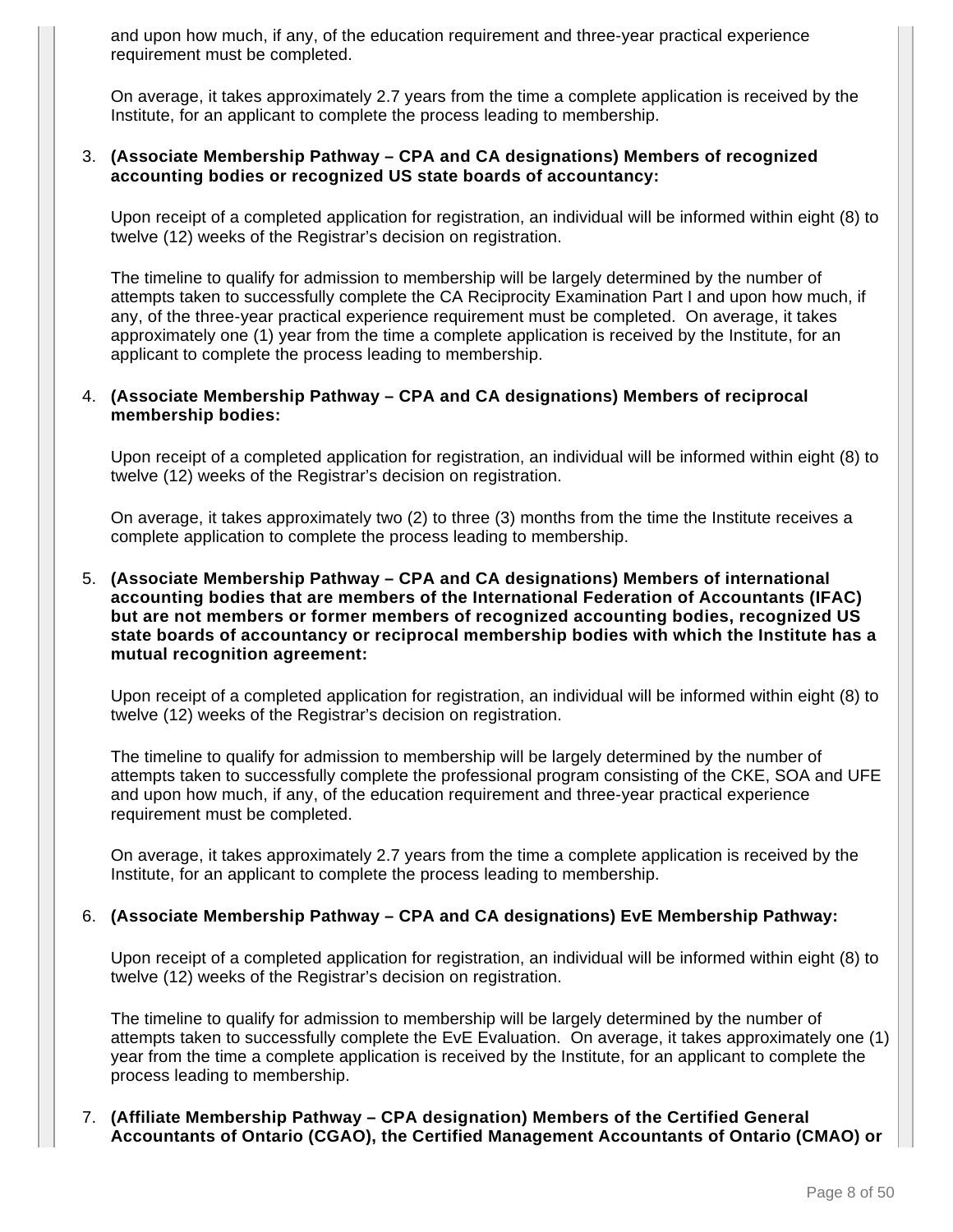and upon how much, if any, of the education requirement and three-year practical experience requirement must be completed.

On average, it takes approximately 2.7 years from the time a complete application is received by the Institute, for an applicant to complete the process leading to membership.

3. **(Associate Membership Pathway – CPA and CA designations) Members of recognized accounting bodies or recognized US state boards of accountancy:**

   Upon receipt of a completed application for registration, an individual will be informed within eight (8) to twelve (12) weeks of the Registrar's decision on registration.

   The timeline to qualify for admission to membership will be largely determined by the number of attempts taken to successfully complete the CA Reciprocity Examination Part I and upon how much, if any, of the three-year practical experience requirement must be completed. On average, it takes approximately one (1) year from the time a complete application is received by the Institute, for an applicant to complete the process leading to membership.

4. **(Associate Membership Pathway – CPA and CA designations) Members of reciprocal membership bodies:**

   Upon receipt of a completed application for registration, an individual will be informed within eight (8) to twelve (12) weeks of the Registrar's decision on registration.

   On average, it takes approximately two (2) to three (3) months from the time the Institute receives a complete application to complete the process leading to membership.

5. **(Associate Membership Pathway – CPA and CA designations) Members of international accounting bodies that are members of the International Federation of Accountants (IFAC) but are not members or former members of recognized accounting bodies, recognized US state boards of accountancy or reciprocal membership bodies with which the Institute has a mutual recognition agreement:**

   Upon receipt of a completed application for registration, an individual will be informed within eight (8) to twelve (12) weeks of the Registrar's decision on registration.

   The timeline to qualify for admission to membership will be largely determined by the number of attempts taken to successfully complete the professional program consisting of the CKE, SOA and UFE and upon how much, if any, of the education requirement and three-year practical experience requirement must be completed.

   On average, it takes approximately 2.7 years from the time a complete application is received by the Institute, for an applicant to complete the process leading to membership.

6. **(Associate Membership Pathway – CPA and CA designations) EvE Membership Pathway:**

   Upon receipt of a completed application for registration, an individual will be informed within eight (8) to twelve (12) weeks of the Registrar's decision on registration.

   The timeline to qualify for admission to membership will be largely determined by the number of attempts taken to successfully complete the EvE Evaluation. On average, it takes approximately one (1) year from the time a complete application is received by the Institute, for an applicant to complete the process leading to membership.

7. **(Affiliate Membership Pathway – CPA designation) Members of the Certified General Accountants of Ontario (CGAO), the Certified Management Accountants of Ontario (CMAO) or**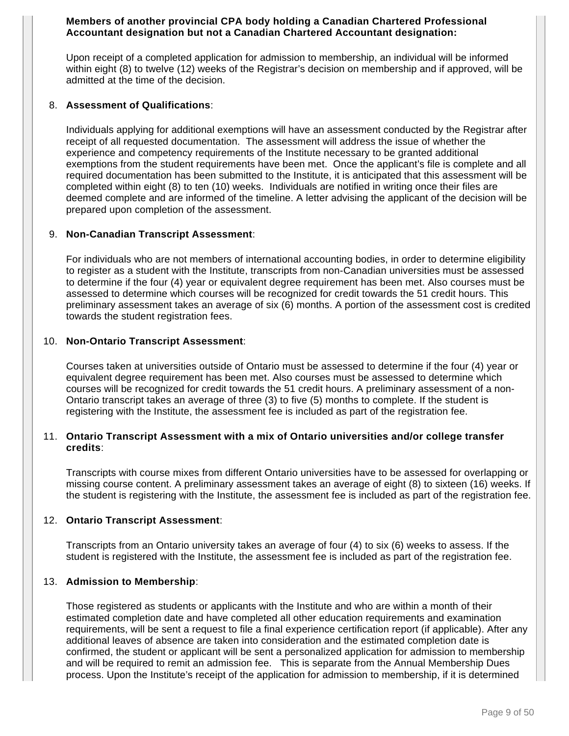**Members of another provincial CPA body holding a Canadian Chartered Professional Accountant designation but not a Canadian Chartered Accountant designation:**

Upon receipt of a completed application for admission to membership, an individual will be informed within eight (8) to twelve (12) weeks of the Registrar's decision on membership and if approved, will be admitted at the time of the decision.

8. **Assessment of Qualifications**:

   Individuals applying for additional exemptions will have an assessment conducted by the Registrar after receipt of all requested documentation. The assessment will address the issue of whether the experience and competency requirements of the Institute necessary to be granted additional exemptions from the student requirements have been met. Once the applicant's file is complete and all required documentation has been submitted to the Institute, it is anticipated that this assessment will be completed within eight (8) to ten (10) weeks. Individuals are notified in writing once their files are deemed complete and are informed of the timeline. A letter advising the applicant of the decision will be prepared upon completion of the assessment.

9. **Non-Canadian Transcript Assessment**:

   For individuals who are not members of international accounting bodies, in order to determine eligibility to register as a student with the Institute, transcripts from non-Canadian universities must be assessed to determine if the four (4) year or equivalent degree requirement has been met. Also courses must be assessed to determine which courses will be recognized for credit towards the 51 credit hours. This preliminary assessment takes an average of six (6) months. A portion of the assessment cost is credited towards the student registration fees.

10. **Non-Ontario Transcript Assessment**:

    Courses taken at universities outside of Ontario must be assessed to determine if the four (4) year or equivalent degree requirement has been met. Also courses must be assessed to determine which courses will be recognized for credit towards the 51 credit hours. A preliminary assessment of a non-Ontario transcript takes an average of three (3) to five (5) months to complete. If the student is registering with the Institute, the assessment fee is included as part of the registration fee.

11. **Ontario Transcript Assessment with a mix of Ontario universities and/or college transfer credits**:

    Transcripts with course mixes from different Ontario universities have to be assessed for overlapping or missing course content. A preliminary assessment takes an average of eight (8) to sixteen (16) weeks. If the student is registering with the Institute, the assessment fee is included as part of the registration fee.

12. **Ontario Transcript Assessment**:

    Transcripts from an Ontario university takes an average of four (4) to six (6) weeks to assess. If the student is registered with the Institute, the assessment fee is included as part of the registration fee.

13. **Admission to Membership**:

    Those registered as students or applicants with the Institute and who are within a month of their estimated completion date and have completed all other education requirements and examination requirements, will be sent a request to file a final experience certification report (if applicable). After any additional leaves of absence are taken into consideration and the estimated completion date is confirmed, the student or applicant will be sent a personalized application for admission to membership and will be required to remit an admission fee. This is separate from the Annual Membership Dues process. Upon the Institute's receipt of the application for admission to membership, if it is determined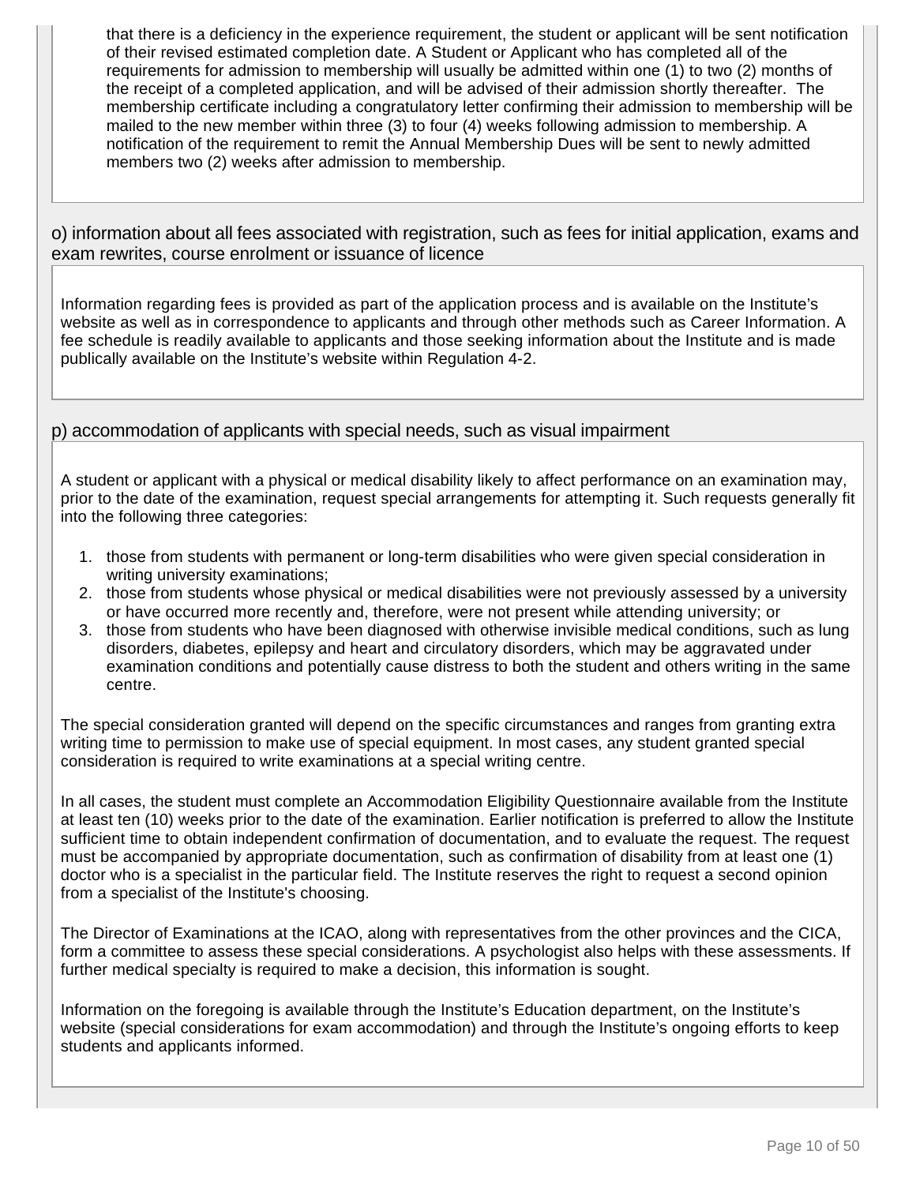that there is a deficiency in the experience requirement, the student or applicant will be sent notification of their revised estimated completion date. A Student or Applicant who has completed all of the requirements for admission to membership will usually be admitted within one (1) to two (2) months of the receipt of a completed application, and will be advised of their admission shortly thereafter. The membership certificate including a congratulatory letter confirming their admission to membership will be mailed to the new member within three (3) to four (4) weeks following admission to membership. A notification of the requirement to remit the Annual Membership Dues will be sent to newly admitted members two (2) weeks after admission to membership.

### o) information about all fees associated with registration, such as fees for initial application, exams and exam rewrites, course enrolment or issuance of licence

Information regarding fees is provided as part of the application process and is available on the Institute's website as well as in correspondence to applicants and through other methods such as Career Information. A fee schedule is readily available to applicants and those seeking information about the Institute and is made publically available on the Institute's website within Regulation 4-2.

### p) accommodation of applicants with special needs, such as visual impairment

A student or applicant with a physical or medical disability likely to affect performance on an examination may, prior to the date of the examination, request special arrangements for attempting it. Such requests generally fit into the following three categories:

1. those from students with permanent or long-term disabilities who were given special consideration in writing university examinations;
2. those from students whose physical or medical disabilities were not previously assessed by a university or have occurred more recently and, therefore, were not present while attending university; or
3. those from students who have been diagnosed with otherwise invisible medical conditions, such as lung disorders, diabetes, epilepsy and heart and circulatory disorders, which may be aggravated under examination conditions and potentially cause distress to both the student and others writing in the same centre.

The special consideration granted will depend on the specific circumstances and ranges from granting extra writing time to permission to make use of special equipment. In most cases, any student granted special consideration is required to write examinations at a special writing centre.

In all cases, the student must complete an Accommodation Eligibility Questionnaire available from the Institute at least ten (10) weeks prior to the date of the examination. Earlier notification is preferred to allow the Institute sufficient time to obtain independent confirmation of documentation, and to evaluate the request. The request must be accompanied by appropriate documentation, such as confirmation of disability from at least one (1) doctor who is a specialist in the particular field. The Institute reserves the right to request a second opinion from a specialist of the Institute's choosing.

The Director of Examinations at the ICAO, along with representatives from the other provinces and the CICA, form a committee to assess these special considerations. A psychologist also helps with these assessments. If further medical specialty is required to make a decision, this information is sought.

Information on the foregoing is available through the Institute's Education department, on the Institute's website (special considerations for exam accommodation) and through the Institute's ongoing efforts to keep students and applicants informed.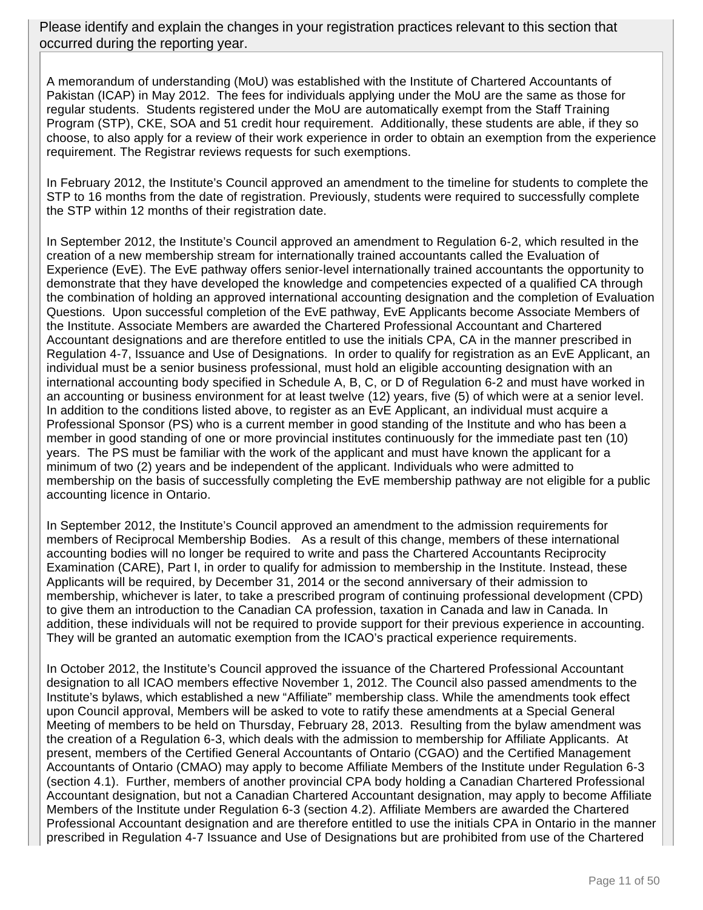Please identify and explain the changes in your registration practices relevant to this section that occurred during the reporting year.

A memorandum of understanding (MoU) was established with the Institute of Chartered Accountants of Pakistan (ICAP) in May 2012. The fees for individuals applying under the MoU are the same as those for regular students. Students registered under the MoU are automatically exempt from the Staff Training Program (STP), CKE, SOA and 51 credit hour requirement. Additionally, these students are able, if they so choose, to also apply for a review of their work experience in order to obtain an exemption from the experience requirement. The Registrar reviews requests for such exemptions.

In February 2012, the Institute's Council approved an amendment to the timeline for students to complete the STP to 16 months from the date of registration. Previously, students were required to successfully complete the STP within 12 months of their registration date.

In September 2012, the Institute's Council approved an amendment to Regulation 6-2, which resulted in the creation of a new membership stream for internationally trained accountants called the Evaluation of Experience (EvE). The EvE pathway offers senior-level internationally trained accountants the opportunity to demonstrate that they have developed the knowledge and competencies expected of a qualified CA through the combination of holding an approved international accounting designation and the completion of Evaluation Questions. Upon successful completion of the EvE pathway, EvE Applicants become Associate Members of the Institute. Associate Members are awarded the Chartered Professional Accountant and Chartered Accountant designations and are therefore entitled to use the initials CPA, CA in the manner prescribed in Regulation 4-7, Issuance and Use of Designations. In order to qualify for registration as an EvE Applicant, an individual must be a senior business professional, must hold an eligible accounting designation with an international accounting body specified in Schedule A, B, C, or D of Regulation 6-2 and must have worked in an accounting or business environment for at least twelve (12) years, five (5) of which were at a senior level. In addition to the conditions listed above, to register as an EvE Applicant, an individual must acquire a Professional Sponsor (PS) who is a current member in good standing of the Institute and who has been a member in good standing of one or more provincial institutes continuously for the immediate past ten (10) years. The PS must be familiar with the work of the applicant and must have known the applicant for a minimum of two (2) years and be independent of the applicant. Individuals who were admitted to membership on the basis of successfully completing the EvE membership pathway are not eligible for a public accounting licence in Ontario.

In September 2012, the Institute's Council approved an amendment to the admission requirements for members of Reciprocal Membership Bodies. As a result of this change, members of these international accounting bodies will no longer be required to write and pass the Chartered Accountants Reciprocity Examination (CARE), Part I, in order to qualify for admission to membership in the Institute. Instead, these Applicants will be required, by December 31, 2014 or the second anniversary of their admission to membership, whichever is later, to take a prescribed program of continuing professional development (CPD) to give them an introduction to the Canadian CA profession, taxation in Canada and law in Canada. In addition, these individuals will not be required to provide support for their previous experience in accounting. They will be granted an automatic exemption from the ICAO's practical experience requirements.

In October 2012, the Institute's Council approved the issuance of the Chartered Professional Accountant designation to all ICAO members effective November 1, 2012. The Council also passed amendments to the Institute's bylaws, which established a new "Affiliate" membership class. While the amendments took effect upon Council approval, Members will be asked to vote to ratify these amendments at a Special General Meeting of members to be held on Thursday, February 28, 2013. Resulting from the bylaw amendment was the creation of a Regulation 6-3, which deals with the admission to membership for Affiliate Applicants. At present, members of the Certified General Accountants of Ontario (CGAO) and the Certified Management Accountants of Ontario (CMAO) may apply to become Affiliate Members of the Institute under Regulation 6-3 (section 4.1). Further, members of another provincial CPA body holding a Canadian Chartered Professional Accountant designation, but not a Canadian Chartered Accountant designation, may apply to become Affiliate Members of the Institute under Regulation 6-3 (section 4.2). Affiliate Members are awarded the Chartered Professional Accountant designation and are therefore entitled to use the initials CPA in Ontario in the manner prescribed in Regulation 4-7 Issuance and Use of Designations but are prohibited from use of the Chartered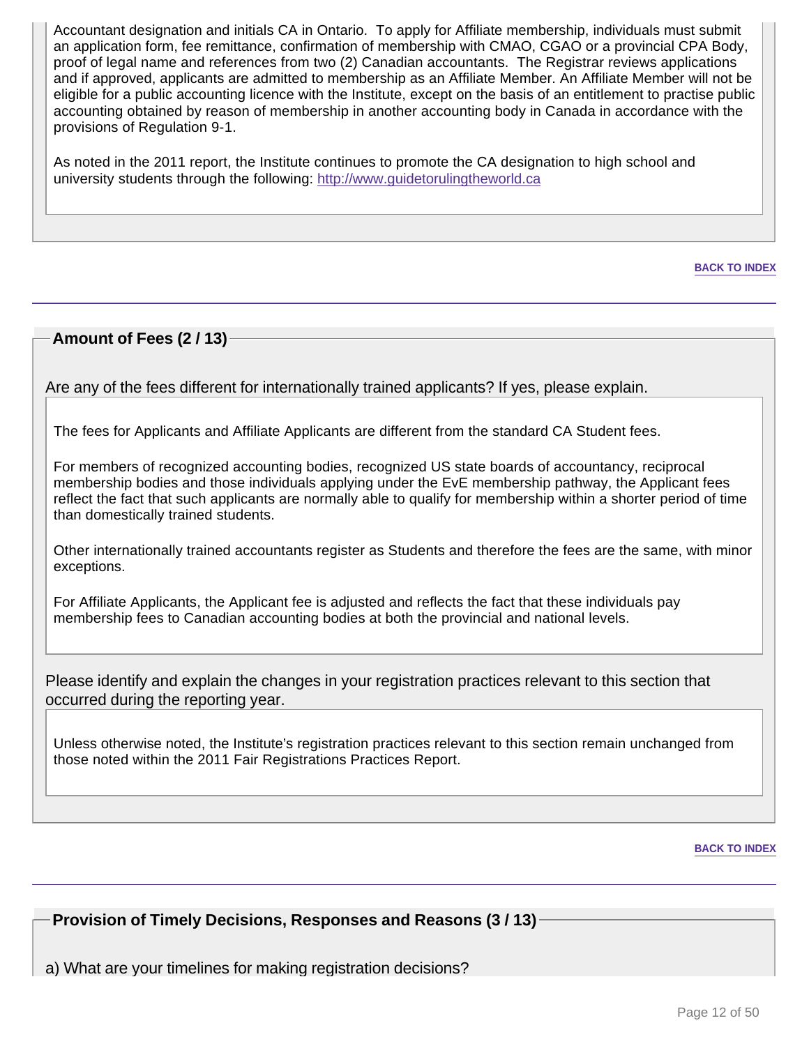Accountant designation and initials CA in Ontario. To apply for Affiliate membership, individuals must submit an application form, fee remittance, confirmation of membership with CMAO, CGAO or a provincial CPA Body, proof of legal name and references from two (2) Canadian accountants. The Registrar reviews applications and if approved, applicants are admitted to membership as an Affiliate Member. An Affiliate Member will not be eligible for a public accounting licence with the Institute, except on the basis of an entitlement to practise public accounting obtained by reason of membership in another accounting body in Canada in accordance with the provisions of Regulation 9-1.

As noted in the 2011 report, the Institute continues to promote the CA designation to high school and university students through the following: http://www.guidetorulingtheworld.ca

BACK TO INDEX

## Amount of Fees (2 / 13)

Are any of the fees different for internationally trained applicants? If yes, please explain.

The fees for Applicants and Affiliate Applicants are different from the standard CA Student fees.

For members of recognized accounting bodies, recognized US state boards of accountancy, reciprocal membership bodies and those individuals applying under the EvE membership pathway, the Applicant fees reflect the fact that such applicants are normally able to qualify for membership within a shorter period of time than domestically trained students.

Other internationally trained accountants register as Students and therefore the fees are the same, with minor exceptions.

For Affiliate Applicants, the Applicant fee is adjusted and reflects the fact that these individuals pay membership fees to Canadian accounting bodies at both the provincial and national levels.

Please identify and explain the changes in your registration practices relevant to this section that occurred during the reporting year.

Unless otherwise noted, the Institute's registration practices relevant to this section remain unchanged from those noted within the 2011 Fair Registrations Practices Report.

BACK TO INDEX

## Provision of Timely Decisions, Responses and Reasons (3 / 13)

a) What are your timelines for making registration decisions?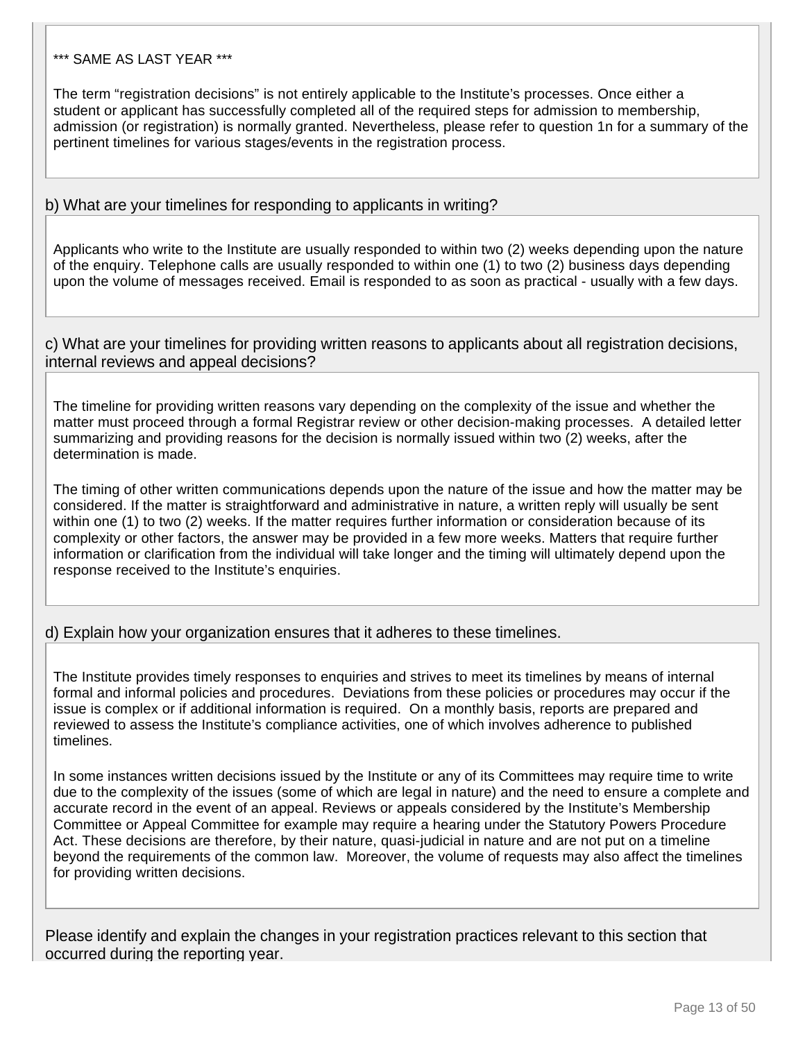\*\*\* SAME AS LAST YEAR \*\*\*

The term "registration decisions" is not entirely applicable to the Institute's processes. Once either a student or applicant has successfully completed all of the required steps for admission to membership, admission (or registration) is normally granted. Nevertheless, please refer to question 1n for a summary of the pertinent timelines for various stages/events in the registration process.

b) What are your timelines for responding to applicants in writing?

Applicants who write to the Institute are usually responded to within two (2) weeks depending upon the nature of the enquiry. Telephone calls are usually responded to within one (1) to two (2) business days depending upon the volume of messages received. Email is responded to as soon as practical - usually with a few days.

c) What are your timelines for providing written reasons to applicants about all registration decisions, internal reviews and appeal decisions?

The timeline for providing written reasons vary depending on the complexity of the issue and whether the matter must proceed through a formal Registrar review or other decision-making processes. A detailed letter summarizing and providing reasons for the decision is normally issued within two (2) weeks, after the determination is made.

The timing of other written communications depends upon the nature of the issue and how the matter may be considered. If the matter is straightforward and administrative in nature, a written reply will usually be sent within one (1) to two (2) weeks. If the matter requires further information or consideration because of its complexity or other factors, the answer may be provided in a few more weeks. Matters that require further information or clarification from the individual will take longer and the timing will ultimately depend upon the response received to the Institute's enquiries.

d) Explain how your organization ensures that it adheres to these timelines.

The Institute provides timely responses to enquiries and strives to meet its timelines by means of internal formal and informal policies and procedures. Deviations from these policies or procedures may occur if the issue is complex or if additional information is required. On a monthly basis, reports are prepared and reviewed to assess the Institute's compliance activities, one of which involves adherence to published timelines.

In some instances written decisions issued by the Institute or any of its Committees may require time to write due to the complexity of the issues (some of which are legal in nature) and the need to ensure a complete and accurate record in the event of an appeal. Reviews or appeals considered by the Institute's Membership Committee or Appeal Committee for example may require a hearing under the Statutory Powers Procedure Act. These decisions are therefore, by their nature, quasi-judicial in nature and are not put on a timeline beyond the requirements of the common law. Moreover, the volume of requests may also affect the timelines for providing written decisions.

Please identify and explain the changes in your registration practices relevant to this section that occurred during the reporting year.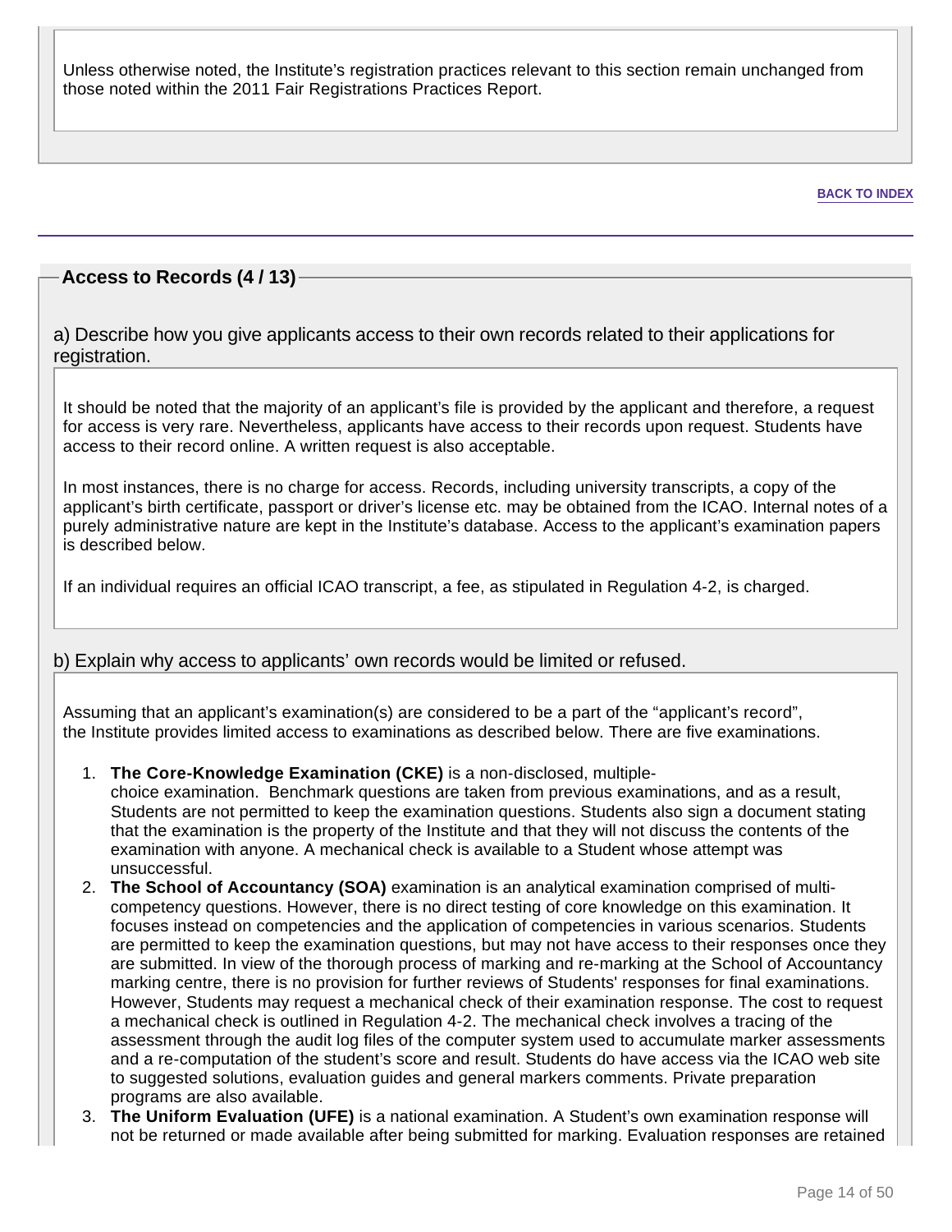Unless otherwise noted, the Institute's registration practices relevant to this section remain unchanged from those noted within the 2011 Fair Registrations Practices Report.

BACK TO INDEX

## Access to Records (4 / 13)

a) Describe how you give applicants access to their own records related to their applications for registration.

It should be noted that the majority of an applicant's file is provided by the applicant and therefore, a request for access is very rare. Nevertheless, applicants have access to their records upon request. Students have access to their record online. A written request is also acceptable.

In most instances, there is no charge for access. Records, including university transcripts, a copy of the applicant's birth certificate, passport or driver's license etc. may be obtained from the ICAO. Internal notes of a purely administrative nature are kept in the Institute's database. Access to the applicant's examination papers is described below.

If an individual requires an official ICAO transcript, a fee, as stipulated in Regulation 4-2, is charged.

b) Explain why access to applicants' own records would be limited or refused.

Assuming that an applicant's examination(s) are considered to be a part of the "applicant's record", the Institute provides limited access to examinations as described below. There are five examinations.

1. **The Core-Knowledge Examination (CKE)** is a non-disclosed, multiple-choice examination. Benchmark questions are taken from previous examinations, and as a result, Students are not permitted to keep the examination questions. Students also sign a document stating that the examination is the property of the Institute and that they will not discuss the contents of the examination with anyone. A mechanical check is available to a Student whose attempt was unsuccessful.
2. **The School of Accountancy (SOA)** examination is an analytical examination comprised of multi-competency questions. However, there is no direct testing of core knowledge on this examination. It focuses instead on competencies and the application of competencies in various scenarios. Students are permitted to keep the examination questions, but may not have access to their responses once they are submitted. In view of the thorough process of marking and re-marking at the School of Accountancy marking centre, there is no provision for further reviews of Students' responses for final examinations. However, Students may request a mechanical check of their examination response. The cost to request a mechanical check is outlined in Regulation 4-2. The mechanical check involves a tracing of the assessment through the audit log files of the computer system used to accumulate marker assessments and a re-computation of the student's score and result. Students do have access via the ICAO web site to suggested solutions, evaluation guides and general markers comments. Private preparation programs are also available.
3. **The Uniform Evaluation (UFE)** is a national examination. A Student's own examination response will not be returned or made available after being submitted for marking. Evaluation responses are retained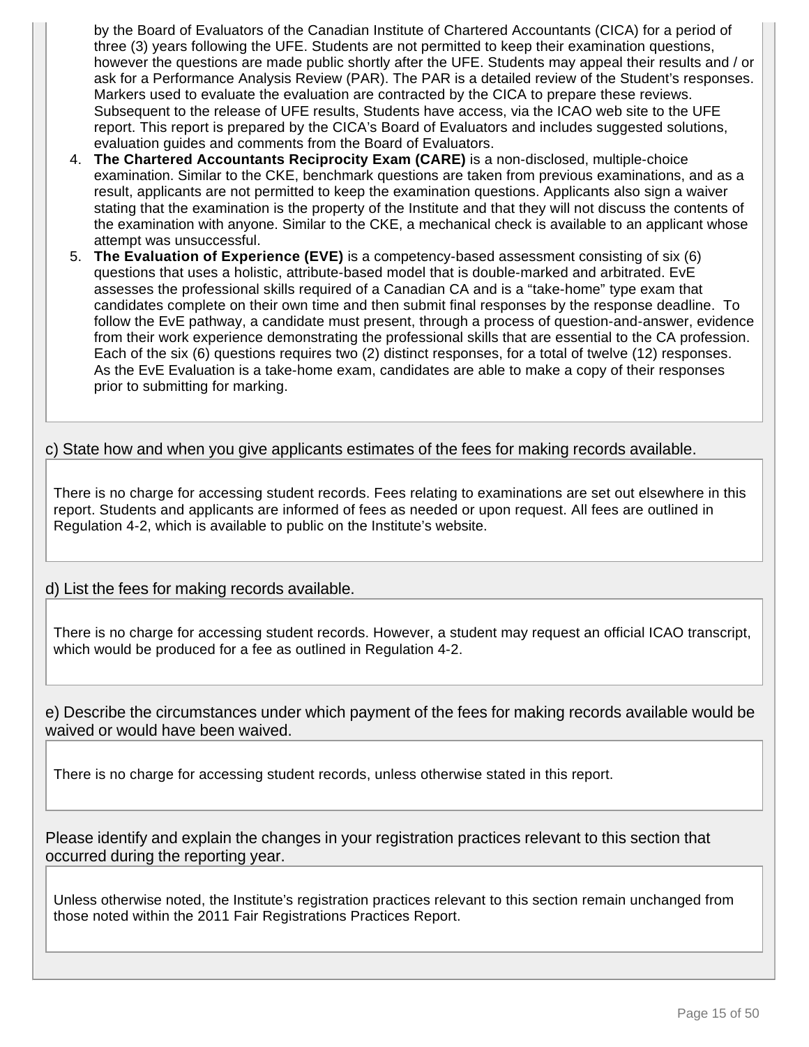by the Board of Evaluators of the Canadian Institute of Chartered Accountants (CICA) for a period of three (3) years following the UFE. Students are not permitted to keep their examination questions, however the questions are made public shortly after the UFE. Students may appeal their results and / or ask for a Performance Analysis Review (PAR). The PAR is a detailed review of the Student's responses. Markers used to evaluate the evaluation are contracted by the CICA to prepare these reviews. Subsequent to the release of UFE results, Students have access, via the ICAO web site to the UFE report. This report is prepared by the CICA's Board of Evaluators and includes suggested solutions, evaluation guides and comments from the Board of Evaluators.

4. **The Chartered Accountants Reciprocity Exam (CARE)** is a non-disclosed, multiple-choice examination. Similar to the CKE, benchmark questions are taken from previous examinations, and as a result, applicants are not permitted to keep the examination questions. Applicants also sign a waiver stating that the examination is the property of the Institute and that they will not discuss the contents of the examination with anyone. Similar to the CKE, a mechanical check is available to an applicant whose attempt was unsuccessful.
5. **The Evaluation of Experience (EVE)** is a competency-based assessment consisting of six (6) questions that uses a holistic, attribute-based model that is double-marked and arbitrated. EvE assesses the professional skills required of a Canadian CA and is a "take-home" type exam that candidates complete on their own time and then submit final responses by the response deadline. To follow the EvE pathway, a candidate must present, through a process of question-and-answer, evidence from their work experience demonstrating the professional skills that are essential to the CA profession. Each of the six (6) questions requires two (2) distinct responses, for a total of twelve (12) responses. As the EvE Evaluation is a take-home exam, candidates are able to make a copy of their responses prior to submitting for marking.

c) State how and when you give applicants estimates of the fees for making records available.

There is no charge for accessing student records. Fees relating to examinations are set out elsewhere in this report. Students and applicants are informed of fees as needed or upon request. All fees are outlined in Regulation 4-2, which is available to public on the Institute's website.

d) List the fees for making records available.

There is no charge for accessing student records. However, a student may request an official ICAO transcript, which would be produced for a fee as outlined in Regulation 4-2.

e) Describe the circumstances under which payment of the fees for making records available would be waived or would have been waived.

There is no charge for accessing student records, unless otherwise stated in this report.

Please identify and explain the changes in your registration practices relevant to this section that occurred during the reporting year.

Unless otherwise noted, the Institute's registration practices relevant to this section remain unchanged from those noted within the 2011 Fair Registrations Practices Report.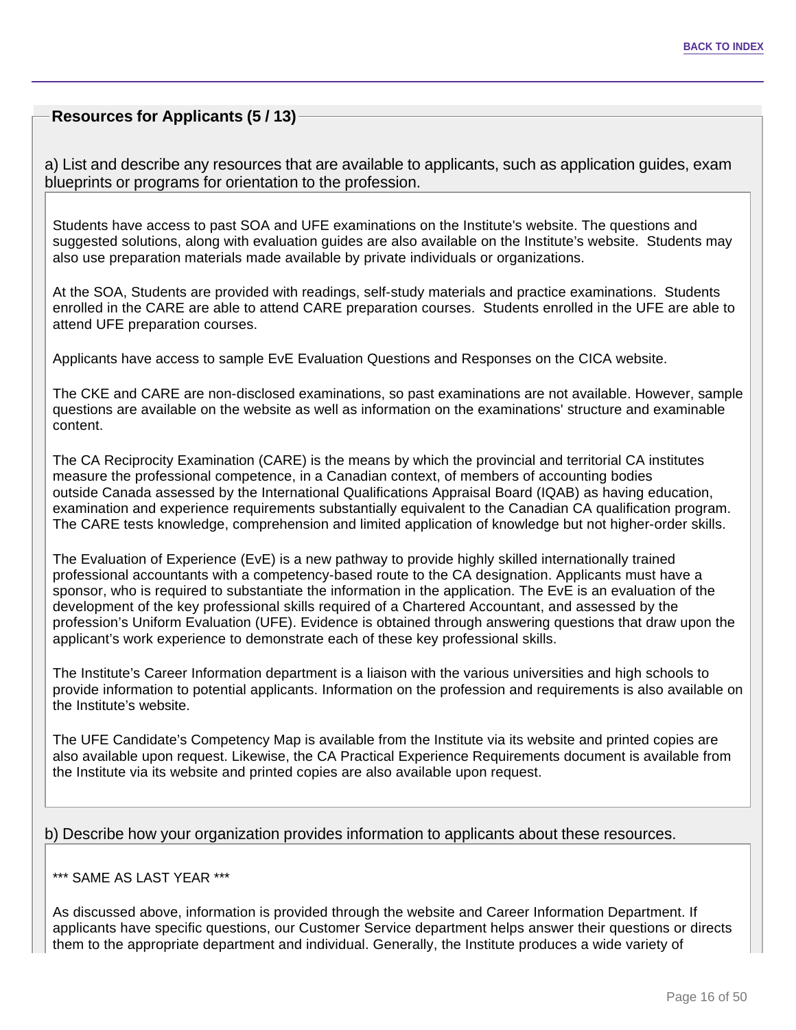## Resources for Applicants (5 / 13)

a) List and describe any resources that are available to applicants, such as application guides, exam blueprints or programs for orientation to the profession.

Students have access to past SOA and UFE examinations on the Institute's website. The questions and suggested solutions, along with evaluation guides are also available on the Institute's website. Students may also use preparation materials made available by private individuals or organizations.

At the SOA, Students are provided with readings, self-study materials and practice examinations. Students enrolled in the CARE are able to attend CARE preparation courses. Students enrolled in the UFE are able to attend UFE preparation courses.

Applicants have access to sample EvE Evaluation Questions and Responses on the CICA website.

The CKE and CARE are non-disclosed examinations, so past examinations are not available. However, sample questions are available on the website as well as information on the examinations' structure and examinable content.

The CA Reciprocity Examination (CARE) is the means by which the provincial and territorial CA institutes measure the professional competence, in a Canadian context, of members of accounting bodies outside Canada assessed by the International Qualifications Appraisal Board (IQAB) as having education, examination and experience requirements substantially equivalent to the Canadian CA qualification program. The CARE tests knowledge, comprehension and limited application of knowledge but not higher-order skills.

The Evaluation of Experience (EvE) is a new pathway to provide highly skilled internationally trained professional accountants with a competency-based route to the CA designation. Applicants must have a sponsor, who is required to substantiate the information in the application. The EvE is an evaluation of the development of the key professional skills required of a Chartered Accountant, and assessed by the profession's Uniform Evaluation (UFE). Evidence is obtained through answering questions that draw upon the applicant's work experience to demonstrate each of these key professional skills.

The Institute's Career Information department is a liaison with the various universities and high schools to provide information to potential applicants. Information on the profession and requirements is also available on the Institute's website.

The UFE Candidate's Competency Map is available from the Institute via its website and printed copies are also available upon request. Likewise, the CA Practical Experience Requirements document is available from the Institute via its website and printed copies are also available upon request.

b) Describe how your organization provides information to applicants about these resources.

*** SAME AS LAST YEAR ***

As discussed above, information is provided through the website and Career Information Department. If applicants have specific questions, our Customer Service department helps answer their questions or directs them to the appropriate department and individual. Generally, the Institute produces a wide variety of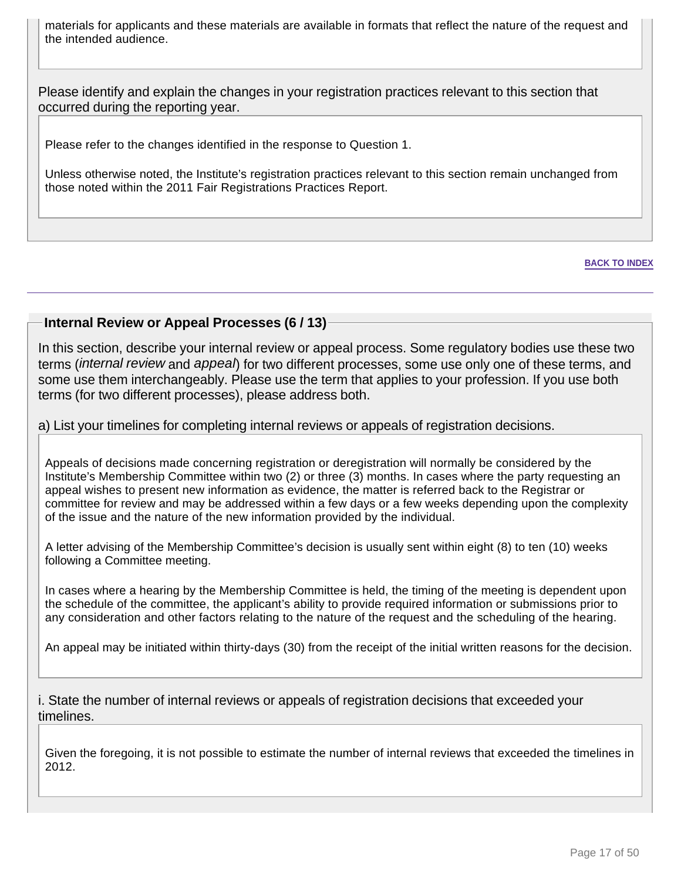materials for applicants and these materials are available in formats that reflect the nature of the request and the intended audience.

Please identify and explain the changes in your registration practices relevant to this section that occurred during the reporting year.

Please refer to the changes identified in the response to Question 1.

Unless otherwise noted, the Institute's registration practices relevant to this section remain unchanged from those noted within the 2011 Fair Registrations Practices Report.

**BACK TO INDEX**

## Internal Review or Appeal Processes (6 / 13)

In this section, describe your internal review or appeal process. Some regulatory bodies use these two terms (*internal review* and *appeal*) for two different processes, some use only one of these terms, and some use them interchangeably. Please use the term that applies to your profession. If you use both terms (for two different processes), please address both.

a) List your timelines for completing internal reviews or appeals of registration decisions.

Appeals of decisions made concerning registration or deregistration will normally be considered by the Institute's Membership Committee within two (2) or three (3) months. In cases where the party requesting an appeal wishes to present new information as evidence, the matter is referred back to the Registrar or committee for review and may be addressed within a few days or a few weeks depending upon the complexity of the issue and the nature of the new information provided by the individual.

A letter advising of the Membership Committee's decision is usually sent within eight (8) to ten (10) weeks following a Committee meeting.

In cases where a hearing by the Membership Committee is held, the timing of the meeting is dependent upon the schedule of the committee, the applicant's ability to provide required information or submissions prior to any consideration and other factors relating to the nature of the request and the scheduling of the hearing.

An appeal may be initiated within thirty-days (30) from the receipt of the initial written reasons for the decision.

i. State the number of internal reviews or appeals of registration decisions that exceeded your timelines.

Given the foregoing, it is not possible to estimate the number of internal reviews that exceeded the timelines in 2012.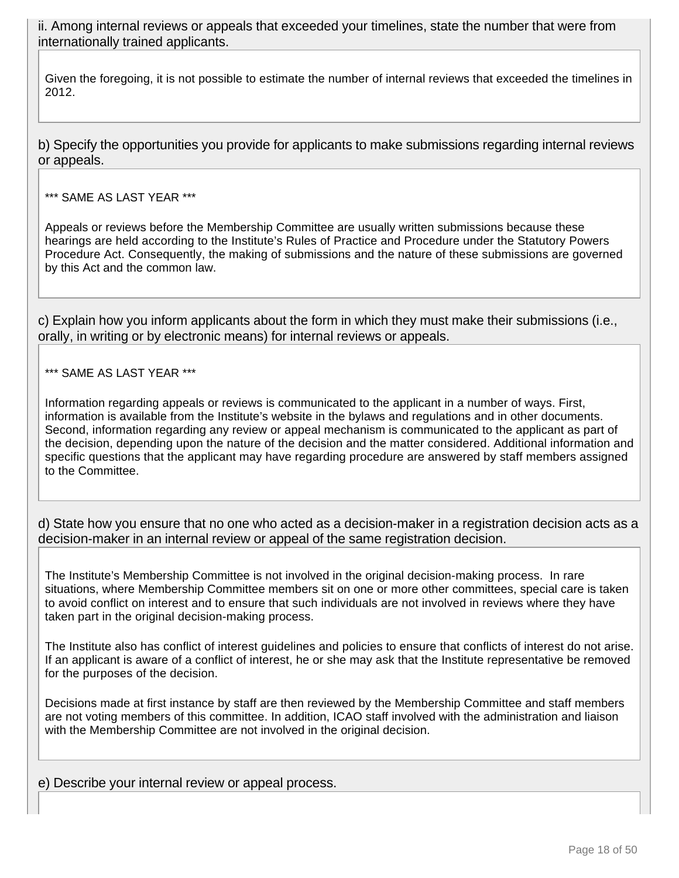ii. Among internal reviews or appeals that exceeded your timelines, state the number that were from internationally trained applicants.

Given the foregoing, it is not possible to estimate the number of internal reviews that exceeded the timelines in 2012.

b) Specify the opportunities you provide for applicants to make submissions regarding internal reviews or appeals.

*** SAME AS LAST YEAR ***

Appeals or reviews before the Membership Committee are usually written submissions because these hearings are held according to the Institute's Rules of Practice and Procedure under the Statutory Powers Procedure Act. Consequently, the making of submissions and the nature of these submissions are governed by this Act and the common law.

c) Explain how you inform applicants about the form in which they must make their submissions (i.e., orally, in writing or by electronic means) for internal reviews or appeals.

*** SAME AS LAST YEAR ***

Information regarding appeals or reviews is communicated to the applicant in a number of ways. First, information is available from the Institute's website in the bylaws and regulations and in other documents. Second, information regarding any review or appeal mechanism is communicated to the applicant as part of the decision, depending upon the nature of the decision and the matter considered. Additional information and specific questions that the applicant may have regarding procedure are answered by staff members assigned to the Committee.

d) State how you ensure that no one who acted as a decision-maker in a registration decision acts as a decision-maker in an internal review or appeal of the same registration decision.

The Institute's Membership Committee is not involved in the original decision-making process. In rare situations, where Membership Committee members sit on one or more other committees, special care is taken to avoid conflict on interest and to ensure that such individuals are not involved in reviews where they have taken part in the original decision-making process.

The Institute also has conflict of interest guidelines and policies to ensure that conflicts of interest do not arise. If an applicant is aware of a conflict of interest, he or she may ask that the Institute representative be removed for the purposes of the decision.

Decisions made at first instance by staff are then reviewed by the Membership Committee and staff members are not voting members of this committee. In addition, ICAO staff involved with the administration and liaison with the Membership Committee are not involved in the original decision.

e) Describe your internal review or appeal process.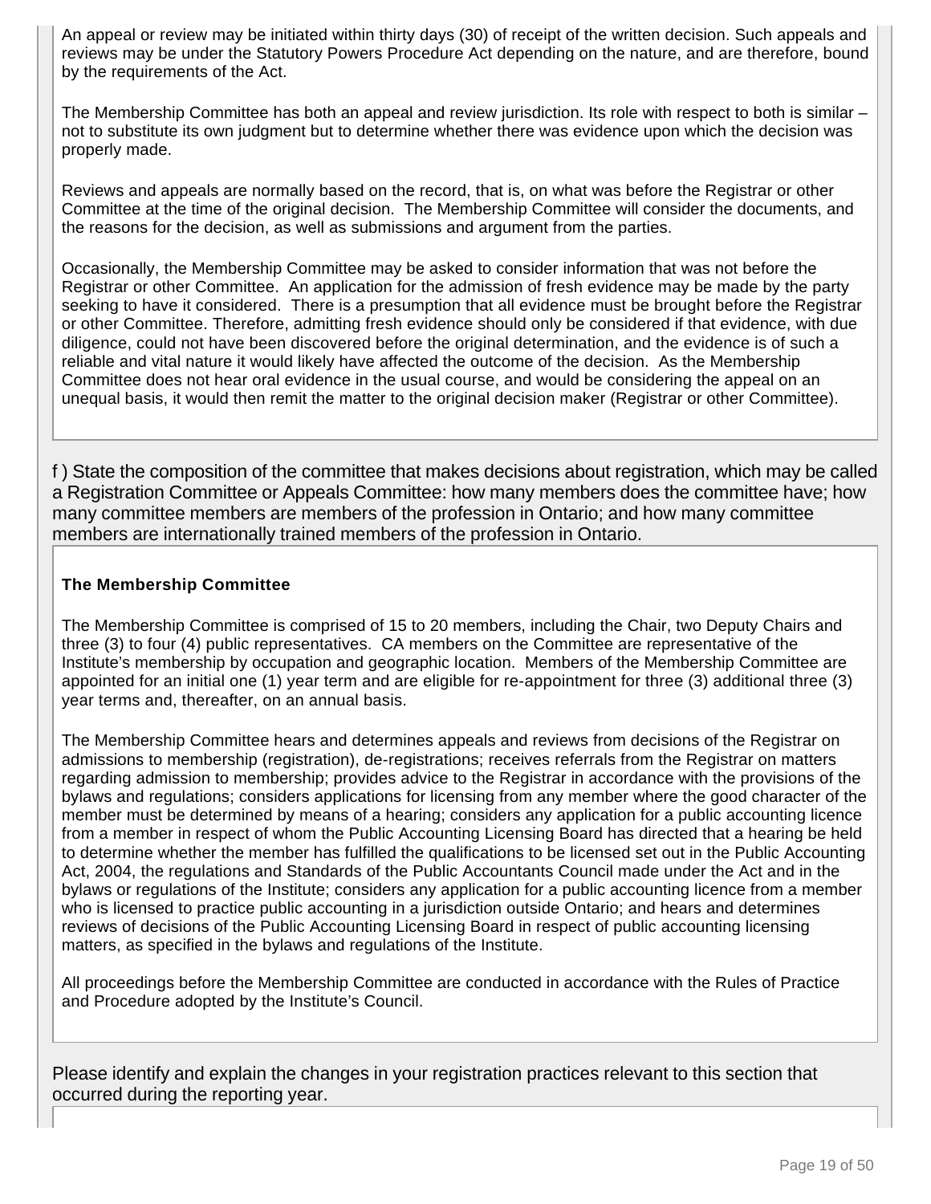An appeal or review may be initiated within thirty days (30) of receipt of the written decision. Such appeals and reviews may be under the Statutory Powers Procedure Act depending on the nature, and are therefore, bound by the requirements of the Act.

The Membership Committee has both an appeal and review jurisdiction. Its role with respect to both is similar – not to substitute its own judgment but to determine whether there was evidence upon which the decision was properly made.

Reviews and appeals are normally based on the record, that is, on what was before the Registrar or other Committee at the time of the original decision. The Membership Committee will consider the documents, and the reasons for the decision, as well as submissions and argument from the parties.

Occasionally, the Membership Committee may be asked to consider information that was not before the Registrar or other Committee. An application for the admission of fresh evidence may be made by the party seeking to have it considered. There is a presumption that all evidence must be brought before the Registrar or other Committee. Therefore, admitting fresh evidence should only be considered if that evidence, with due diligence, could not have been discovered before the original determination, and the evidence is of such a reliable and vital nature it would likely have affected the outcome of the decision. As the Membership Committee does not hear oral evidence in the usual course, and would be considering the appeal on an unequal basis, it would then remit the matter to the original decision maker (Registrar or other Committee).

f ) State the composition of the committee that makes decisions about registration, which may be called a Registration Committee or Appeals Committee: how many members does the committee have; how many committee members are members of the profession in Ontario; and how many committee members are internationally trained members of the profession in Ontario.

**The Membership Committee**

The Membership Committee is comprised of 15 to 20 members, including the Chair, two Deputy Chairs and three (3) to four (4) public representatives. CA members on the Committee are representative of the Institute's membership by occupation and geographic location. Members of the Membership Committee are appointed for an initial one (1) year term and are eligible for re-appointment for three (3) additional three (3) year terms and, thereafter, on an annual basis.

The Membership Committee hears and determines appeals and reviews from decisions of the Registrar on admissions to membership (registration), de-registrations; receives referrals from the Registrar on matters regarding admission to membership; provides advice to the Registrar in accordance with the provisions of the bylaws and regulations; considers applications for licensing from any member where the good character of the member must be determined by means of a hearing; considers any application for a public accounting licence from a member in respect of whom the Public Accounting Licensing Board has directed that a hearing be held to determine whether the member has fulfilled the qualifications to be licensed set out in the Public Accounting Act, 2004, the regulations and Standards of the Public Accountants Council made under the Act and in the bylaws or regulations of the Institute; considers any application for a public accounting licence from a member who is licensed to practice public accounting in a jurisdiction outside Ontario; and hears and determines reviews of decisions of the Public Accounting Licensing Board in respect of public accounting licensing matters, as specified in the bylaws and regulations of the Institute.

All proceedings before the Membership Committee are conducted in accordance with the Rules of Practice and Procedure adopted by the Institute's Council.

Please identify and explain the changes in your registration practices relevant to this section that occurred during the reporting year.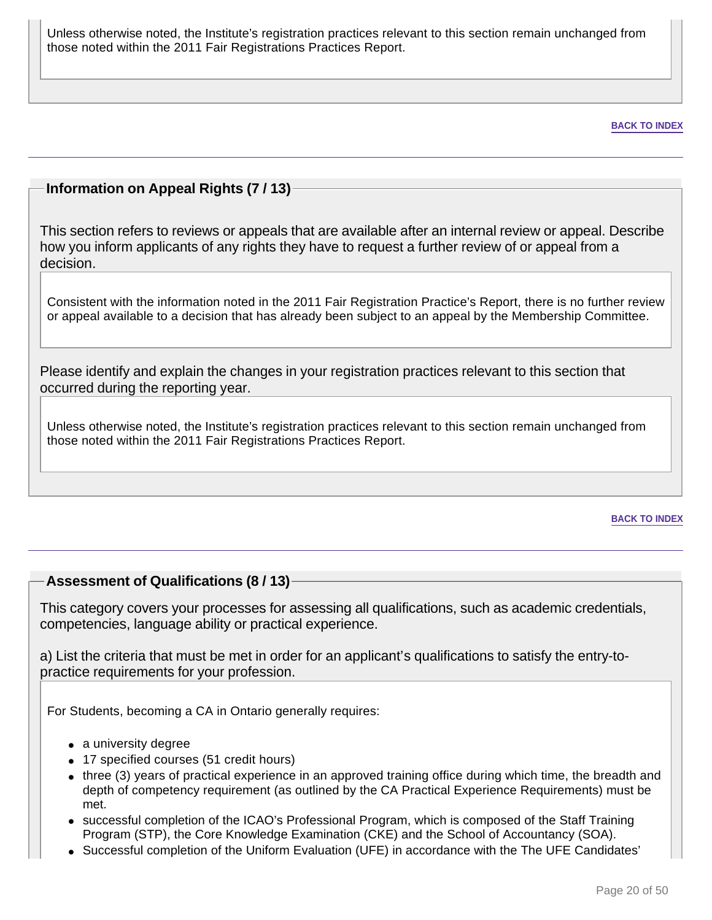Unless otherwise noted, the Institute's registration practices relevant to this section remain unchanged from those noted within the 2011 Fair Registrations Practices Report.

**BACK TO INDEX**

---

## Information on Appeal Rights (7 / 13)

This section refers to reviews or appeals that are available after an internal review or appeal. Describe how you inform applicants of any rights they have to request a further review of or appeal from a decision.

Consistent with the information noted in the 2011 Fair Registration Practice's Report, there is no further review or appeal available to a decision that has already been subject to an appeal by the Membership Committee.

Please identify and explain the changes in your registration practices relevant to this section that occurred during the reporting year.

Unless otherwise noted, the Institute's registration practices relevant to this section remain unchanged from those noted within the 2011 Fair Registrations Practices Report.

**BACK TO INDEX**

---

## Assessment of Qualifications (8 / 13)

This category covers your processes for assessing all qualifications, such as academic credentials, competencies, language ability or practical experience.

a) List the criteria that must be met in order for an applicant's qualifications to satisfy the entry-to-practice requirements for your profession.

For Students, becoming a CA in Ontario generally requires:

- a university degree
- 17 specified courses (51 credit hours)
- three (3) years of practical experience in an approved training office during which time, the breadth and depth of competency requirement (as outlined by the CA Practical Experience Requirements) must be met.
- successful completion of the ICAO's Professional Program, which is composed of the Staff Training Program (STP), the Core Knowledge Examination (CKE) and the School of Accountancy (SOA).
- Successful completion of the Uniform Evaluation (UFE) in accordance with the The UFE Candidates'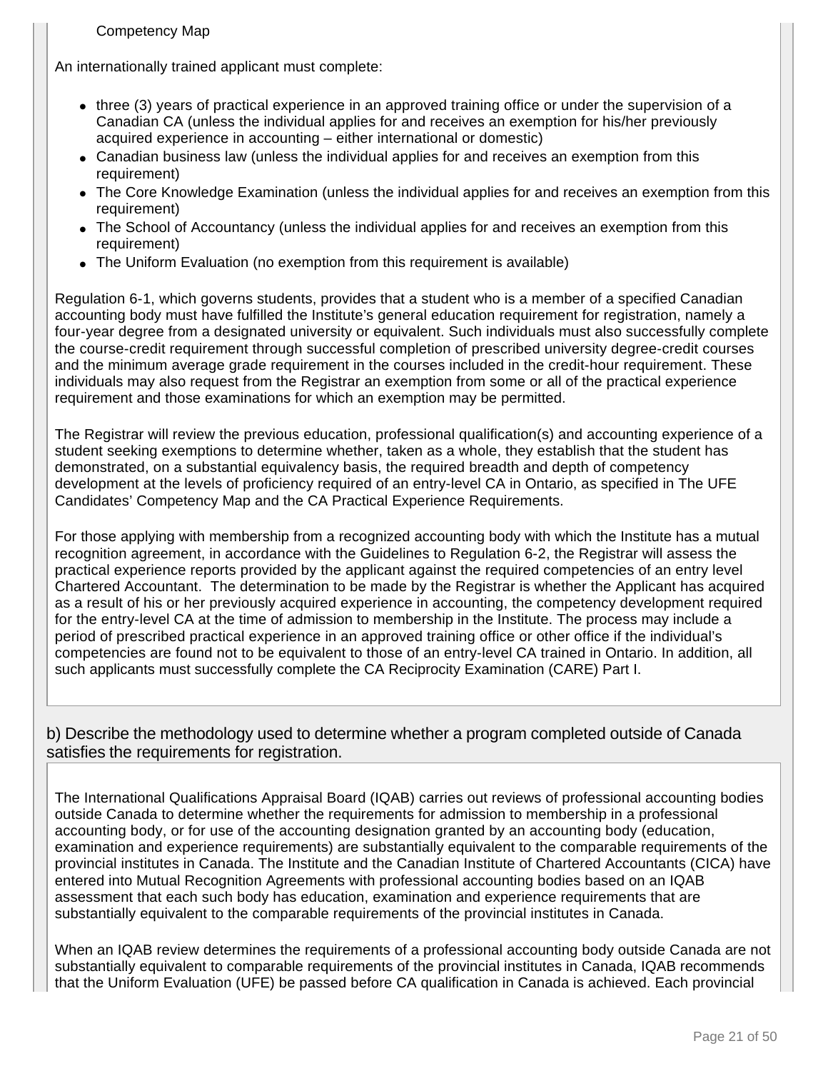Competency Map

An internationally trained applicant must complete:

- three (3) years of practical experience in an approved training office or under the supervision of a Canadian CA (unless the individual applies for and receives an exemption for his/her previously acquired experience in accounting – either international or domestic)
- Canadian business law (unless the individual applies for and receives an exemption from this requirement)
- The Core Knowledge Examination (unless the individual applies for and receives an exemption from this requirement)
- The School of Accountancy (unless the individual applies for and receives an exemption from this requirement)
- The Uniform Evaluation (no exemption from this requirement is available)

Regulation 6-1, which governs students, provides that a student who is a member of a specified Canadian accounting body must have fulfilled the Institute's general education requirement for registration, namely a four-year degree from a designated university or equivalent. Such individuals must also successfully complete the course-credit requirement through successful completion of prescribed university degree-credit courses and the minimum average grade requirement in the courses included in the credit-hour requirement. These individuals may also request from the Registrar an exemption from some or all of the practical experience requirement and those examinations for which an exemption may be permitted.

The Registrar will review the previous education, professional qualification(s) and accounting experience of a student seeking exemptions to determine whether, taken as a whole, they establish that the student has demonstrated, on a substantial equivalency basis, the required breadth and depth of competency development at the levels of proficiency required of an entry-level CA in Ontario, as specified in The UFE Candidates' Competency Map and the CA Practical Experience Requirements.

For those applying with membership from a recognized accounting body with which the Institute has a mutual recognition agreement, in accordance with the Guidelines to Regulation 6-2, the Registrar will assess the practical experience reports provided by the applicant against the required competencies of an entry level Chartered Accountant. The determination to be made by the Registrar is whether the Applicant has acquired as a result of his or her previously acquired experience in accounting, the competency development required for the entry-level CA at the time of admission to membership in the Institute. The process may include a period of prescribed practical experience in an approved training office or other office if the individual's competencies are found not to be equivalent to those of an entry-level CA trained in Ontario. In addition, all such applicants must successfully complete the CA Reciprocity Examination (CARE) Part I.

## b) Describe the methodology used to determine whether a program completed outside of Canada satisfies the requirements for registration.

The International Qualifications Appraisal Board (IQAB) carries out reviews of professional accounting bodies outside Canada to determine whether the requirements for admission to membership in a professional accounting body, or for use of the accounting designation granted by an accounting body (education, examination and experience requirements) are substantially equivalent to the comparable requirements of the provincial institutes in Canada. The Institute and the Canadian Institute of Chartered Accountants (CICA) have entered into Mutual Recognition Agreements with professional accounting bodies based on an IQAB assessment that each such body has education, examination and experience requirements that are substantially equivalent to the comparable requirements of the provincial institutes in Canada.

When an IQAB review determines the requirements of a professional accounting body outside Canada are not substantially equivalent to comparable requirements of the provincial institutes in Canada, IQAB recommends that the Uniform Evaluation (UFE) be passed before CA qualification in Canada is achieved. Each provincial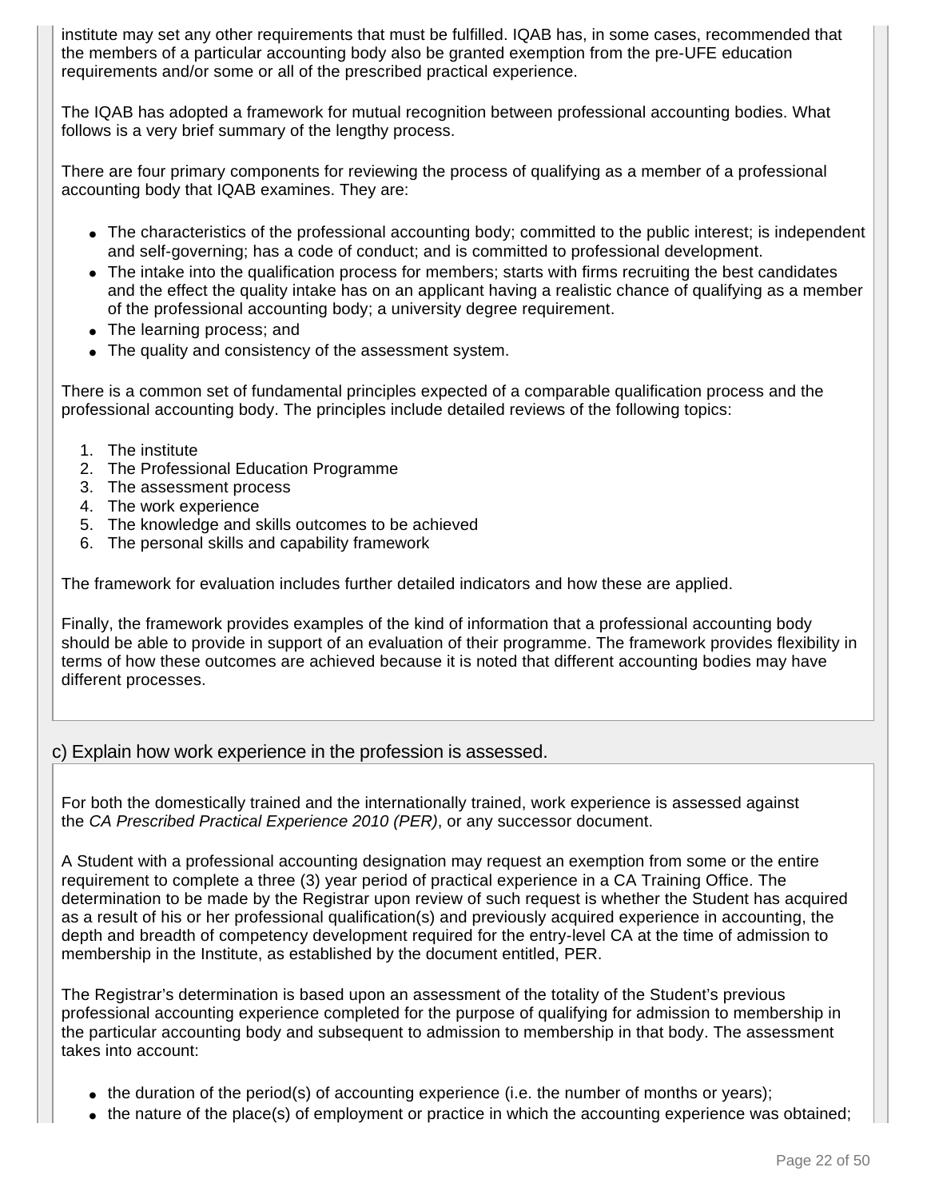institute may set any other requirements that must be fulfilled. IQAB has, in some cases, recommended that the members of a particular accounting body also be granted exemption from the pre-UFE education requirements and/or some or all of the prescribed practical experience.

The IQAB has adopted a framework for mutual recognition between professional accounting bodies. What follows is a very brief summary of the lengthy process.

There are four primary components for reviewing the process of qualifying as a member of a professional accounting body that IQAB examines. They are:

- The characteristics of the professional accounting body; committed to the public interest; is independent and self-governing; has a code of conduct; and is committed to professional development.
- The intake into the qualification process for members; starts with firms recruiting the best candidates and the effect the quality intake has on an applicant having a realistic chance of qualifying as a member of the professional accounting body; a university degree requirement.
- The learning process; and
- The quality and consistency of the assessment system.

There is a common set of fundamental principles expected of a comparable qualification process and the professional accounting body. The principles include detailed reviews of the following topics:

1. The institute
2. The Professional Education Programme
3. The assessment process
4. The work experience
5. The knowledge and skills outcomes to be achieved
6. The personal skills and capability framework

The framework for evaluation includes further detailed indicators and how these are applied.

Finally, the framework provides examples of the kind of information that a professional accounting body should be able to provide in support of an evaluation of their programme. The framework provides flexibility in terms of how these outcomes are achieved because it is noted that different accounting bodies may have different processes.

## c) Explain how work experience in the profession is assessed.

For both the domestically trained and the internationally trained, work experience is assessed against the *CA Prescribed Practical Experience 2010 (PER)*, or any successor document.

A Student with a professional accounting designation may request an exemption from some or the entire requirement to complete a three (3) year period of practical experience in a CA Training Office. The determination to be made by the Registrar upon review of such request is whether the Student has acquired as a result of his or her professional qualification(s) and previously acquired experience in accounting, the depth and breadth of competency development required for the entry-level CA at the time of admission to membership in the Institute, as established by the document entitled, PER.

The Registrar's determination is based upon an assessment of the totality of the Student's previous professional accounting experience completed for the purpose of qualifying for admission to membership in the particular accounting body and subsequent to admission to membership in that body. The assessment takes into account:

- the duration of the period(s) of accounting experience (i.e. the number of months or years);
- the nature of the place(s) of employment or practice in which the accounting experience was obtained;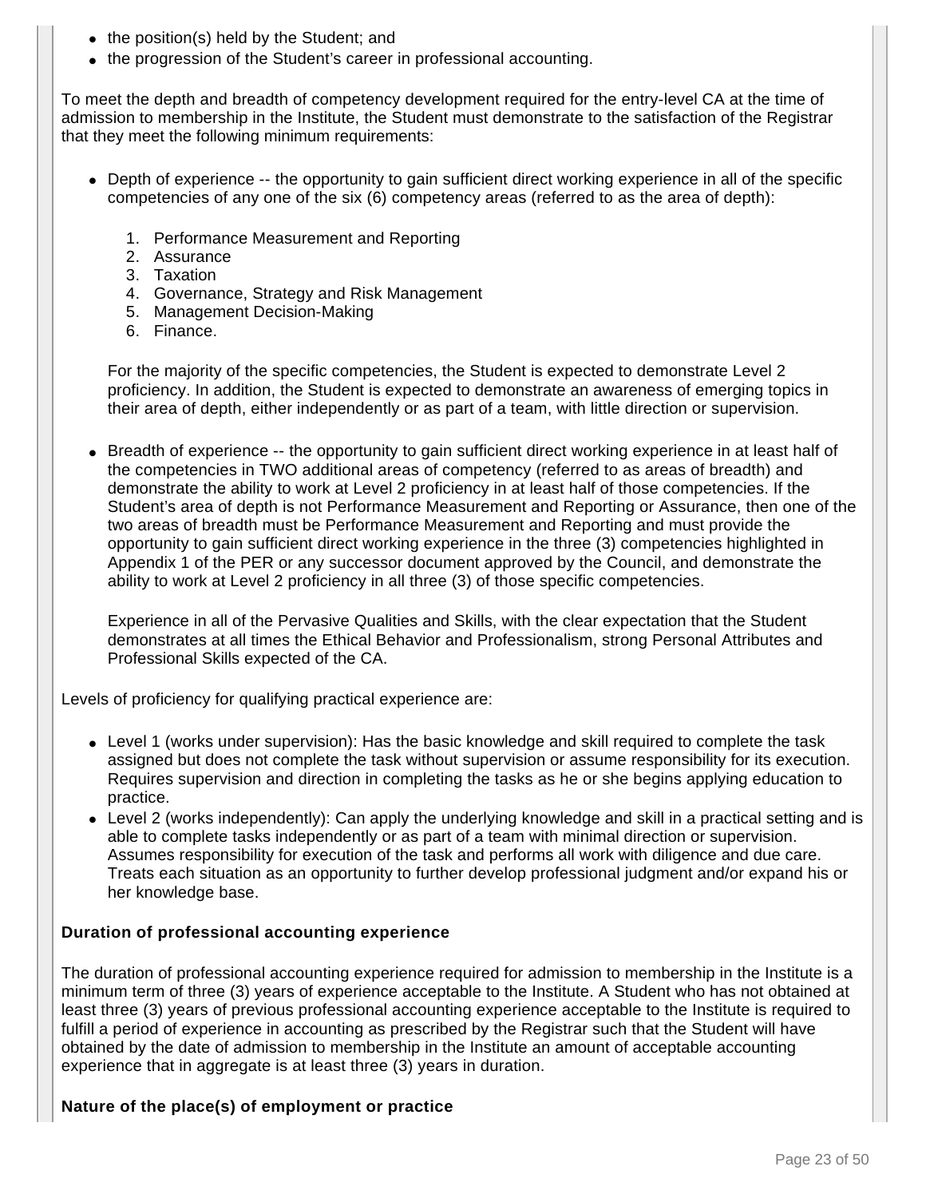- the position(s) held by the Student; and
- the progression of the Student's career in professional accounting.

To meet the depth and breadth of competency development required for the entry-level CA at the time of admission to membership in the Institute, the Student must demonstrate to the satisfaction of the Registrar that they meet the following minimum requirements:

- Depth of experience -- the opportunity to gain sufficient direct working experience in all of the specific competencies of any one of the six (6) competency areas (referred to as the area of depth):

  1. Performance Measurement and Reporting
  2. Assurance
  3. Taxation
  4. Governance, Strategy and Risk Management
  5. Management Decision-Making
  6. Finance.

  For the majority of the specific competencies, the Student is expected to demonstrate Level 2 proficiency. In addition, the Student is expected to demonstrate an awareness of emerging topics in their area of depth, either independently or as part of a team, with little direction or supervision.

- Breadth of experience -- the opportunity to gain sufficient direct working experience in at least half of the competencies in TWO additional areas of competency (referred to as areas of breadth) and demonstrate the ability to work at Level 2 proficiency in at least half of those competencies. If the Student's area of depth is not Performance Measurement and Reporting or Assurance, then one of the two areas of breadth must be Performance Measurement and Reporting and must provide the opportunity to gain sufficient direct working experience in the three (3) competencies highlighted in Appendix 1 of the PER or any successor document approved by the Council, and demonstrate the ability to work at Level 2 proficiency in all three (3) of those specific competencies.

  Experience in all of the Pervasive Qualities and Skills, with the clear expectation that the Student demonstrates at all times the Ethical Behavior and Professionalism, strong Personal Attributes and Professional Skills expected of the CA.

Levels of proficiency for qualifying practical experience are:

- Level 1 (works under supervision): Has the basic knowledge and skill required to complete the task assigned but does not complete the task without supervision or assume responsibility for its execution. Requires supervision and direction in completing the tasks as he or she begins applying education to practice.
- Level 2 (works independently): Can apply the underlying knowledge and skill in a practical setting and is able to complete tasks independently or as part of a team with minimal direction or supervision. Assumes responsibility for execution of the task and performs all work with diligence and due care. Treats each situation as an opportunity to further develop professional judgment and/or expand his or her knowledge base.

**Duration of professional accounting experience**

The duration of professional accounting experience required for admission to membership in the Institute is a minimum term of three (3) years of experience acceptable to the Institute. A Student who has not obtained at least three (3) years of previous professional accounting experience acceptable to the Institute is required to fulfill a period of experience in accounting as prescribed by the Registrar such that the Student will have obtained by the date of admission to membership in the Institute an amount of acceptable accounting experience that in aggregate is at least three (3) years in duration.

**Nature of the place(s) of employment or practice**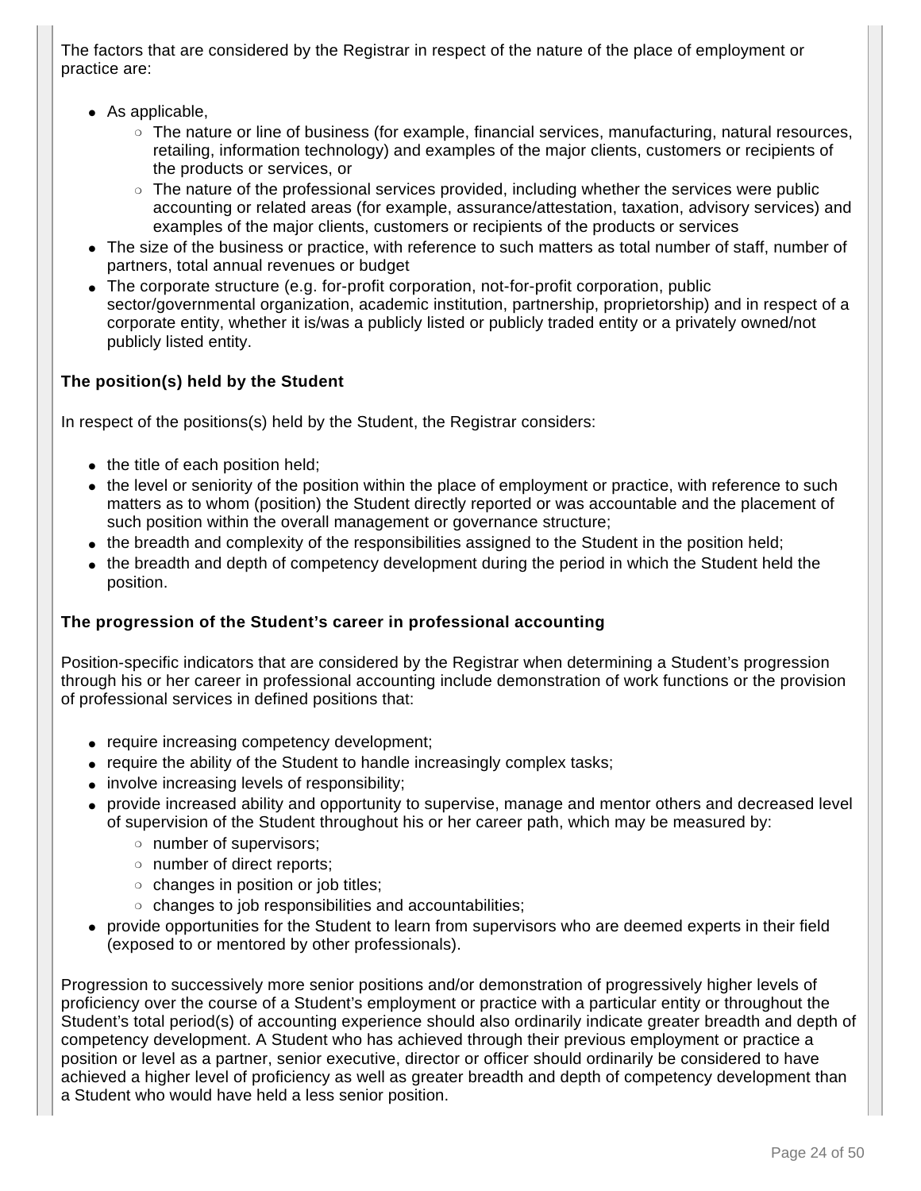The factors that are considered by the Registrar in respect of the nature of the place of employment or practice are:

- As applicable,
  - The nature or line of business (for example, financial services, manufacturing, natural resources, retailing, information technology) and examples of the major clients, customers or recipients of the products or services, or
  - The nature of the professional services provided, including whether the services were public accounting or related areas (for example, assurance/attestation, taxation, advisory services) and examples of the major clients, customers or recipients of the products or services
- The size of the business or practice, with reference to such matters as total number of staff, number of partners, total annual revenues or budget
- The corporate structure (e.g. for-profit corporation, not-for-profit corporation, public sector/governmental organization, academic institution, partnership, proprietorship) and in respect of a corporate entity, whether it is/was a publicly listed or publicly traded entity or a privately owned/not publicly listed entity.

**The position(s) held by the Student**

In respect of the positions(s) held by the Student, the Registrar considers:

- the title of each position held;
- the level or seniority of the position within the place of employment or practice, with reference to such matters as to whom (position) the Student directly reported or was accountable and the placement of such position within the overall management or governance structure;
- the breadth and complexity of the responsibilities assigned to the Student in the position held;
- the breadth and depth of competency development during the period in which the Student held the position.

**The progression of the Student's career in professional accounting**

Position-specific indicators that are considered by the Registrar when determining a Student's progression through his or her career in professional accounting include demonstration of work functions or the provision of professional services in defined positions that:

- require increasing competency development;
- require the ability of the Student to handle increasingly complex tasks;
- involve increasing levels of responsibility;
- provide increased ability and opportunity to supervise, manage and mentor others and decreased level of supervision of the Student throughout his or her career path, which may be measured by:
  - number of supervisors;
  - number of direct reports;
  - changes in position or job titles;
  - changes to job responsibilities and accountabilities;
- provide opportunities for the Student to learn from supervisors who are deemed experts in their field (exposed to or mentored by other professionals).

Progression to successively more senior positions and/or demonstration of progressively higher levels of proficiency over the course of a Student's employment or practice with a particular entity or throughout the Student's total period(s) of accounting experience should also ordinarily indicate greater breadth and depth of competency development. A Student who has achieved through their previous employment or practice a position or level as a partner, senior executive, director or officer should ordinarily be considered to have achieved a higher level of proficiency as well as greater breadth and depth of competency development than a Student who would have held a less senior position.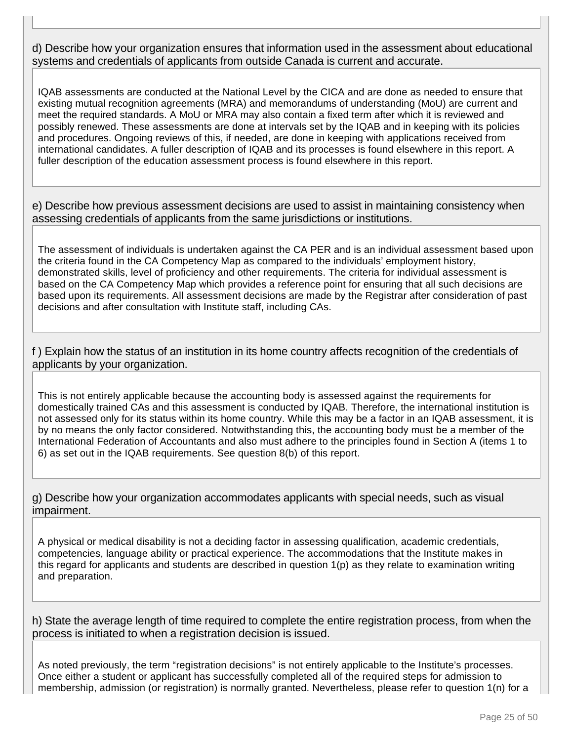d) Describe how your organization ensures that information used in the assessment about educational systems and credentials of applicants from outside Canada is current and accurate.

IQAB assessments are conducted at the National Level by the CICA and are done as needed to ensure that existing mutual recognition agreements (MRA) and memorandums of understanding (MoU) are current and meet the required standards. A MoU or MRA may also contain a fixed term after which it is reviewed and possibly renewed. These assessments are done at intervals set by the IQAB and in keeping with its policies and procedures. Ongoing reviews of this, if needed, are done in keeping with applications received from international candidates. A fuller description of IQAB and its processes is found elsewhere in this report. A fuller description of the education assessment process is found elsewhere in this report.

e) Describe how previous assessment decisions are used to assist in maintaining consistency when assessing credentials of applicants from the same jurisdictions or institutions.

The assessment of individuals is undertaken against the CA PER and is an individual assessment based upon the criteria found in the CA Competency Map as compared to the individuals' employment history, demonstrated skills, level of proficiency and other requirements. The criteria for individual assessment is based on the CA Competency Map which provides a reference point for ensuring that all such decisions are based upon its requirements. All assessment decisions are made by the Registrar after consideration of past decisions and after consultation with Institute staff, including CAs.

f ) Explain how the status of an institution in its home country affects recognition of the credentials of applicants by your organization.

This is not entirely applicable because the accounting body is assessed against the requirements for domestically trained CAs and this assessment is conducted by IQAB. Therefore, the international institution is not assessed only for its status within its home country. While this may be a factor in an IQAB assessment, it is by no means the only factor considered. Notwithstanding this, the accounting body must be a member of the International Federation of Accountants and also must adhere to the principles found in Section A (items 1 to 6) as set out in the IQAB requirements. See question 8(b) of this report.

g) Describe how your organization accommodates applicants with special needs, such as visual impairment.

A physical or medical disability is not a deciding factor in assessing qualification, academic credentials, competencies, language ability or practical experience. The accommodations that the Institute makes in this regard for applicants and students are described in question 1(p) as they relate to examination writing and preparation.

h) State the average length of time required to complete the entire registration process, from when the process is initiated to when a registration decision is issued.

As noted previously, the term "registration decisions" is not entirely applicable to the Institute's processes. Once either a student or applicant has successfully completed all of the required steps for admission to membership, admission (or registration) is normally granted. Nevertheless, please refer to question 1(n) for a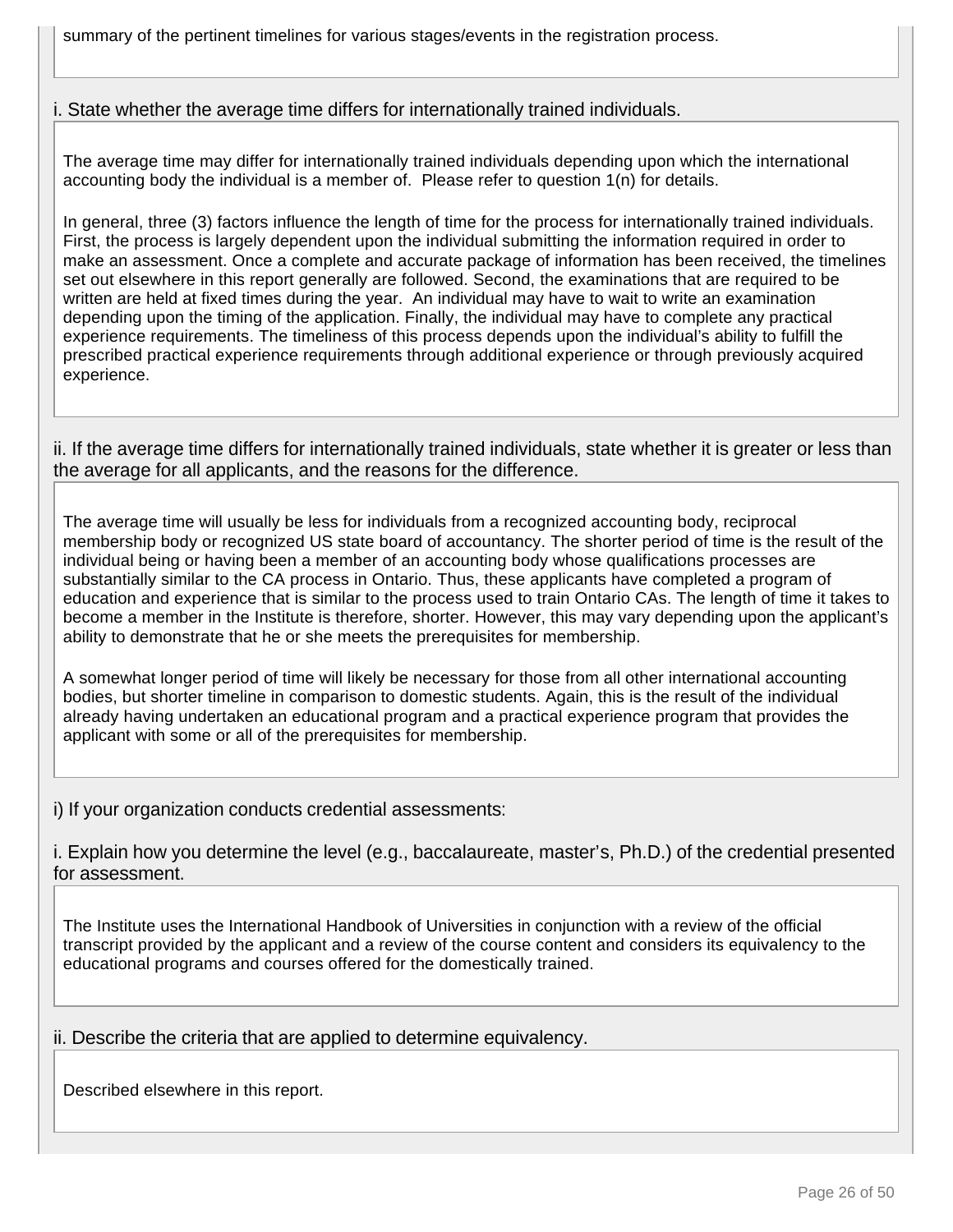summary of the pertinent timelines for various stages/events in the registration process.

i. State whether the average time differs for internationally trained individuals.

The average time may differ for internationally trained individuals depending upon which the international accounting body the individual is a member of. Please refer to question 1(n) for details.

In general, three (3) factors influence the length of time for the process for internationally trained individuals. First, the process is largely dependent upon the individual submitting the information required in order to make an assessment. Once a complete and accurate package of information has been received, the timelines set out elsewhere in this report generally are followed. Second, the examinations that are required to be written are held at fixed times during the year. An individual may have to wait to write an examination depending upon the timing of the application. Finally, the individual may have to complete any practical experience requirements. The timeliness of this process depends upon the individual's ability to fulfill the prescribed practical experience requirements through additional experience or through previously acquired experience.

ii. If the average time differs for internationally trained individuals, state whether it is greater or less than the average for all applicants, and the reasons for the difference.

The average time will usually be less for individuals from a recognized accounting body, reciprocal membership body or recognized US state board of accountancy. The shorter period of time is the result of the individual being or having been a member of an accounting body whose qualifications processes are substantially similar to the CA process in Ontario. Thus, these applicants have completed a program of education and experience that is similar to the process used to train Ontario CAs. The length of time it takes to become a member in the Institute is therefore, shorter. However, this may vary depending upon the applicant's ability to demonstrate that he or she meets the prerequisites for membership.

A somewhat longer period of time will likely be necessary for those from all other international accounting bodies, but shorter timeline in comparison to domestic students. Again, this is the result of the individual already having undertaken an educational program and a practical experience program that provides the applicant with some or all of the prerequisites for membership.

i) If your organization conducts credential assessments:

i. Explain how you determine the level (e.g., baccalaureate, master's, Ph.D.) of the credential presented for assessment.

The Institute uses the International Handbook of Universities in conjunction with a review of the official transcript provided by the applicant and a review of the course content and considers its equivalency to the educational programs and courses offered for the domestically trained.

ii. Describe the criteria that are applied to determine equivalency.

Described elsewhere in this report.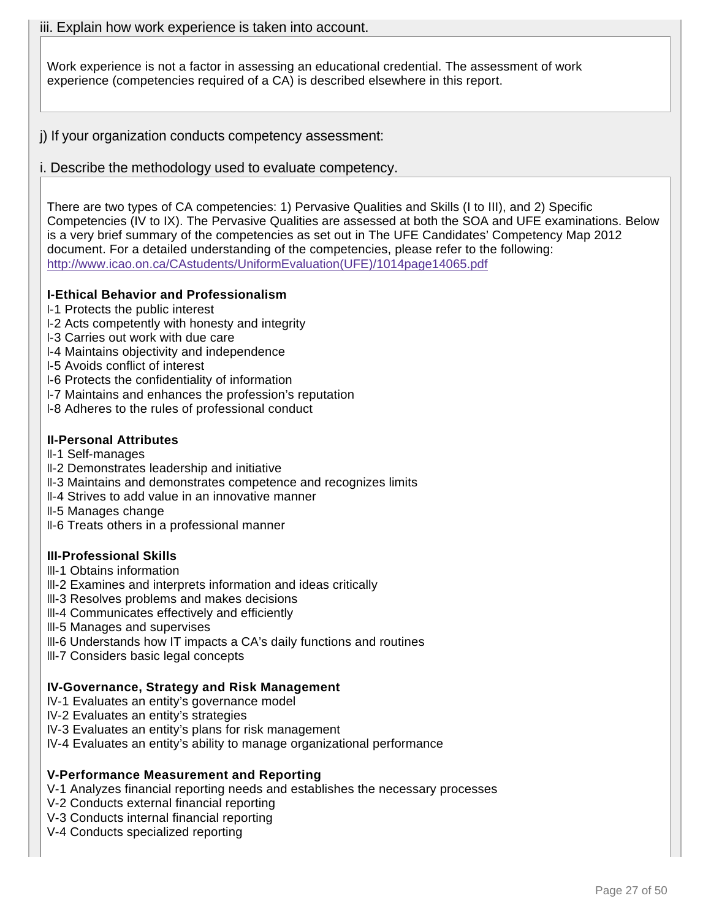iii. Explain how work experience is taken into account.

Work experience is not a factor in assessing an educational credential. The assessment of work experience (competencies required of a CA) is described elsewhere in this report.

j) If your organization conducts competency assessment:

i. Describe the methodology used to evaluate competency.

There are two types of CA competencies: 1) Pervasive Qualities and Skills (I to III), and 2) Specific Competencies (IV to IX). The Pervasive Qualities are assessed at both the SOA and UFE examinations. Below is a very brief summary of the competencies as set out in The UFE Candidates' Competency Map 2012 document. For a detailed understanding of the competencies, please refer to the following: http://www.icao.on.ca/CAstudents/UniformEvaluation(UFE)/1014page14065.pdf

**I-Ethical Behavior and Professionalism**
I-1 Protects the public interest
I-2 Acts competently with honesty and integrity
I-3 Carries out work with due care
I-4 Maintains objectivity and independence
I-5 Avoids conflict of interest
I-6 Protects the confidentiality of information
I-7 Maintains and enhances the profession's reputation
I-8 Adheres to the rules of professional conduct

**II-Personal Attributes**
II-1 Self-manages
II-2 Demonstrates leadership and initiative
II-3 Maintains and demonstrates competence and recognizes limits
II-4 Strives to add value in an innovative manner
II-5 Manages change
II-6 Treats others in a professional manner

**III-Professional Skills**
III-1 Obtains information
III-2 Examines and interprets information and ideas critically
III-3 Resolves problems and makes decisions
III-4 Communicates effectively and efficiently
III-5 Manages and supervises
III-6 Understands how IT impacts a CA's daily functions and routines
III-7 Considers basic legal concepts

**IV-Governance, Strategy and Risk Management**
IV-1 Evaluates an entity's governance model
IV-2 Evaluates an entity's strategies
IV-3 Evaluates an entity's plans for risk management
IV-4 Evaluates an entity's ability to manage organizational performance

**V-Performance Measurement and Reporting**
V-1 Analyzes financial reporting needs and establishes the necessary processes
V-2 Conducts external financial reporting
V-3 Conducts internal financial reporting
V-4 Conducts specialized reporting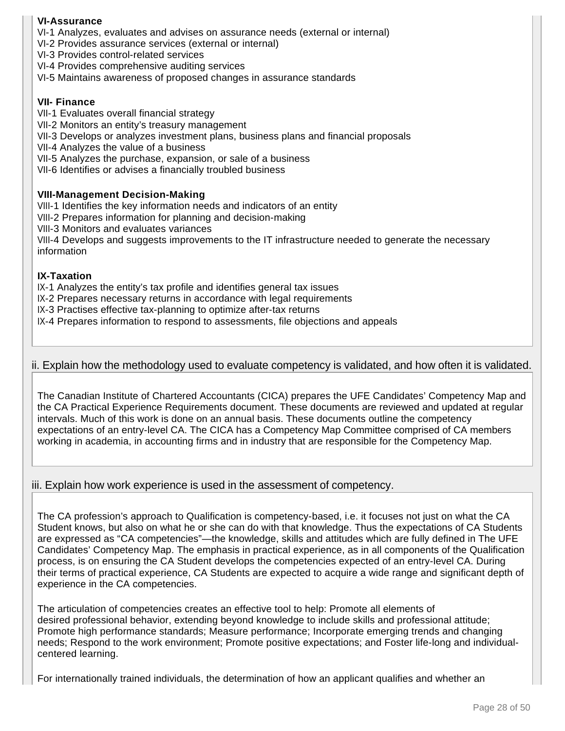**VI-Assurance**

VI-1 Analyzes, evaluates and advises on assurance needs (external or internal)
VI-2 Provides assurance services (external or internal)
VI-3 Provides control-related services
VI-4 Provides comprehensive auditing services
VI-5 Maintains awareness of proposed changes in assurance standards

**VII- Finance**

VII-1 Evaluates overall financial strategy
VII-2 Monitors an entity's treasury management
VII-3 Develops or analyzes investment plans, business plans and financial proposals
VII-4 Analyzes the value of a business
VII-5 Analyzes the purchase, expansion, or sale of a business
VII-6 Identifies or advises a financially troubled business

**VIII-Management Decision-Making**

VIII-1 Identifies the key information needs and indicators of an entity
VIII-2 Prepares information for planning and decision-making
VIII-3 Monitors and evaluates variances
VIII-4 Develops and suggests improvements to the IT infrastructure needed to generate the necessary information

**IX-Taxation**

IX-1 Analyzes the entity's tax profile and identifies general tax issues
IX-2 Prepares necessary returns in accordance with legal requirements
IX-3 Practises effective tax-planning to optimize after-tax returns
IX-4 Prepares information to respond to assessments, file objections and appeals

## ii. Explain how the methodology used to evaluate competency is validated, and how often it is validated.

The Canadian Institute of Chartered Accountants (CICA) prepares the UFE Candidates' Competency Map and the CA Practical Experience Requirements document. These documents are reviewed and updated at regular intervals. Much of this work is done on an annual basis. These documents outline the competency expectations of an entry-level CA. The CICA has a Competency Map Committee comprised of CA members working in academia, in accounting firms and in industry that are responsible for the Competency Map.

## iii. Explain how work experience is used in the assessment of competency.

The CA profession's approach to Qualification is competency-based, i.e. it focuses not just on what the CA Student knows, but also on what he or she can do with that knowledge. Thus the expectations of CA Students are expressed as "CA competencies"—the knowledge, skills and attitudes which are fully defined in The UFE Candidates' Competency Map. The emphasis in practical experience, as in all components of the Qualification process, is on ensuring the CA Student develops the competencies expected of an entry-level CA. During their terms of practical experience, CA Students are expected to acquire a wide range and significant depth of experience in the CA competencies.

The articulation of competencies creates an effective tool to help: Promote all elements of desired professional behavior, extending beyond knowledge to include skills and professional attitude; Promote high performance standards; Measure performance; Incorporate emerging trends and changing needs; Respond to the work environment; Promote positive expectations; and Foster life-long and individual-centered learning.

For internationally trained individuals, the determination of how an applicant qualifies and whether an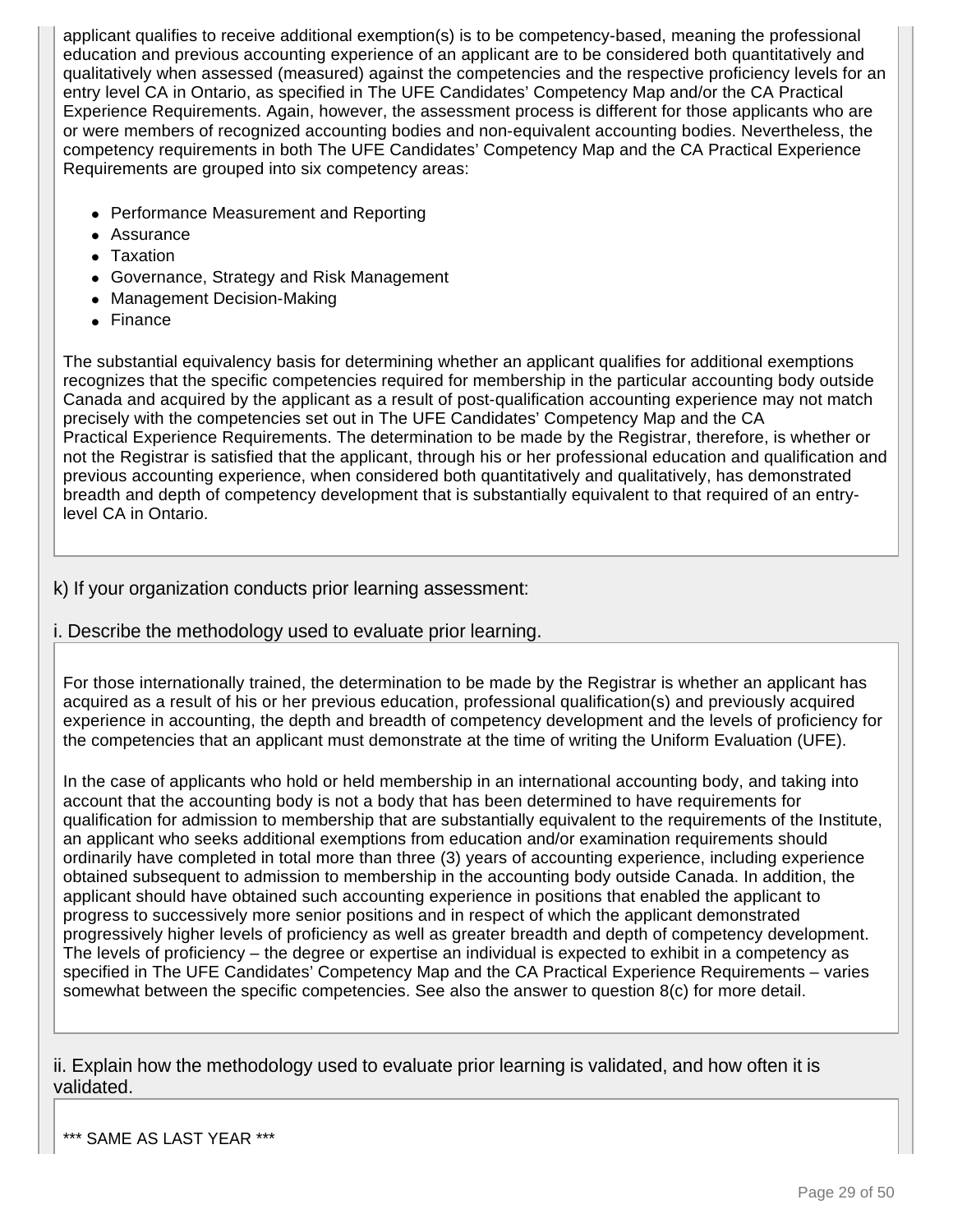applicant qualifies to receive additional exemption(s) is to be competency-based, meaning the professional education and previous accounting experience of an applicant are to be considered both quantitatively and qualitatively when assessed (measured) against the competencies and the respective proficiency levels for an entry level CA in Ontario, as specified in The UFE Candidates' Competency Map and/or the CA Practical Experience Requirements. Again, however, the assessment process is different for those applicants who are or were members of recognized accounting bodies and non-equivalent accounting bodies. Nevertheless, the competency requirements in both The UFE Candidates' Competency Map and the CA Practical Experience Requirements are grouped into six competency areas:

- Performance Measurement and Reporting
- Assurance
- Taxation
- Governance, Strategy and Risk Management
- Management Decision-Making
- Finance

The substantial equivalency basis for determining whether an applicant qualifies for additional exemptions recognizes that the specific competencies required for membership in the particular accounting body outside Canada and acquired by the applicant as a result of post-qualification accounting experience may not match precisely with the competencies set out in The UFE Candidates' Competency Map and the CA Practical Experience Requirements. The determination to be made by the Registrar, therefore, is whether or not the Registrar is satisfied that the applicant, through his or her professional education and qualification and previous accounting experience, when considered both quantitatively and qualitatively, has demonstrated breadth and depth of competency development that is substantially equivalent to that required of an entry-level CA in Ontario.

k) If your organization conducts prior learning assessment:

i. Describe the methodology used to evaluate prior learning.

For those internationally trained, the determination to be made by the Registrar is whether an applicant has acquired as a result of his or her previous education, professional qualification(s) and previously acquired experience in accounting, the depth and breadth of competency development and the levels of proficiency for the competencies that an applicant must demonstrate at the time of writing the Uniform Evaluation (UFE).

In the case of applicants who hold or held membership in an international accounting body, and taking into account that the accounting body is not a body that has been determined to have requirements for qualification for admission to membership that are substantially equivalent to the requirements of the Institute, an applicant who seeks additional exemptions from education and/or examination requirements should ordinarily have completed in total more than three (3) years of accounting experience, including experience obtained subsequent to admission to membership in the accounting body outside Canada. In addition, the applicant should have obtained such accounting experience in positions that enabled the applicant to progress to successively more senior positions and in respect of which the applicant demonstrated progressively higher levels of proficiency as well as greater breadth and depth of competency development. The levels of proficiency – the degree or expertise an individual is expected to exhibit in a competency as specified in The UFE Candidates' Competency Map and the CA Practical Experience Requirements – varies somewhat between the specific competencies. See also the answer to question 8(c) for more detail.

ii. Explain how the methodology used to evaluate prior learning is validated, and how often it is validated.

*** SAME AS LAST YEAR ***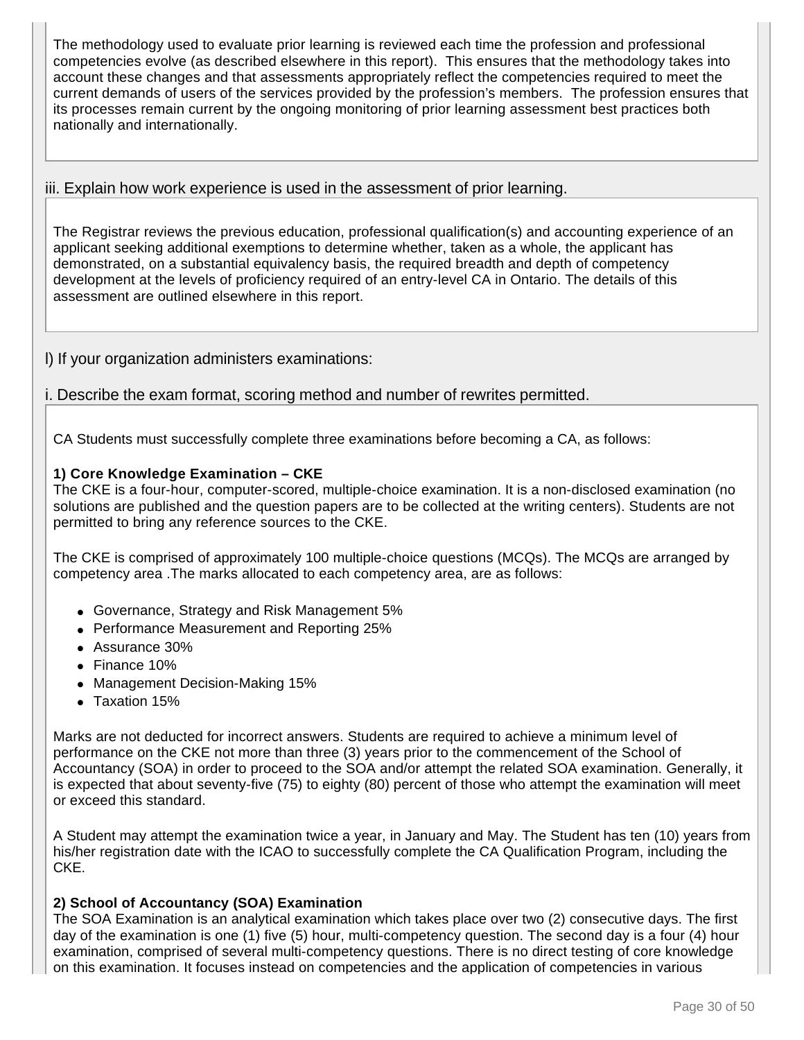The methodology used to evaluate prior learning is reviewed each time the profession and professional competencies evolve (as described elsewhere in this report). This ensures that the methodology takes into account these changes and that assessments appropriately reflect the competencies required to meet the current demands of users of the services provided by the profession's members. The profession ensures that its processes remain current by the ongoing monitoring of prior learning assessment best practices both nationally and internationally.

### iii. Explain how work experience is used in the assessment of prior learning.

The Registrar reviews the previous education, professional qualification(s) and accounting experience of an applicant seeking additional exemptions to determine whether, taken as a whole, the applicant has demonstrated, on a substantial equivalency basis, the required breadth and depth of competency development at the levels of proficiency required of an entry-level CA in Ontario. The details of this assessment are outlined elsewhere in this report.

## l) If your organization administers examinations:

### i. Describe the exam format, scoring method and number of rewrites permitted.

CA Students must successfully complete three examinations before becoming a CA, as follows:

**1) Core Knowledge Examination – CKE**
The CKE is a four-hour, computer-scored, multiple-choice examination. It is a non-disclosed examination (no solutions are published and the question papers are to be collected at the writing centers). Students are not permitted to bring any reference sources to the CKE.

The CKE is comprised of approximately 100 multiple-choice questions (MCQs). The MCQs are arranged by competency area .The marks allocated to each competency area, are as follows:

- Governance, Strategy and Risk Management 5%
- Performance Measurement and Reporting 25%
- Assurance 30%
- Finance 10%
- Management Decision-Making 15%
- Taxation 15%

Marks are not deducted for incorrect answers. Students are required to achieve a minimum level of performance on the CKE not more than three (3) years prior to the commencement of the School of Accountancy (SOA) in order to proceed to the SOA and/or attempt the related SOA examination. Generally, it is expected that about seventy-five (75) to eighty (80) percent of those who attempt the examination will meet or exceed this standard.

A Student may attempt the examination twice a year, in January and May. The Student has ten (10) years from his/her registration date with the ICAO to successfully complete the CA Qualification Program, including the CKE.

**2) School of Accountancy (SOA) Examination**
The SOA Examination is an analytical examination which takes place over two (2) consecutive days. The first day of the examination is one (1) five (5) hour, multi-competency question. The second day is a four (4) hour examination, comprised of several multi-competency questions. There is no direct testing of core knowledge on this examination. It focuses instead on competencies and the application of competencies in various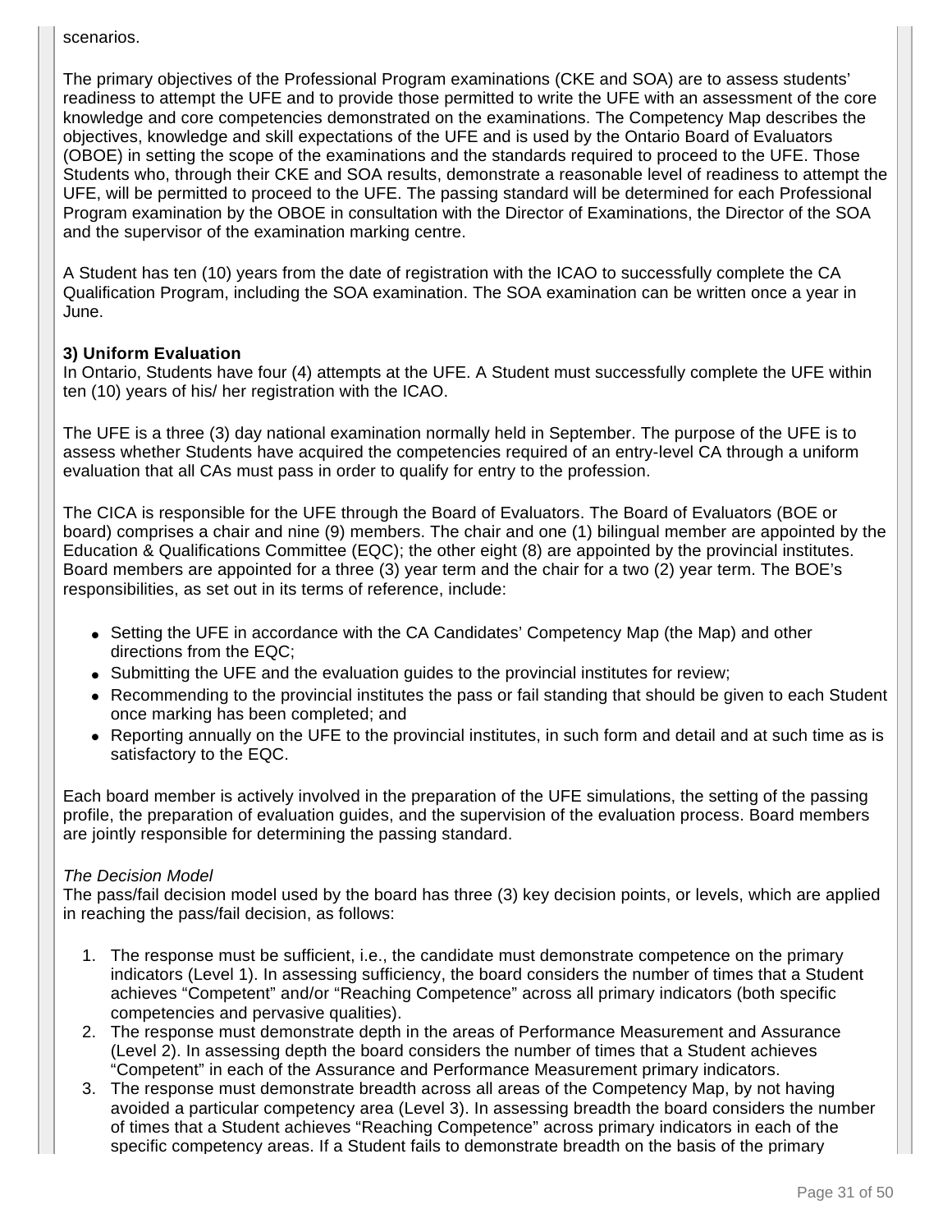scenarios.

The primary objectives of the Professional Program examinations (CKE and SOA) are to assess students' readiness to attempt the UFE and to provide those permitted to write the UFE with an assessment of the core knowledge and core competencies demonstrated on the examinations. The Competency Map describes the objectives, knowledge and skill expectations of the UFE and is used by the Ontario Board of Evaluators (OBOE) in setting the scope of the examinations and the standards required to proceed to the UFE. Those Students who, through their CKE and SOA results, demonstrate a reasonable level of readiness to attempt the UFE, will be permitted to proceed to the UFE. The passing standard will be determined for each Professional Program examination by the OBOE in consultation with the Director of Examinations, the Director of the SOA and the supervisor of the examination marking centre.

A Student has ten (10) years from the date of registration with the ICAO to successfully complete the CA Qualification Program, including the SOA examination. The SOA examination can be written once a year in June.

**3) Uniform Evaluation**

In Ontario, Students have four (4) attempts at the UFE. A Student must successfully complete the UFE within ten (10) years of his/ her registration with the ICAO.

The UFE is a three (3) day national examination normally held in September. The purpose of the UFE is to assess whether Students have acquired the competencies required of an entry-level CA through a uniform evaluation that all CAs must pass in order to qualify for entry to the profession.

The CICA is responsible for the UFE through the Board of Evaluators. The Board of Evaluators (BOE or board) comprises a chair and nine (9) members. The chair and one (1) bilingual member are appointed by the Education & Qualifications Committee (EQC); the other eight (8) are appointed by the provincial institutes. Board members are appointed for a three (3) year term and the chair for a two (2) year term. The BOE's responsibilities, as set out in its terms of reference, include:

- Setting the UFE in accordance with the CA Candidates' Competency Map (the Map) and other directions from the EQC;
- Submitting the UFE and the evaluation guides to the provincial institutes for review;
- Recommending to the provincial institutes the pass or fail standing that should be given to each Student once marking has been completed; and
- Reporting annually on the UFE to the provincial institutes, in such form and detail and at such time as is satisfactory to the EQC.

Each board member is actively involved in the preparation of the UFE simulations, the setting of the passing profile, the preparation of evaluation guides, and the supervision of the evaluation process. Board members are jointly responsible for determining the passing standard.

*The Decision Model*

The pass/fail decision model used by the board has three (3) key decision points, or levels, which are applied in reaching the pass/fail decision, as follows:

1. The response must be sufficient, i.e., the candidate must demonstrate competence on the primary indicators (Level 1). In assessing sufficiency, the board considers the number of times that a Student achieves "Competent" and/or "Reaching Competence" across all primary indicators (both specific competencies and pervasive qualities).
2. The response must demonstrate depth in the areas of Performance Measurement and Assurance (Level 2). In assessing depth the board considers the number of times that a Student achieves "Competent" in each of the Assurance and Performance Measurement primary indicators.
3. The response must demonstrate breadth across all areas of the Competency Map, by not having avoided a particular competency area (Level 3). In assessing breadth the board considers the number of times that a Student achieves "Reaching Competence" across primary indicators in each of the specific competency areas. If a Student fails to demonstrate breadth on the basis of the primary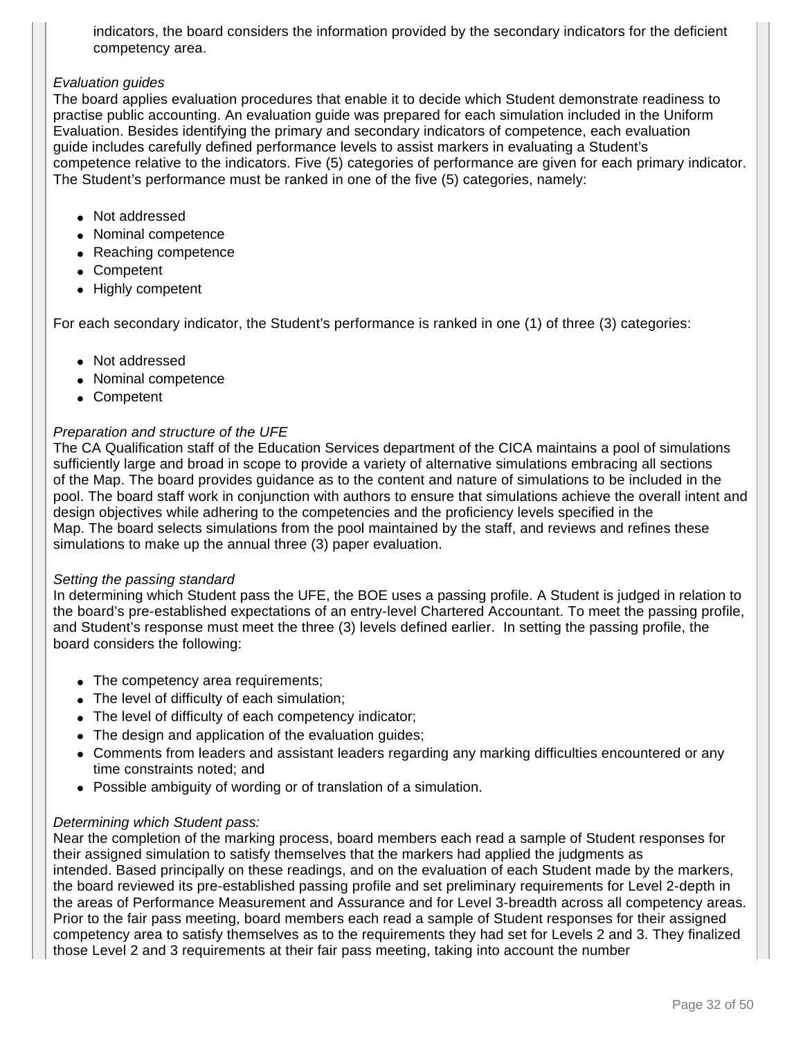indicators, the board considers the information provided by the secondary indicators for the deficient competency area.

*Evaluation guides*
The board applies evaluation procedures that enable it to decide which Student demonstrate readiness to practise public accounting. An evaluation guide was prepared for each simulation included in the Uniform Evaluation. Besides identifying the primary and secondary indicators of competence, each evaluation guide includes carefully defined performance levels to assist markers in evaluating a Student's competence relative to the indicators. Five (5) categories of performance are given for each primary indicator. The Student's performance must be ranked in one of the five (5) categories, namely:

- Not addressed
- Nominal competence
- Reaching competence
- Competent
- Highly competent

For each secondary indicator, the Student's performance is ranked in one (1) of three (3) categories:

- Not addressed
- Nominal competence
- Competent

*Preparation and structure of the UFE*
The CA Qualification staff of the Education Services department of the CICA maintains a pool of simulations sufficiently large and broad in scope to provide a variety of alternative simulations embracing all sections of the Map. The board provides guidance as to the content and nature of simulations to be included in the pool. The board staff work in conjunction with authors to ensure that simulations achieve the overall intent and design objectives while adhering to the competencies and the proficiency levels specified in the Map. The board selects simulations from the pool maintained by the staff, and reviews and refines these simulations to make up the annual three (3) paper evaluation.

*Setting the passing standard*
In determining which Student pass the UFE, the BOE uses a passing profile. A Student is judged in relation to the board's pre-established expectations of an entry-level Chartered Accountant. To meet the passing profile, and Student's response must meet the three (3) levels defined earlier. In setting the passing profile, the board considers the following:

- The competency area requirements;
- The level of difficulty of each simulation;
- The level of difficulty of each competency indicator;
- The design and application of the evaluation guides;
- Comments from leaders and assistant leaders regarding any marking difficulties encountered or any time constraints noted; and
- Possible ambiguity of wording or of translation of a simulation.

*Determining which Student pass:*
Near the completion of the marking process, board members each read a sample of Student responses for their assigned simulation to satisfy themselves that the markers had applied the judgments as intended. Based principally on these readings, and on the evaluation of each Student made by the markers, the board reviewed its pre-established passing profile and set preliminary requirements for Level 2-depth in the areas of Performance Measurement and Assurance and for Level 3-breadth across all competency areas. Prior to the fair pass meeting, board members each read a sample of Student responses for their assigned competency area to satisfy themselves as to the requirements they had set for Levels 2 and 3. They finalized those Level 2 and 3 requirements at their fair pass meeting, taking into account the number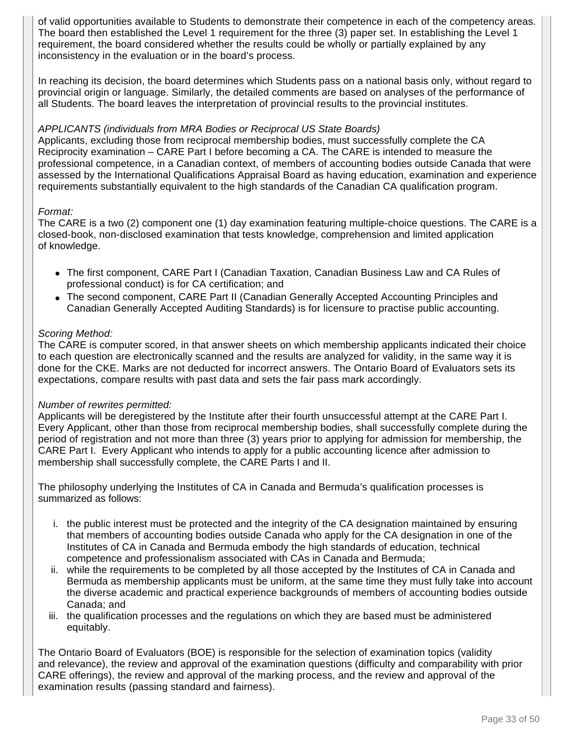of valid opportunities available to Students to demonstrate their competence in each of the competency areas. The board then established the Level 1 requirement for the three (3) paper set. In establishing the Level 1 requirement, the board considered whether the results could be wholly or partially explained by any inconsistency in the evaluation or in the board's process.

In reaching its decision, the board determines which Students pass on a national basis only, without regard to provincial origin or language. Similarly, the detailed comments are based on analyses of the performance of all Students. The board leaves the interpretation of provincial results to the provincial institutes.

*APPLICANTS (individuals from MRA Bodies or Reciprocal US State Boards)*
Applicants, excluding those from reciprocal membership bodies, must successfully complete the CA Reciprocity examination – CARE Part I before becoming a CA. The CARE is intended to measure the professional competence, in a Canadian context, of members of accounting bodies outside Canada that were assessed by the International Qualifications Appraisal Board as having education, examination and experience requirements substantially equivalent to the high standards of the Canadian CA qualification program.

*Format:*
The CARE is a two (2) component one (1) day examination featuring multiple-choice questions. The CARE is a closed-book, non-disclosed examination that tests knowledge, comprehension and limited application of knowledge.

- The first component, CARE Part I (Canadian Taxation, Canadian Business Law and CA Rules of professional conduct) is for CA certification; and
- The second component, CARE Part II (Canadian Generally Accepted Accounting Principles and Canadian Generally Accepted Auditing Standards) is for licensure to practise public accounting.

*Scoring Method:*
The CARE is computer scored, in that answer sheets on which membership applicants indicated their choice to each question are electronically scanned and the results are analyzed for validity, in the same way it is done for the CKE. Marks are not deducted for incorrect answers. The Ontario Board of Evaluators sets its expectations, compare results with past data and sets the fair pass mark accordingly.

*Number of rewrites permitted:*
Applicants will be deregistered by the Institute after their fourth unsuccessful attempt at the CARE Part I. Every Applicant, other than those from reciprocal membership bodies, shall successfully complete during the period of registration and not more than three (3) years prior to applying for admission for membership, the CARE Part I. Every Applicant who intends to apply for a public accounting licence after admission to membership shall successfully complete, the CARE Parts I and II.

The philosophy underlying the Institutes of CA in Canada and Bermuda's qualification processes is summarized as follows:

i. the public interest must be protected and the integrity of the CA designation maintained by ensuring that members of accounting bodies outside Canada who apply for the CA designation in one of the Institutes of CA in Canada and Bermuda embody the high standards of education, technical competence and professionalism associated with CAs in Canada and Bermuda;
ii. while the requirements to be completed by all those accepted by the Institutes of CA in Canada and Bermuda as membership applicants must be uniform, at the same time they must fully take into account the diverse academic and practical experience backgrounds of members of accounting bodies outside Canada; and
iii. the qualification processes and the regulations on which they are based must be administered equitably.

The Ontario Board of Evaluators (BOE) is responsible for the selection of examination topics (validity and relevance), the review and approval of the examination questions (difficulty and comparability with prior CARE offerings), the review and approval of the marking process, and the review and approval of the examination results (passing standard and fairness).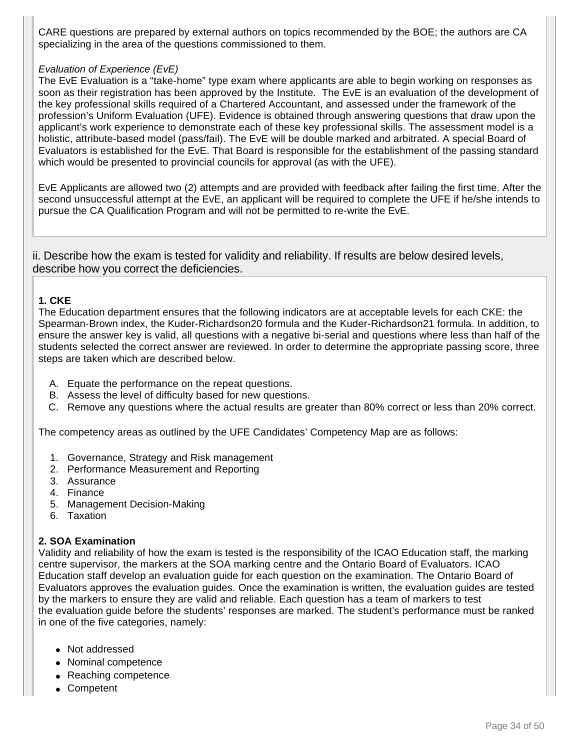CARE questions are prepared by external authors on topics recommended by the BOE; the authors are CA specializing in the area of the questions commissioned to them.

*Evaluation of Experience (EvE)*

The EvE Evaluation is a "take-home" type exam where applicants are able to begin working on responses as soon as their registration has been approved by the Institute. The EvE is an evaluation of the development of the key professional skills required of a Chartered Accountant, and assessed under the framework of the profession's Uniform Evaluation (UFE). Evidence is obtained through answering questions that draw upon the applicant's work experience to demonstrate each of these key professional skills. The assessment model is a holistic, attribute-based model (pass/fail). The EvE will be double marked and arbitrated. A special Board of Evaluators is established for the EvE. That Board is responsible for the establishment of the passing standard which would be presented to provincial councils for approval (as with the UFE).

EvE Applicants are allowed two (2) attempts and are provided with feedback after failing the first time. After the second unsuccessful attempt at the EvE, an applicant will be required to complete the UFE if he/she intends to pursue the CA Qualification Program and will not be permitted to re-write the EvE.

## ii. Describe how the exam is tested for validity and reliability. If results are below desired levels, describe how you correct the deficiencies.

**1. CKE**

The Education department ensures that the following indicators are at acceptable levels for each CKE: the Spearman-Brown index, the Kuder-Richardson20 formula and the Kuder-Richardson21 formula. In addition, to ensure the answer key is valid, all questions with a negative bi-serial and questions where less than half of the students selected the correct answer are reviewed. In order to determine the appropriate passing score, three steps are taken which are described below.

A. Equate the performance on the repeat questions.
B. Assess the level of difficulty based for new questions.
C. Remove any questions where the actual results are greater than 80% correct or less than 20% correct.

The competency areas as outlined by the UFE Candidates' Competency Map are as follows:

1. Governance, Strategy and Risk management
2. Performance Measurement and Reporting
3. Assurance
4. Finance
5. Management Decision-Making
6. Taxation

**2. SOA Examination**

Validity and reliability of how the exam is tested is the responsibility of the ICAO Education staff, the marking centre supervisor, the markers at the SOA marking centre and the Ontario Board of Evaluators. ICAO Education staff develop an evaluation guide for each question on the examination. The Ontario Board of Evaluators approves the evaluation guides. Once the examination is written, the evaluation guides are tested by the markers to ensure they are valid and reliable. Each question has a team of markers to test the evaluation guide before the students' responses are marked. The student's performance must be ranked in one of the five categories, namely:

- Not addressed
- Nominal competence
- Reaching competence
- Competent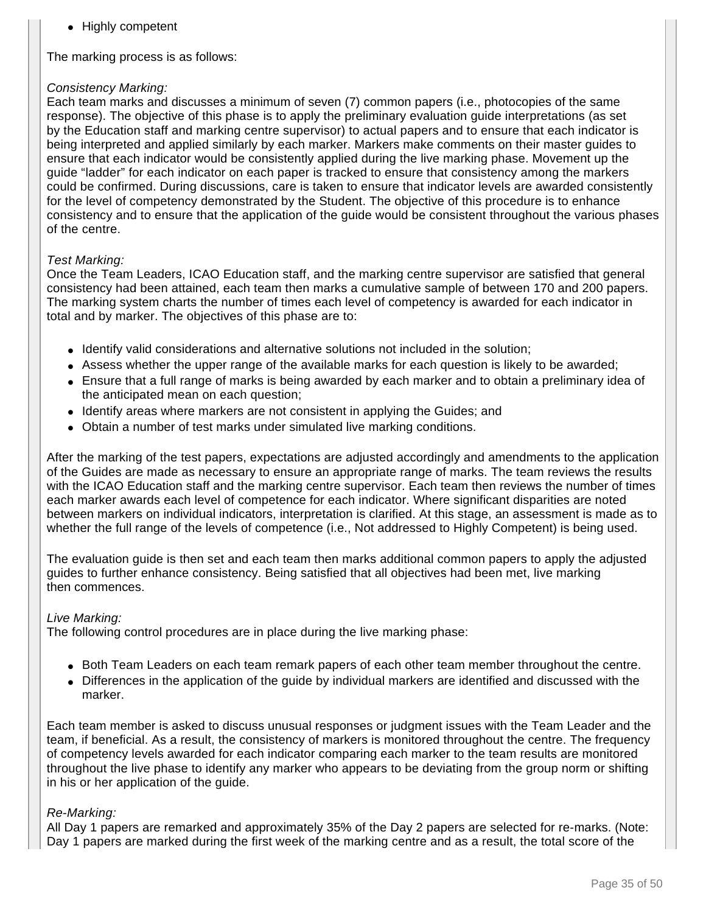- Highly competent

The marking process is as follows:

*Consistency Marking:*
Each team marks and discusses a minimum of seven (7) common papers (i.e., photocopies of the same response). The objective of this phase is to apply the preliminary evaluation guide interpretations (as set by the Education staff and marking centre supervisor) to actual papers and to ensure that each indicator is being interpreted and applied similarly by each marker. Markers make comments on their master guides to ensure that each indicator would be consistently applied during the live marking phase. Movement up the guide "ladder" for each indicator on each paper is tracked to ensure that consistency among the markers could be confirmed. During discussions, care is taken to ensure that indicator levels are awarded consistently for the level of competency demonstrated by the Student. The objective of this procedure is to enhance consistency and to ensure that the application of the guide would be consistent throughout the various phases of the centre.

*Test Marking:*
Once the Team Leaders, ICAO Education staff, and the marking centre supervisor are satisfied that general consistency had been attained, each team then marks a cumulative sample of between 170 and 200 papers. The marking system charts the number of times each level of competency is awarded for each indicator in total and by marker. The objectives of this phase are to:

- Identify valid considerations and alternative solutions not included in the solution;
- Assess whether the upper range of the available marks for each question is likely to be awarded;
- Ensure that a full range of marks is being awarded by each marker and to obtain a preliminary idea of the anticipated mean on each question;
- Identify areas where markers are not consistent in applying the Guides; and
- Obtain a number of test marks under simulated live marking conditions.

After the marking of the test papers, expectations are adjusted accordingly and amendments to the application of the Guides are made as necessary to ensure an appropriate range of marks. The team reviews the results with the ICAO Education staff and the marking centre supervisor. Each team then reviews the number of times each marker awards each level of competence for each indicator. Where significant disparities are noted between markers on individual indicators, interpretation is clarified. At this stage, an assessment is made as to whether the full range of the levels of competence (i.e., Not addressed to Highly Competent) is being used.

The evaluation guide is then set and each team then marks additional common papers to apply the adjusted guides to further enhance consistency. Being satisfied that all objectives had been met, live marking then commences.

*Live Marking:*
The following control procedures are in place during the live marking phase:

- Both Team Leaders on each team remark papers of each other team member throughout the centre.
- Differences in the application of the guide by individual markers are identified and discussed with the marker.

Each team member is asked to discuss unusual responses or judgment issues with the Team Leader and the team, if beneficial. As a result, the consistency of markers is monitored throughout the centre. The frequency of competency levels awarded for each indicator comparing each marker to the team results are monitored throughout the live phase to identify any marker who appears to be deviating from the group norm or shifting in his or her application of the guide.

*Re-Marking:*
All Day 1 papers are remarked and approximately 35% of the Day 2 papers are selected for re-marks. (Note: Day 1 papers are marked during the first week of the marking centre and as a result, the total score of the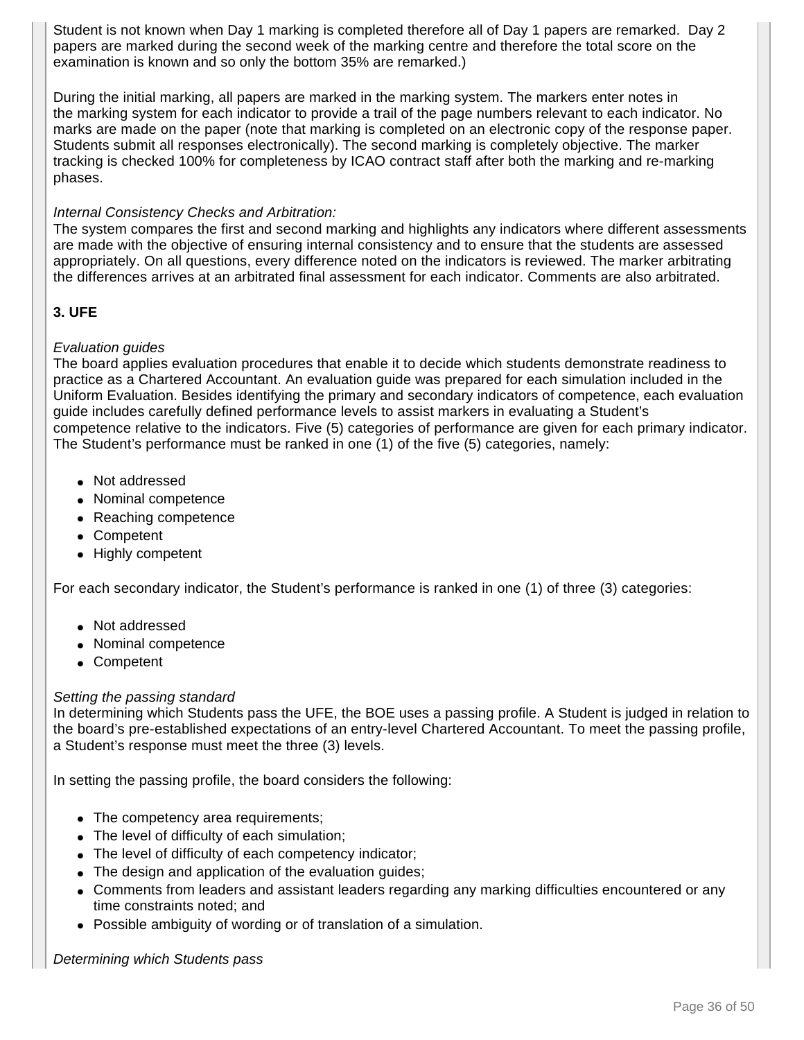Student is not known when Day 1 marking is completed therefore all of Day 1 papers are remarked. Day 2 papers are marked during the second week of the marking centre and therefore the total score on the examination is known and so only the bottom 35% are remarked.)

During the initial marking, all papers are marked in the marking system. The markers enter notes in the marking system for each indicator to provide a trail of the page numbers relevant to each indicator. No marks are made on the paper (note that marking is completed on an electronic copy of the response paper. Students submit all responses electronically). The second marking is completely objective. The marker tracking is checked 100% for completeness by ICAO contract staff after both the marking and re-marking phases.

*Internal Consistency Checks and Arbitration:*
The system compares the first and second marking and highlights any indicators where different assessments are made with the objective of ensuring internal consistency and to ensure that the students are assessed appropriately. On all questions, every difference noted on the indicators is reviewed. The marker arbitrating the differences arrives at an arbitrated final assessment for each indicator. Comments are also arbitrated.

**3. UFE**

*Evaluation guides*
The board applies evaluation procedures that enable it to decide which students demonstrate readiness to practice as a Chartered Accountant. An evaluation guide was prepared for each simulation included in the Uniform Evaluation. Besides identifying the primary and secondary indicators of competence, each evaluation guide includes carefully defined performance levels to assist markers in evaluating a Student's competence relative to the indicators. Five (5) categories of performance are given for each primary indicator. The Student's performance must be ranked in one (1) of the five (5) categories, namely:

- Not addressed
- Nominal competence
- Reaching competence
- Competent
- Highly competent

For each secondary indicator, the Student's performance is ranked in one (1) of three (3) categories:

- Not addressed
- Nominal competence
- Competent

*Setting the passing standard*
In determining which Students pass the UFE, the BOE uses a passing profile. A Student is judged in relation to the board's pre-established expectations of an entry-level Chartered Accountant. To meet the passing profile, a Student's response must meet the three (3) levels.

In setting the passing profile, the board considers the following:

- The competency area requirements;
- The level of difficulty of each simulation;
- The level of difficulty of each competency indicator;
- The design and application of the evaluation guides;
- Comments from leaders and assistant leaders regarding any marking difficulties encountered or any time constraints noted; and
- Possible ambiguity of wording or of translation of a simulation.

*Determining which Students pass*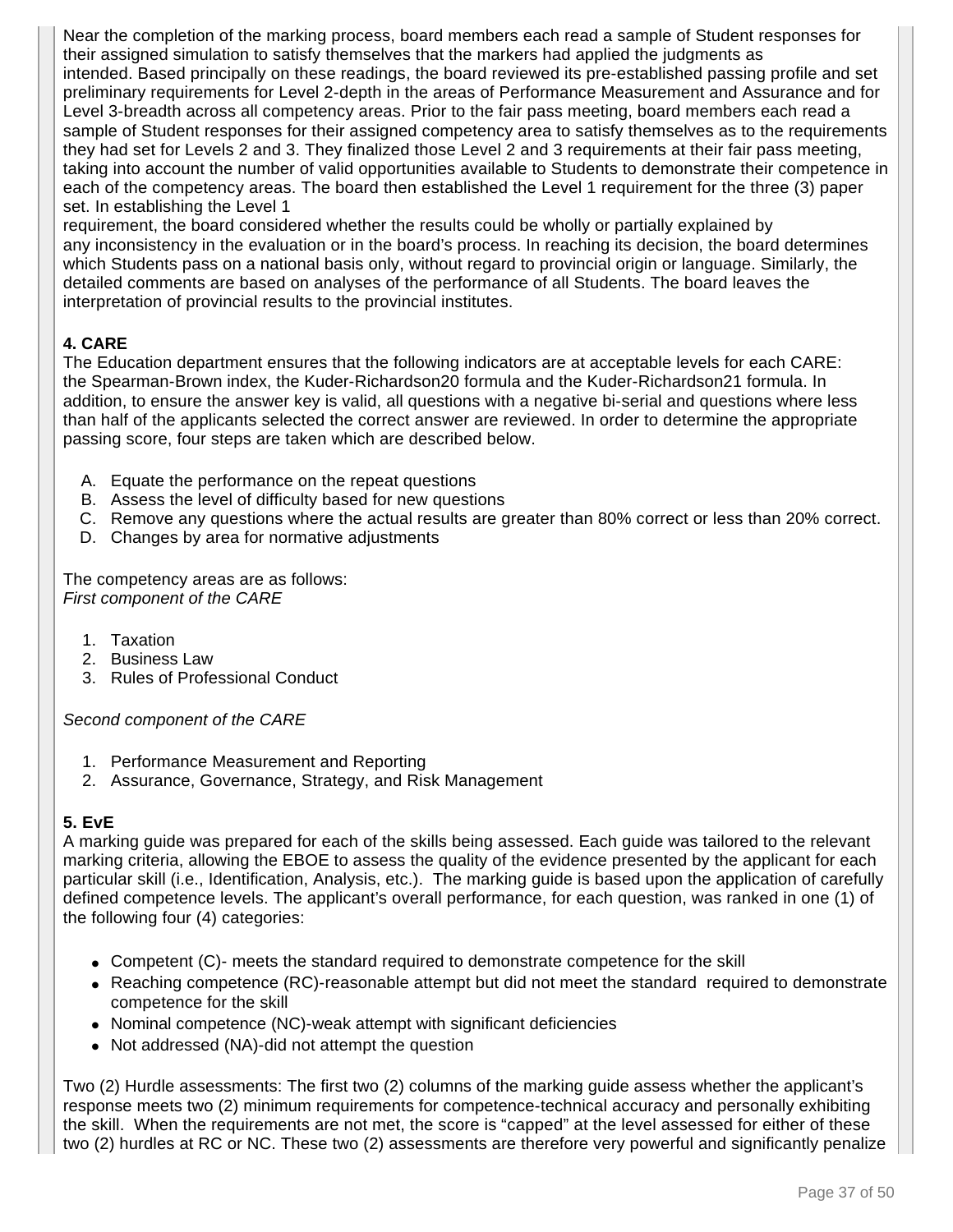Near the completion of the marking process, board members each read a sample of Student responses for their assigned simulation to satisfy themselves that the markers had applied the judgments as intended. Based principally on these readings, the board reviewed its pre-established passing profile and set preliminary requirements for Level 2-depth in the areas of Performance Measurement and Assurance and for Level 3-breadth across all competency areas. Prior to the fair pass meeting, board members each read a sample of Student responses for their assigned competency area to satisfy themselves as to the requirements they had set for Levels 2 and 3. They finalized those Level 2 and 3 requirements at their fair pass meeting, taking into account the number of valid opportunities available to Students to demonstrate their competence in each of the competency areas. The board then established the Level 1 requirement for the three (3) paper set. In establishing the Level 1 requirement, the board considered whether the results could be wholly or partially explained by any inconsistency in the evaluation or in the board's process. In reaching its decision, the board determines which Students pass on a national basis only, without regard to provincial origin or language. Similarly, the detailed comments are based on analyses of the performance of all Students. The board leaves the interpretation of provincial results to the provincial institutes.

**4. CARE**

The Education department ensures that the following indicators are at acceptable levels for each CARE: the Spearman-Brown index, the Kuder-Richardson20 formula and the Kuder-Richardson21 formula. In addition, to ensure the answer key is valid, all questions with a negative bi-serial and questions where less than half of the applicants selected the correct answer are reviewed. In order to determine the appropriate passing score, four steps are taken which are described below.

A. Equate the performance on the repeat questions
B. Assess the level of difficulty based for new questions
C. Remove any questions where the actual results are greater than 80% correct or less than 20% correct.
D. Changes by area for normative adjustments

The competency areas are as follows:

*First component of the CARE*

1. Taxation
2. Business Law
3. Rules of Professional Conduct

*Second component of the CARE*

1. Performance Measurement and Reporting
2. Assurance, Governance, Strategy, and Risk Management

**5. EvE**

A marking guide was prepared for each of the skills being assessed. Each guide was tailored to the relevant marking criteria, allowing the EBOE to assess the quality of the evidence presented by the applicant for each particular skill (i.e., Identification, Analysis, etc.). The marking guide is based upon the application of carefully defined competence levels. The applicant's overall performance, for each question, was ranked in one (1) of the following four (4) categories:

- Competent (C)- meets the standard required to demonstrate competence for the skill
- Reaching competence (RC)-reasonable attempt but did not meet the standard required to demonstrate competence for the skill
- Nominal competence (NC)-weak attempt with significant deficiencies
- Not addressed (NA)-did not attempt the question

Two (2) Hurdle assessments: The first two (2) columns of the marking guide assess whether the applicant's response meets two (2) minimum requirements for competence-technical accuracy and personally exhibiting the skill. When the requirements are not met, the score is "capped" at the level assessed for either of these two (2) hurdles at RC or NC. These two (2) assessments are therefore very powerful and significantly penalize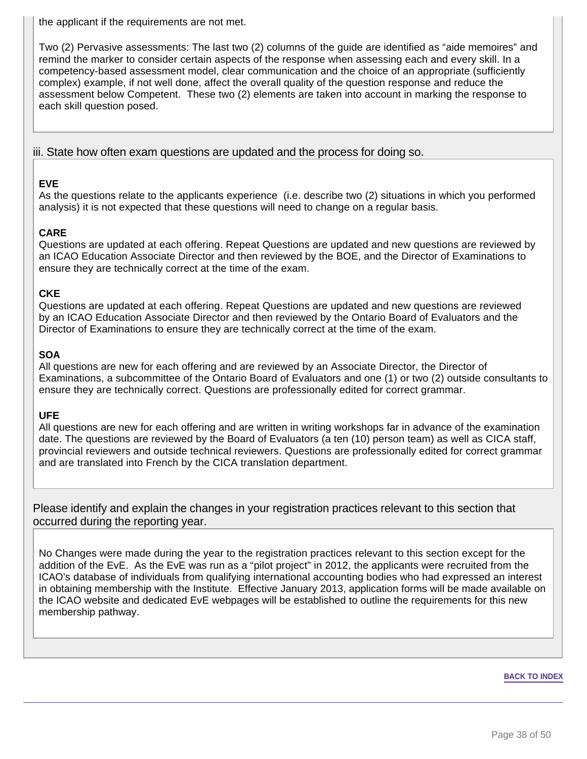the applicant if the requirements are not met.

Two (2) Pervasive assessments: The last two (2) columns of the guide are identified as “aide memoires” and remind the marker to consider certain aspects of the response when assessing each and every skill. In a competency-based assessment model, clear communication and the choice of an appropriate (sufficiently complex) example, if not well done, affect the overall quality of the question response and reduce the assessment below Competent. These two (2) elements are taken into account in marking the response to each skill question posed.

iii. State how often exam questions are updated and the process for doing so.

**EVE**
As the questions relate to the applicants experience (i.e. describe two (2) situations in which you performed analysis) it is not expected that these questions will need to change on a regular basis.

**CARE**
Questions are updated at each offering. Repeat Questions are updated and new questions are reviewed by an ICAO Education Associate Director and then reviewed by the BOE, and the Director of Examinations to ensure they are technically correct at the time of the exam.

**CKE**
Questions are updated at each offering. Repeat Questions are updated and new questions are reviewed by an ICAO Education Associate Director and then reviewed by the Ontario Board of Evaluators and the Director of Examinations to ensure they are technically correct at the time of the exam.

**SOA**
All questions are new for each offering and are reviewed by an Associate Director, the Director of Examinations, a subcommittee of the Ontario Board of Evaluators and one (1) or two (2) outside consultants to ensure they are technically correct. Questions are professionally edited for correct grammar.

**UFE**
All questions are new for each offering and are written in writing workshops far in advance of the examination date. The questions are reviewed by the Board of Evaluators (a ten (10) person team) as well as CICA staff, provincial reviewers and outside technical reviewers. Questions are professionally edited for correct grammar and are translated into French by the CICA translation department.

Please identify and explain the changes in your registration practices relevant to this section that occurred during the reporting year.

No Changes were made during the year to the registration practices relevant to this section except for the addition of the EvE. As the EvE was run as a “pilot project” in 2012, the applicants were recruited from the ICAO’s database of individuals from qualifying international accounting bodies who had expressed an interest in obtaining membership with the Institute. Effective January 2013, application forms will be made available on the ICAO website and dedicated EvE webpages will be established to outline the requirements for this new membership pathway.

BACK TO INDEX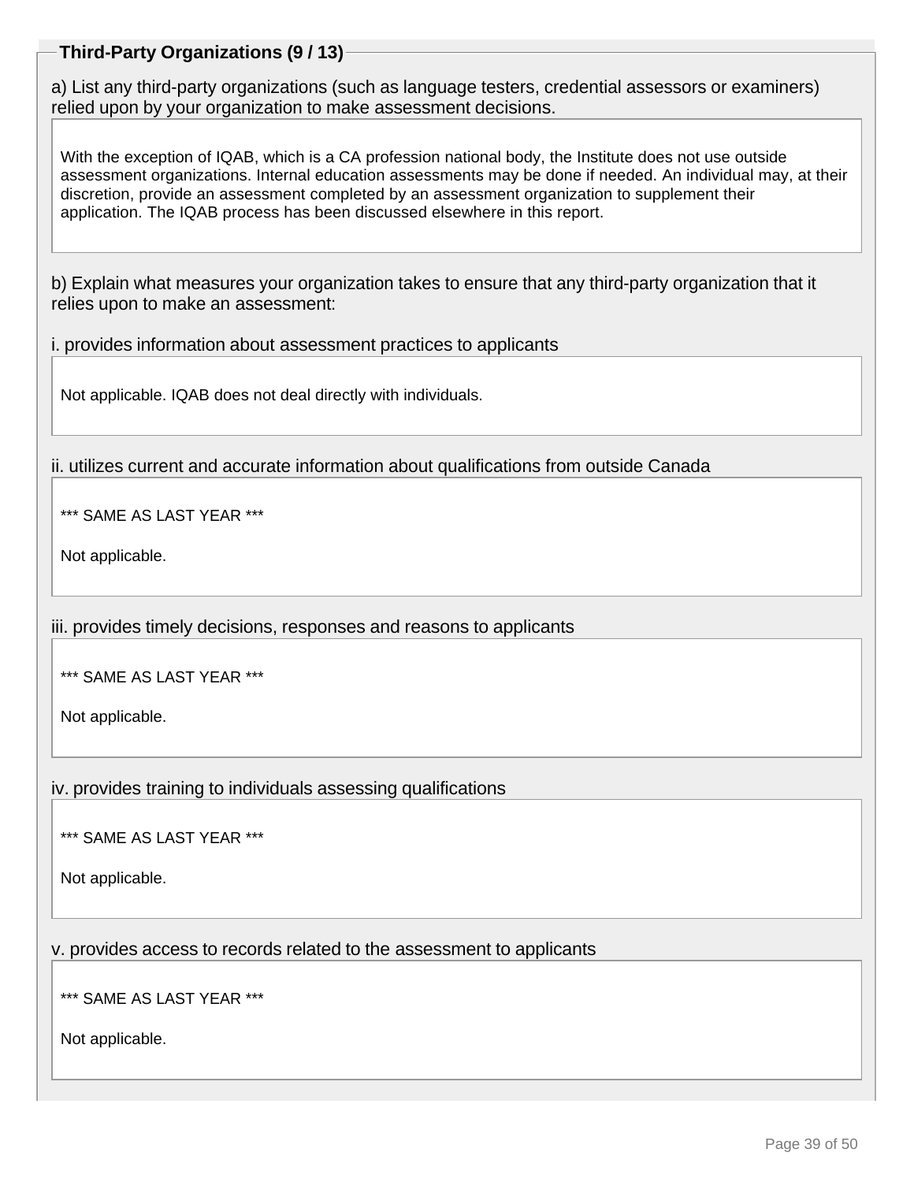## Third-Party Organizations (9 / 13)

a) List any third-party organizations (such as language testers, credential assessors or examiners) relied upon by your organization to make assessment decisions.

With the exception of IQAB, which is a CA profession national body, the Institute does not use outside assessment organizations. Internal education assessments may be done if needed. An individual may, at their discretion, provide an assessment completed by an assessment organization to supplement their application. The IQAB process has been discussed elsewhere in this report.

b) Explain what measures your organization takes to ensure that any third-party organization that it relies upon to make an assessment:

i. provides information about assessment practices to applicants

Not applicable. IQAB does not deal directly with individuals.

ii. utilizes current and accurate information about qualifications from outside Canada

*** SAME AS LAST YEAR ***

Not applicable.

iii. provides timely decisions, responses and reasons to applicants

*** SAME AS LAST YEAR ***

Not applicable.

iv. provides training to individuals assessing qualifications

*** SAME AS LAST YEAR ***

Not applicable.

v. provides access to records related to the assessment to applicants

*** SAME AS LAST YEAR ***

Not applicable.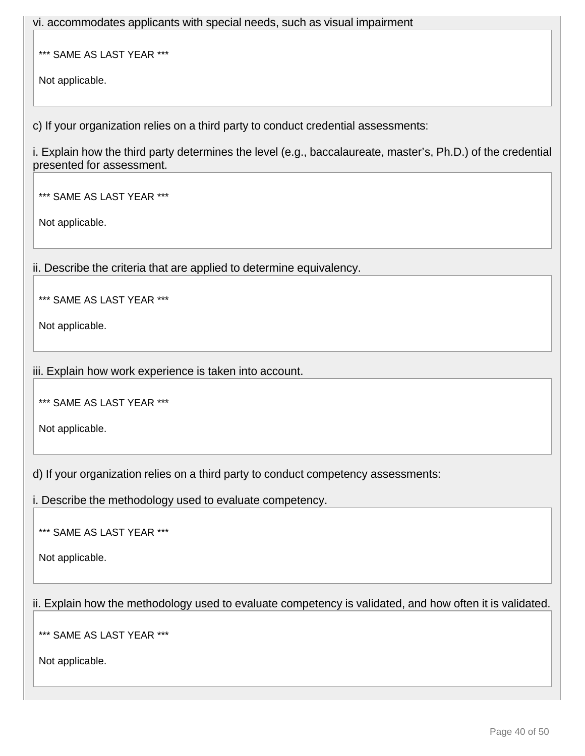vi. accommodates applicants with special needs, such as visual impairment

*** SAME AS LAST YEAR ***

Not applicable.

c) If your organization relies on a third party to conduct credential assessments:

i. Explain how the third party determines the level (e.g., baccalaureate, master's, Ph.D.) of the credential presented for assessment.

*** SAME AS LAST YEAR ***

Not applicable.

ii. Describe the criteria that are applied to determine equivalency.

*** SAME AS LAST YEAR ***

Not applicable.

iii. Explain how work experience is taken into account.

*** SAME AS LAST YEAR ***

Not applicable.

d) If your organization relies on a third party to conduct competency assessments:

i. Describe the methodology used to evaluate competency.

*** SAME AS LAST YEAR ***

Not applicable.

ii. Explain how the methodology used to evaluate competency is validated, and how often it is validated.

*** SAME AS LAST YEAR ***

Not applicable.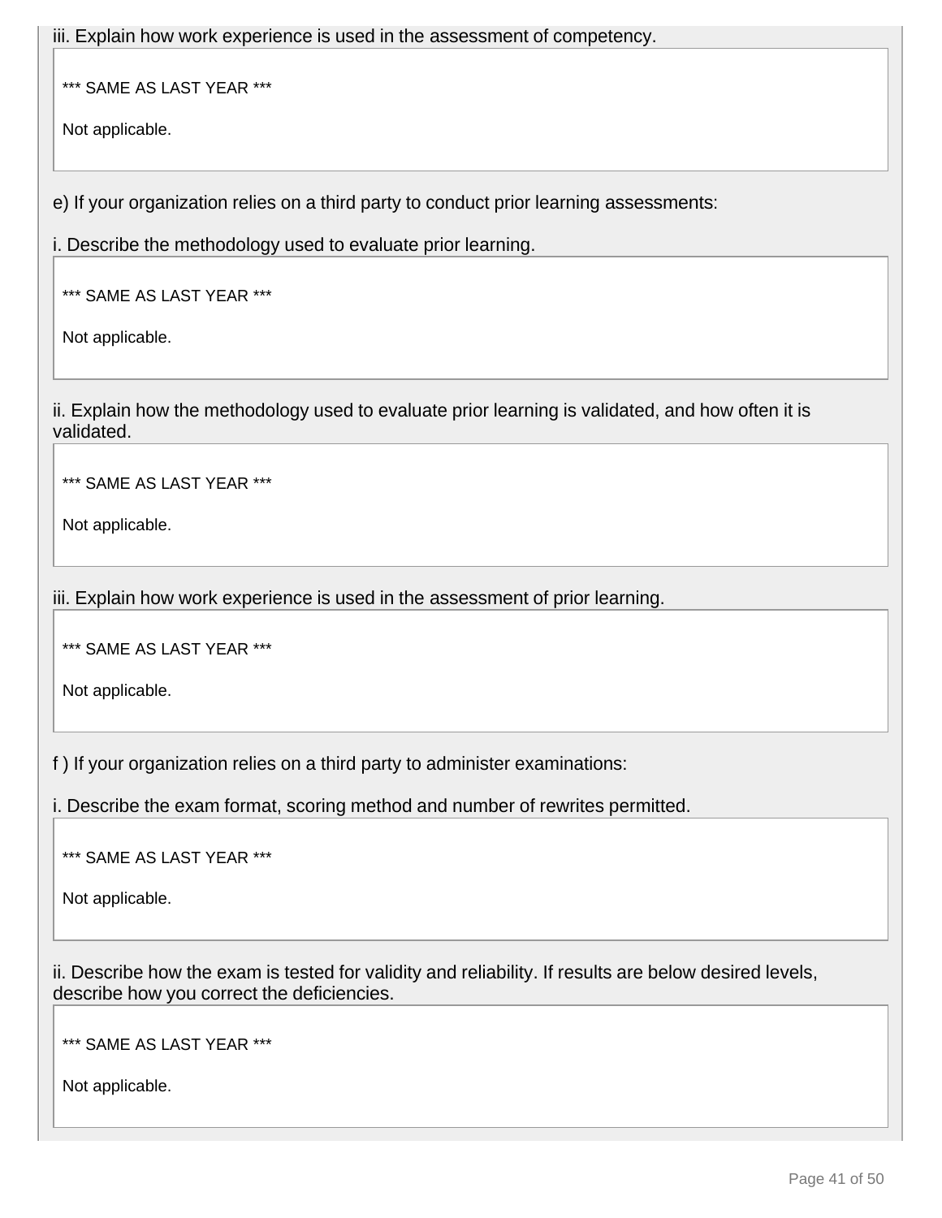iii. Explain how work experience is used in the assessment of competency.

*** SAME AS LAST YEAR ***

Not applicable.

e) If your organization relies on a third party to conduct prior learning assessments:

i. Describe the methodology used to evaluate prior learning.

*** SAME AS LAST YEAR ***

Not applicable.

ii. Explain how the methodology used to evaluate prior learning is validated, and how often it is validated.

*** SAME AS LAST YEAR ***

Not applicable.

iii. Explain how work experience is used in the assessment of prior learning.

*** SAME AS LAST YEAR ***

Not applicable.

f ) If your organization relies on a third party to administer examinations:

i. Describe the exam format, scoring method and number of rewrites permitted.

*** SAME AS LAST YEAR ***

Not applicable.

ii. Describe how the exam is tested for validity and reliability. If results are below desired levels, describe how you correct the deficiencies.

*** SAME AS LAST YEAR ***

Not applicable.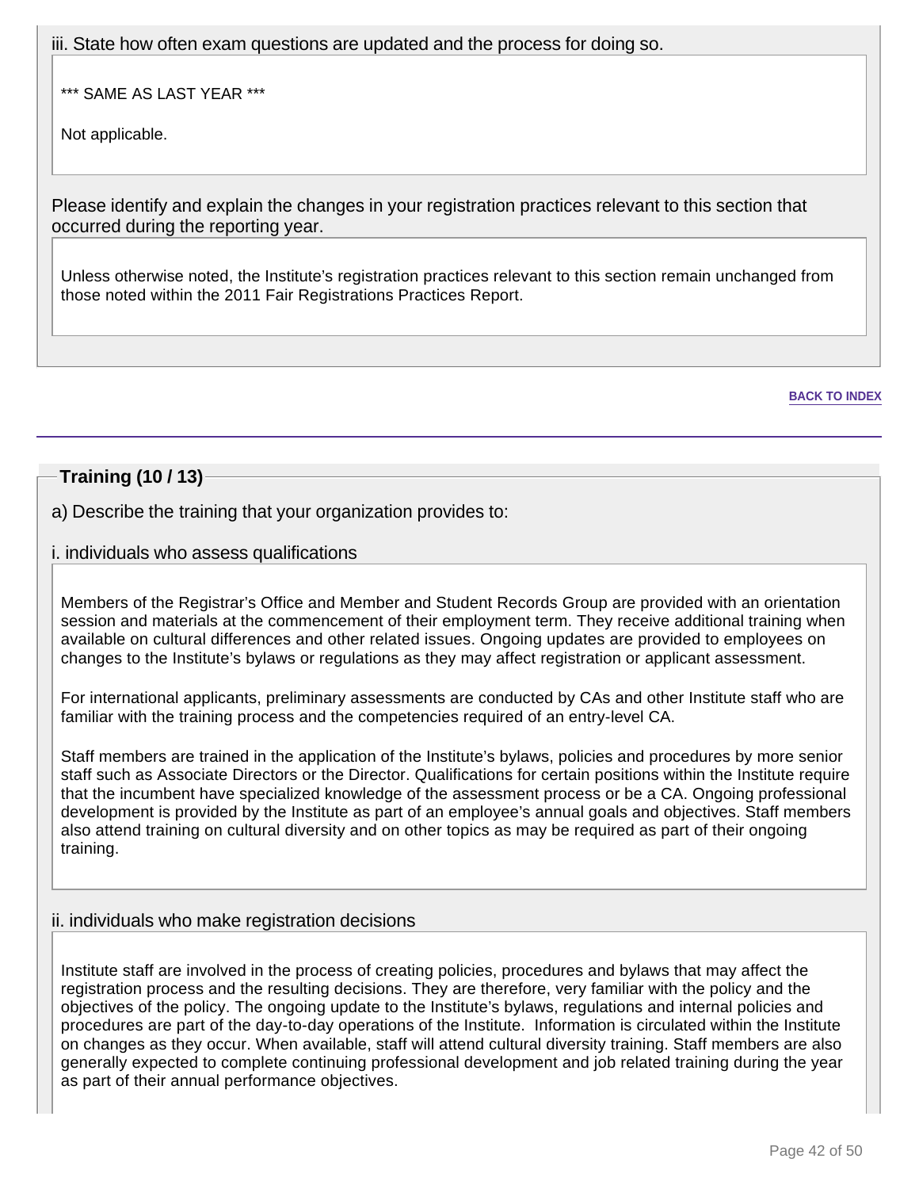iii. State how often exam questions are updated and the process for doing so.

*** SAME AS LAST YEAR ***

Not applicable.

Please identify and explain the changes in your registration practices relevant to this section that occurred during the reporting year.

Unless otherwise noted, the Institute's registration practices relevant to this section remain unchanged from those noted within the 2011 Fair Registrations Practices Report.

BACK TO INDEX

---

## Training (10 / 13)

a) Describe the training that your organization provides to:

i. individuals who assess qualifications

Members of the Registrar's Office and Member and Student Records Group are provided with an orientation session and materials at the commencement of their employment term. They receive additional training when available on cultural differences and other related issues. Ongoing updates are provided to employees on changes to the Institute's bylaws or regulations as they may affect registration or applicant assessment.

For international applicants, preliminary assessments are conducted by CAs and other Institute staff who are familiar with the training process and the competencies required of an entry-level CA.

Staff members are trained in the application of the Institute's bylaws, policies and procedures by more senior staff such as Associate Directors or the Director. Qualifications for certain positions within the Institute require that the incumbent have specialized knowledge of the assessment process or be a CA. Ongoing professional development is provided by the Institute as part of an employee's annual goals and objectives. Staff members also attend training on cultural diversity and on other topics as may be required as part of their ongoing training.

ii. individuals who make registration decisions

Institute staff are involved in the process of creating policies, procedures and bylaws that may affect the registration process and the resulting decisions. They are therefore, very familiar with the policy and the objectives of the policy. The ongoing update to the Institute's bylaws, regulations and internal policies and procedures are part of the day-to-day operations of the Institute. Information is circulated within the Institute on changes as they occur. When available, staff will attend cultural diversity training. Staff members are also generally expected to complete continuing professional development and job related training during the year as part of their annual performance objectives.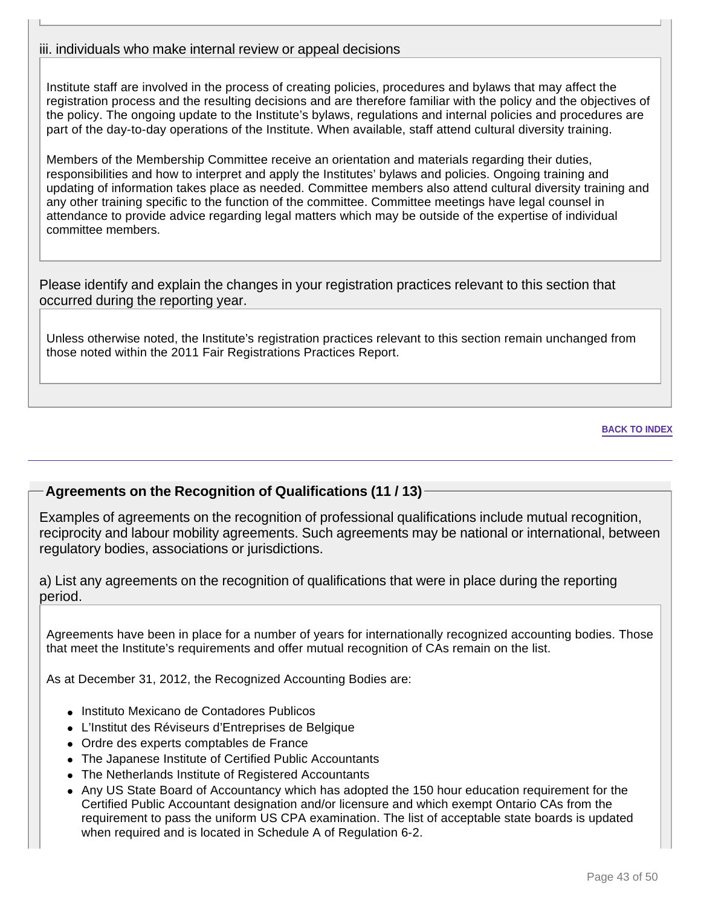iii. individuals who make internal review or appeal decisions

Institute staff are involved in the process of creating policies, procedures and bylaws that may affect the registration process and the resulting decisions and are therefore familiar with the policy and the objectives of the policy. The ongoing update to the Institute's bylaws, regulations and internal policies and procedures are part of the day-to-day operations of the Institute. When available, staff attend cultural diversity training.

Members of the Membership Committee receive an orientation and materials regarding their duties, responsibilities and how to interpret and apply the Institutes' bylaws and policies. Ongoing training and updating of information takes place as needed. Committee members also attend cultural diversity training and any other training specific to the function of the committee. Committee meetings have legal counsel in attendance to provide advice regarding legal matters which may be outside of the expertise of individual committee members.

Please identify and explain the changes in your registration practices relevant to this section that occurred during the reporting year.

Unless otherwise noted, the Institute's registration practices relevant to this section remain unchanged from those noted within the 2011 Fair Registrations Practices Report.

BACK TO INDEX

## Agreements on the Recognition of Qualifications (11 / 13)

Examples of agreements on the recognition of professional qualifications include mutual recognition, reciprocity and labour mobility agreements. Such agreements may be national or international, between regulatory bodies, associations or jurisdictions.

a) List any agreements on the recognition of qualifications that were in place during the reporting period.

Agreements have been in place for a number of years for internationally recognized accounting bodies. Those that meet the Institute's requirements and offer mutual recognition of CAs remain on the list.

As at December 31, 2012, the Recognized Accounting Bodies are:

- Instituto Mexicano de Contadores Publicos
- L'Institut des Réviseurs d'Entreprises de Belgique
- Ordre des experts comptables de France
- The Japanese Institute of Certified Public Accountants
- The Netherlands Institute of Registered Accountants
- Any US State Board of Accountancy which has adopted the 150 hour education requirement for the Certified Public Accountant designation and/or licensure and which exempt Ontario CAs from the requirement to pass the uniform US CPA examination. The list of acceptable state boards is updated when required and is located in Schedule A of Regulation 6-2.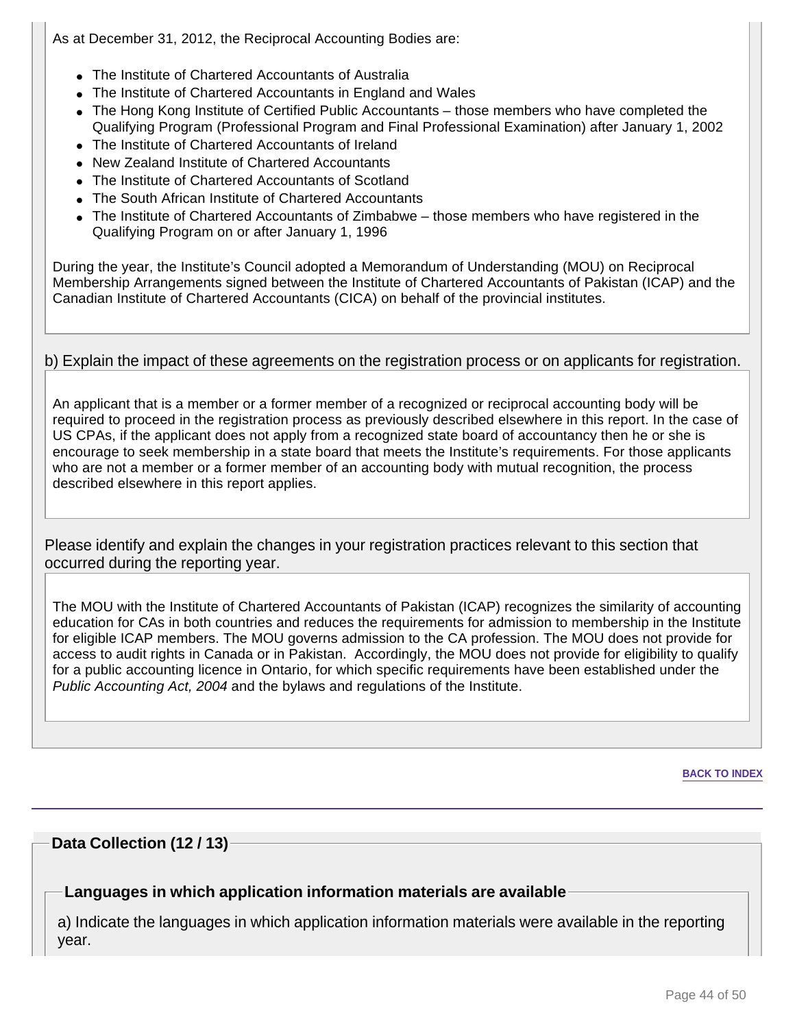As at December 31, 2012, the Reciprocal Accounting Bodies are:

- The Institute of Chartered Accountants of Australia
- The Institute of Chartered Accountants in England and Wales
- The Hong Kong Institute of Certified Public Accountants – those members who have completed the Qualifying Program (Professional Program and Final Professional Examination) after January 1, 2002
- The Institute of Chartered Accountants of Ireland
- New Zealand Institute of Chartered Accountants
- The Institute of Chartered Accountants of Scotland
- The South African Institute of Chartered Accountants
- The Institute of Chartered Accountants of Zimbabwe – those members who have registered in the Qualifying Program on or after January 1, 1996

During the year, the Institute's Council adopted a Memorandum of Understanding (MOU) on Reciprocal Membership Arrangements signed between the Institute of Chartered Accountants of Pakistan (ICAP) and the Canadian Institute of Chartered Accountants (CICA) on behalf of the provincial institutes.

b) Explain the impact of these agreements on the registration process or on applicants for registration.

An applicant that is a member or a former member of a recognized or reciprocal accounting body will be required to proceed in the registration process as previously described elsewhere in this report. In the case of US CPAs, if the applicant does not apply from a recognized state board of accountancy then he or she is encourage to seek membership in a state board that meets the Institute's requirements. For those applicants who are not a member or a former member of an accounting body with mutual recognition, the process described elsewhere in this report applies.

Please identify and explain the changes in your registration practices relevant to this section that occurred during the reporting year.

The MOU with the Institute of Chartered Accountants of Pakistan (ICAP) recognizes the similarity of accounting education for CAs in both countries and reduces the requirements for admission to membership in the Institute for eligible ICAP members. The MOU governs admission to the CA profession. The MOU does not provide for access to audit rights in Canada or in Pakistan. Accordingly, the MOU does not provide for eligibility to qualify for a public accounting licence in Ontario, for which specific requirements have been established under the *Public Accounting Act, 2004* and the bylaws and regulations of the Institute.

BACK TO INDEX

## Data Collection (12 / 13)

### Languages in which application information materials are available

a) Indicate the languages in which application information materials were available in the reporting year.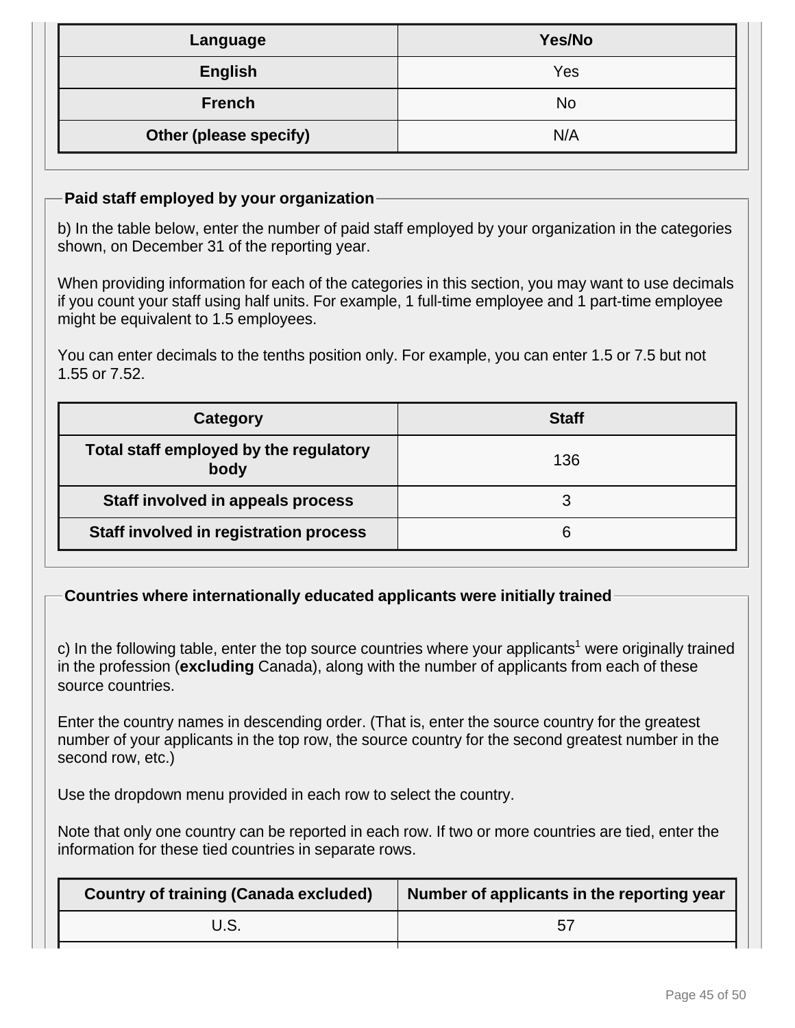| Language | Yes/No |
| --- | --- |
| English | Yes |
| French | No |
| Other (please specify) | N/A |

### Paid staff employed by your organization

b) In the table below, enter the number of paid staff employed by your organization in the categories shown, on December 31 of the reporting year.

When providing information for each of the categories in this section, you may want to use decimals if you count your staff using half units. For example, 1 full-time employee and 1 part-time employee might be equivalent to 1.5 employees.

You can enter decimals to the tenths position only. For example, you can enter 1.5 or 7.5 but not 1.55 or 7.52.

| Category | Staff |
| --- | --- |
| Total staff employed by the regulatory body | 136 |
| Staff involved in appeals process | 3 |
| Staff involved in registration process | 6 |

### Countries where internationally educated applicants were initially trained

c) In the following table, enter the top source countries where your applicants[1] were originally trained in the profession (**excluding** Canada), along with the number of applicants from each of these source countries.

Enter the country names in descending order. (That is, enter the source country for the greatest number of your applicants in the top row, the source country for the second greatest number in the second row, etc.)

Use the dropdown menu provided in each row to select the country.

Note that only one country can be reported in each row. If two or more countries are tied, enter the information for these tied countries in separate rows.

| Country of training (Canada excluded) | Number of applicants in the reporting year |
| --- | --- |
| U.S. | 57 |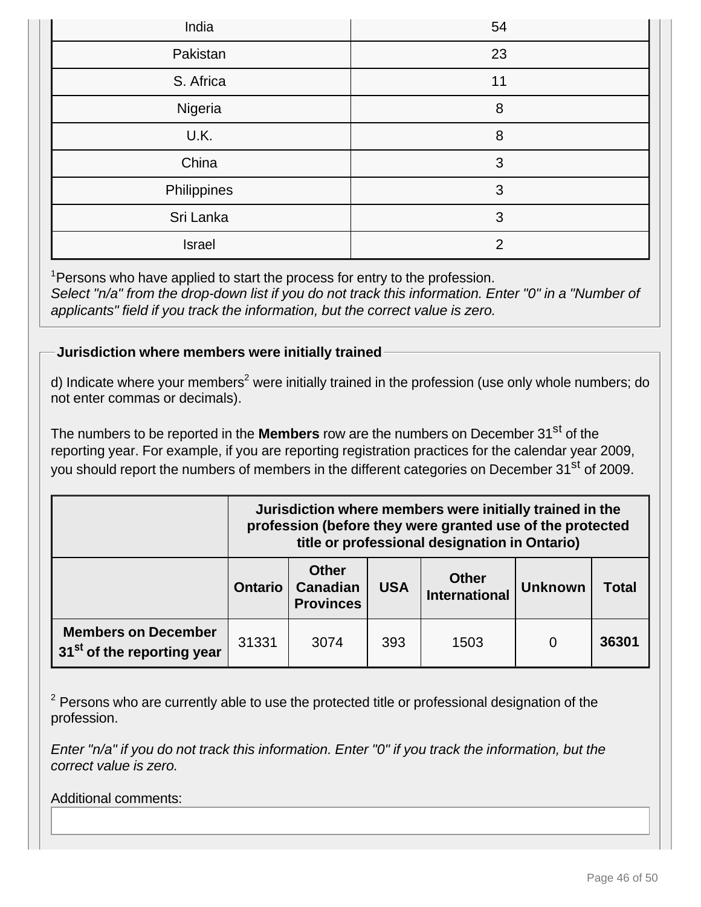| India | 54 |
|---|---|
| Pakistan | 23 |
| S. Africa | 11 |
| Nigeria | 8 |
| U.K. | 8 |
| China | 3 |
| Philippines | 3 |
| Sri Lanka | 3 |
| Israel | 2 |

[1]Persons who have applied to start the process for entry to the profession.
*Select "n/a" from the drop-down list if you do not track this information. Enter "0" in a "Number of applicants" field if you track the information, but the correct value is zero.*

**Jurisdiction where members were initially trained**

d) Indicate where your members[2] were initially trained in the profession (use only whole numbers; do not enter commas or decimals).

The numbers to be reported in the **Members** row are the numbers on December 31st of the reporting year. For example, if you are reporting registration practices for the calendar year 2009, you should report the numbers of members in the different categories on December 31st of 2009.

| | **Jurisdiction where members were initially trained in the profession (before they were granted use of the protected title or professional designation in Ontario)** | | | | | |
|---|---|---|---|---|---|---|
| | **Ontario** | **Other Canadian Provinces** | **USA** | **Other International** | **Unknown** | **Total** |
| **Members on December 31st of the reporting year** | 31331 | 3074 | 393 | 1503 | 0 | **36301** |

[2] Persons who are currently able to use the protected title or professional designation of the profession.

*Enter "n/a" if you do not track this information. Enter "0" if you track the information, but the correct value is zero.*

Additional comments: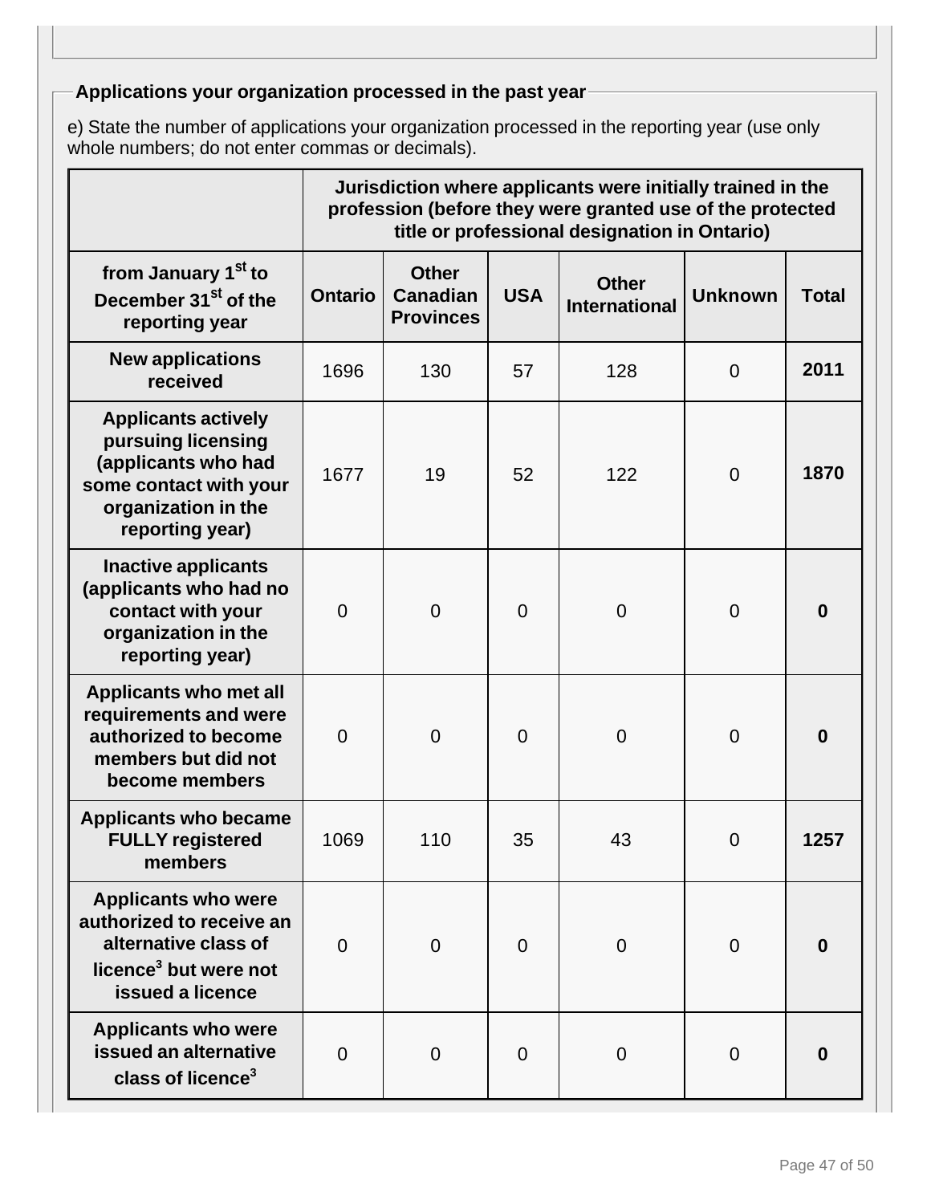### Applications your organization processed in the past year

e) State the number of applications your organization processed in the reporting year (use only whole numbers; do not enter commas or decimals).

| | Jurisdiction where applicants were initially trained in the profession (before they were granted use of the protected title or professional designation in Ontario) | | | | | |
|---|---|---|---|---|---|---|
| **from January 1st to December 31st of the reporting year** | **Ontario** | **Other Canadian Provinces** | **USA** | **Other International** | **Unknown** | **Total** |
| **New applications received** | 1696 | 130 | 57 | 128 | 0 | **2011** |
| **Applicants actively pursuing licensing (applicants who had some contact with your organization in the reporting year)** | 1677 | 19 | 52 | 122 | 0 | **1870** |
| **Inactive applicants (applicants who had no contact with your organization in the reporting year)** | 0 | 0 | 0 | 0 | 0 | **0** |
| **Applicants who met all requirements and were authorized to become members but did not become members** | 0 | 0 | 0 | 0 | 0 | **0** |
| **Applicants who became FULLY registered members** | 1069 | 110 | 35 | 43 | 0 | **1257** |
| **Applicants who were authorized to receive an alternative class of licence[3] but were not issued a licence** | 0 | 0 | 0 | 0 | 0 | **0** |
| **Applicants who were issued an alternative class of licence[3]** | 0 | 0 | 0 | 0 | 0 | **0** |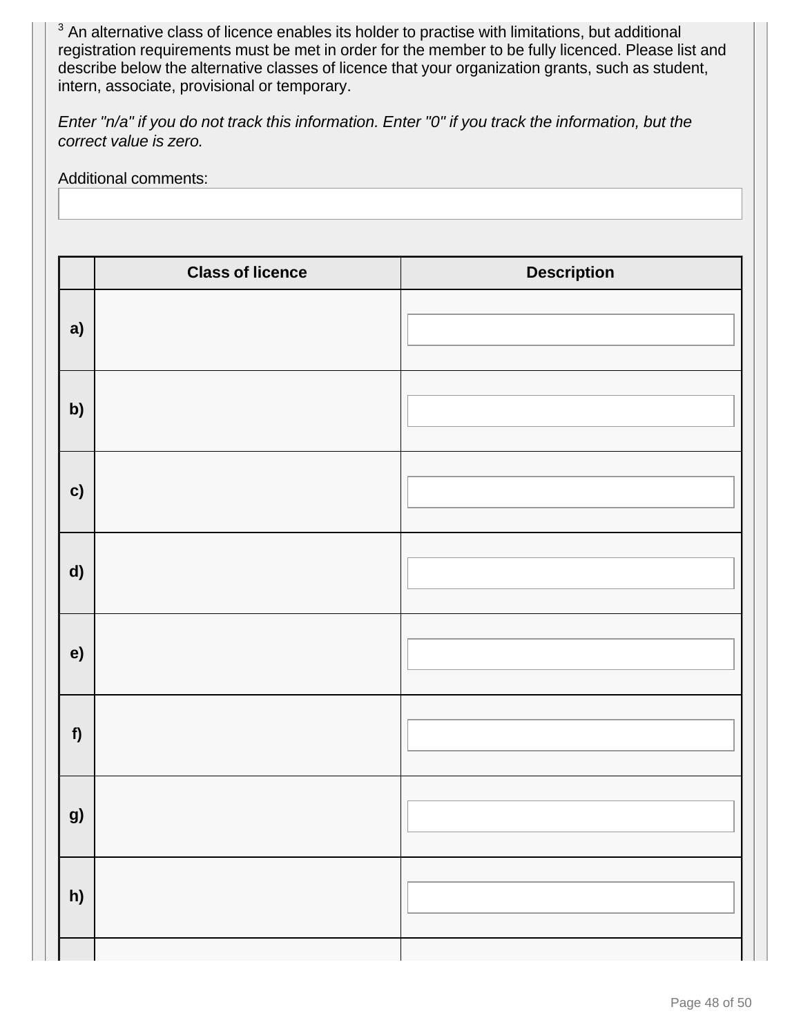[3] An alternative class of licence enables its holder to practise with limitations, but additional registration requirements must be met in order for the member to be fully licenced. Please list and describe below the alternative classes of licence that your organization grants, such as student, intern, associate, provisional or temporary.

*Enter "n/a" if you do not track this information. Enter "0" if you track the information, but the correct value is zero.*

Additional comments:

| | Class of licence | Description |
|---|---|---|
| a) | | |
| b) | | |
| c) | | |
| d) | | |
| e) | | |
| f) | | |
| g) | | |
| h) | | |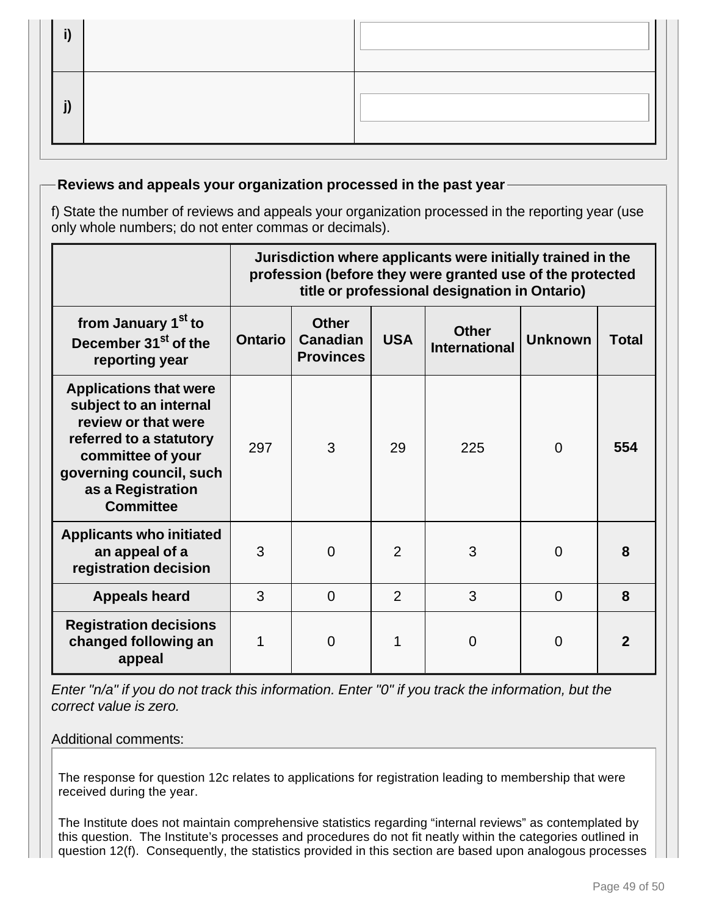| | | |
|---|---|---|
| i) | | |
| j) | | |

## Reviews and appeals your organization processed in the past year

f) State the number of reviews and appeals your organization processed in the reporting year (use only whole numbers; do not enter commas or decimals).

| | Jurisdiction where applicants were initially trained in the profession (before they were granted use of the protected title or professional designation in Ontario) | | | | | |
|---|---|---|---|---|---|---|
| **from January 1st to December 31st of the reporting year** | **Ontario** | **Other Canadian Provinces** | **USA** | **Other International** | **Unknown** | **Total** |
| **Applications that were subject to an internal review or that were referred to a statutory committee of your governing council, such as a Registration Committee** | 297 | 3 | 29 | 225 | 0 | **554** |
| **Applicants who initiated an appeal of a registration decision** | 3 | 0 | 2 | 3 | 0 | **8** |
| **Appeals heard** | 3 | 0 | 2 | 3 | 0 | **8** |
| **Registration decisions changed following an appeal** | 1 | 0 | 1 | 0 | 0 | **2** |

*Enter "n/a" if you do not track this information. Enter "0" if you track the information, but the correct value is zero.*

Additional comments:

The response for question 12c relates to applications for registration leading to membership that were received during the year.

The Institute does not maintain comprehensive statistics regarding “internal reviews” as contemplated by this question. The Institute’s processes and procedures do not fit neatly within the categories outlined in question 12(f). Consequently, the statistics provided in this section are based upon analogous processes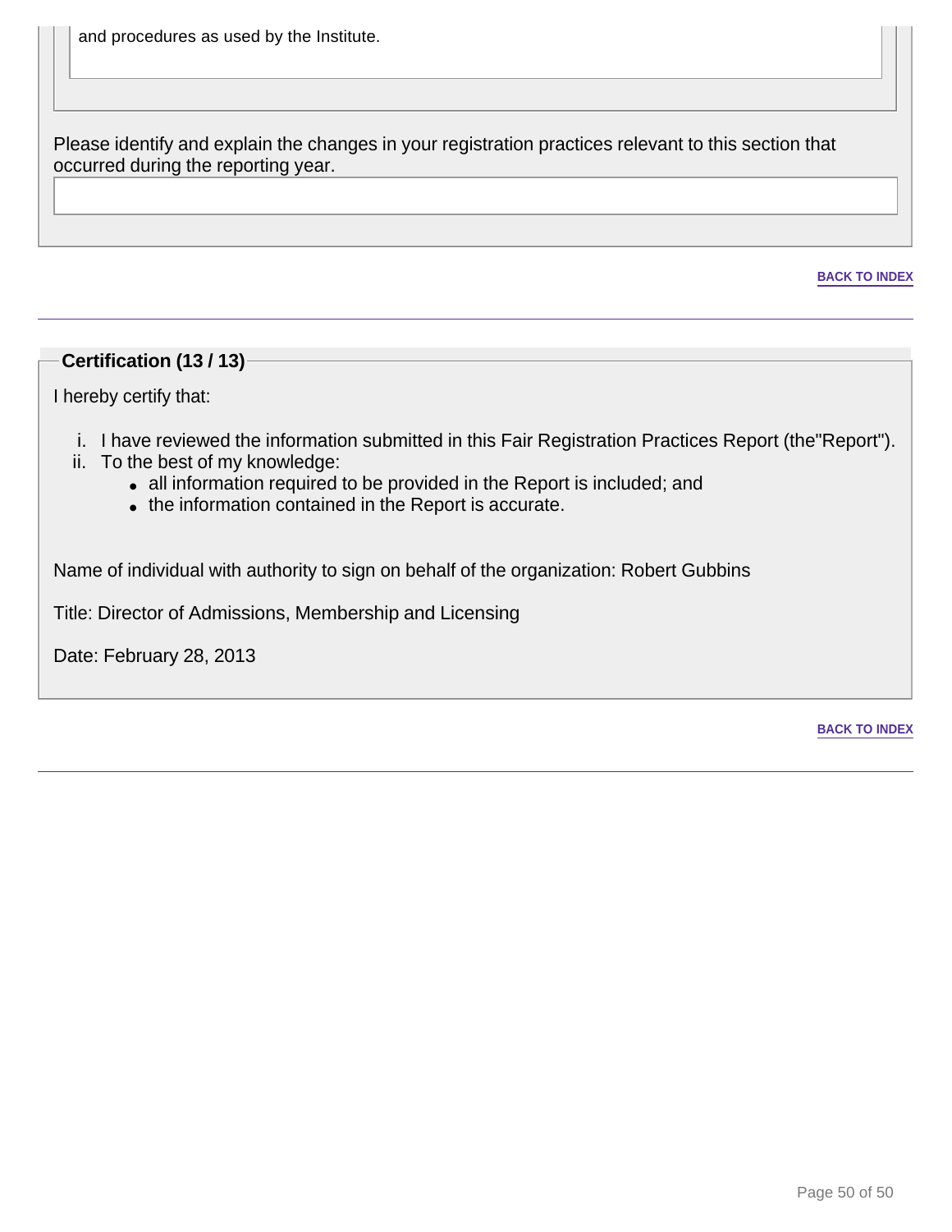and procedures as used by the Institute.

Please identify and explain the changes in your registration practices relevant to this section that occurred during the reporting year.

BACK TO INDEX

## Certification (13 / 13)

I hereby certify that:

i. I have reviewed the information submitted in this Fair Registration Practices Report (the"Report").
ii. To the best of my knowledge:
   - all information required to be provided in the Report is included; and
   - the information contained in the Report is accurate.

Name of individual with authority to sign on behalf of the organization: Robert Gubbins

Title: Director of Admissions, Membership and Licensing

Date: February 28, 2013

BACK TO INDEX